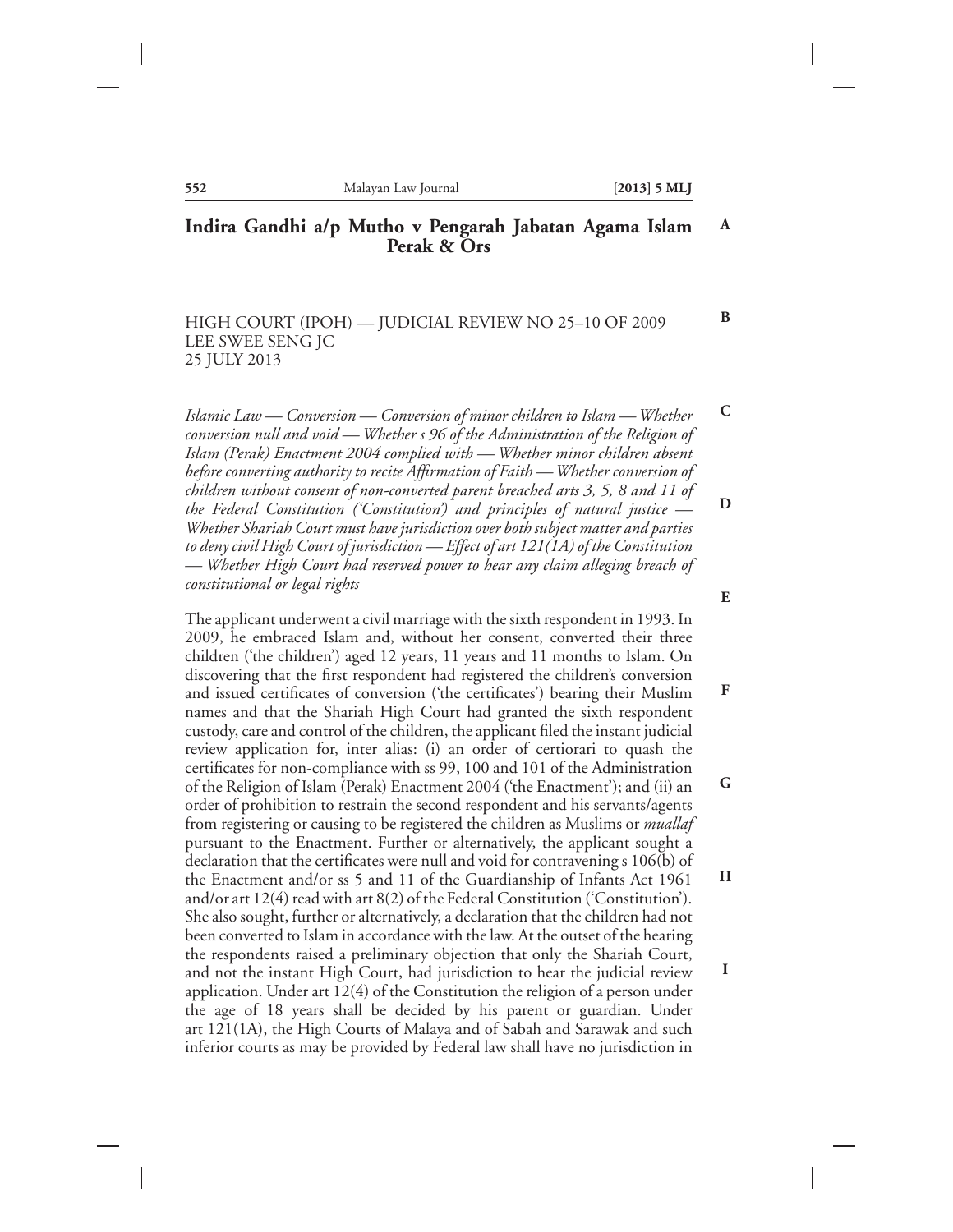# Indira Gandhi a/p Mutho v Pengarah Jabatan Agama Islam Perak & Ors

HIGH COURT (IPOH) — JUDICIAL REVIEW NO 25–10 OF 2009
LEE SWEE SENG JC
25 JULY 2013

*Islamic Law — Conversion — Conversion of minor children to Islam — Whether conversion null and void — Whether s 96 of the Administration of the Religion of Islam (Perak) Enactment 2004 complied with — Whether minor children absent before converting authority to recite Affirmation of Faith — Whether conversion of children without consent of non-converted parent breached arts 3, 5, 8 and 11 of the Federal Constitution ('Constitution') and principles of natural justice — Whether Shariah Court must have jurisdiction over both subject matter and parties to deny civil High Court of jurisdiction — Effect of art 121(1A) of the Constitution — Whether High Court had reserved power to hear any claim alleging breach of constitutional or legal rights*

The applicant underwent a civil marriage with the sixth respondent in 1993. In 2009, he embraced Islam and, without her consent, converted their three children ('the children') aged 12 years, 11 years and 11 months to Islam. On discovering that the first respondent had registered the children's conversion and issued certificates of conversion ('the certificates') bearing their Muslim names and that the Shariah High Court had granted the sixth respondent custody, care and control of the children, the applicant filed the instant judicial review application for, inter alias: (i) an order of certiorari to quash the certificates for non-compliance with ss 99, 100 and 101 of the Administration of the Religion of Islam (Perak) Enactment 2004 ('the Enactment'); and (ii) an order of prohibition to restrain the second respondent and his servants/agents from registering or causing to be registered the children as Muslims or *muallaf* pursuant to the Enactment. Further or alternatively, the applicant sought a declaration that the certificates were null and void for contravening s 106(b) of the Enactment and/or ss 5 and 11 of the Guardianship of Infants Act 1961 and/or art 12(4) read with art 8(2) of the Federal Constitution ('Constitution'). She also sought, further or alternatively, a declaration that the children had not been converted to Islam in accordance with the law. At the outset of the hearing the respondents raised a preliminary objection that only the Shariah Court, and not the instant High Court, had jurisdiction to hear the judicial review application. Under art 12(4) of the Constitution the religion of a person under the age of 18 years shall be decided by his parent or guardian. Under art 121(1A), the High Courts of Malaya and of Sabah and Sarawak and such inferior courts as may be provided by Federal law shall have no jurisdiction in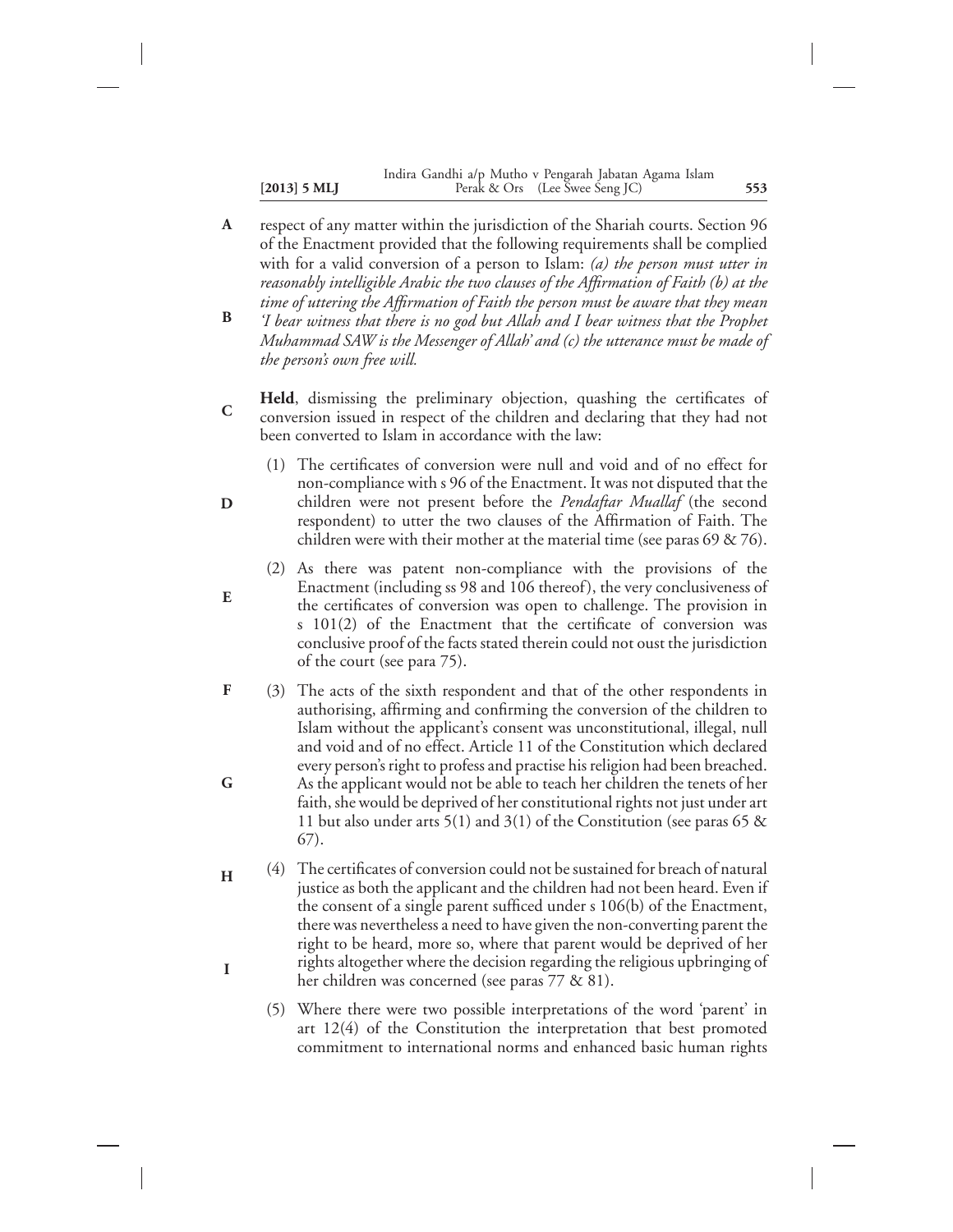respect of any matter within the jurisdiction of the Shariah courts. Section 96 of the Enactment provided that the following requirements shall be complied with for a valid conversion of a person to Islam: *(a) the person must utter in reasonably intelligible Arabic the two clauses of the Affirmation of Faith (b) at the time of uttering the Affirmation of Faith the person must be aware that they mean 'I bear witness that there is no god but Allah and I bear witness that the Prophet Muhammad SAW is the Messenger of Allah' and (c) the utterance must be made of the person's own free will.*

**Held**, dismissing the preliminary objection, quashing the certificates of conversion issued in respect of the children and declaring that they had not been converted to Islam in accordance with the law:

(1) The certificates of conversion were null and void and of no effect for non-compliance with s 96 of the Enactment. It was not disputed that the children were not present before the *Pendaftar Muallaf* (the second respondent) to utter the two clauses of the Affirmation of Faith. The children were with their mother at the material time (see paras 69 & 76).

(2) As there was patent non-compliance with the provisions of the Enactment (including ss 98 and 106 thereof), the very conclusiveness of the certificates of conversion was open to challenge. The provision in s 101(2) of the Enactment that the certificate of conversion was conclusive proof of the facts stated therein could not oust the jurisdiction of the court (see para 75).

(3) The acts of the sixth respondent and that of the other respondents in authorising, affirming and confirming the conversion of the children to Islam without the applicant's consent was unconstitutional, illegal, null and void and of no effect. Article 11 of the Constitution which declared every person's right to profess and practise his religion had been breached. As the applicant would not be able to teach her children the tenets of her faith, she would be deprived of her constitutional rights not just under art 11 but also under arts 5(1) and 3(1) of the Constitution (see paras 65 & 67).

(4) The certificates of conversion could not be sustained for breach of natural justice as both the applicant and the children had not been heard. Even if the consent of a single parent sufficed under s 106(b) of the Enactment, there was nevertheless a need to have given the non-converting parent the right to be heard, more so, where that parent would be deprived of her rights altogether where the decision regarding the religious upbringing of her children was concerned (see paras 77 & 81).

(5) Where there were two possible interpretations of the word 'parent' in art 12(4) of the Constitution the interpretation that best promoted commitment to international norms and enhanced basic human rights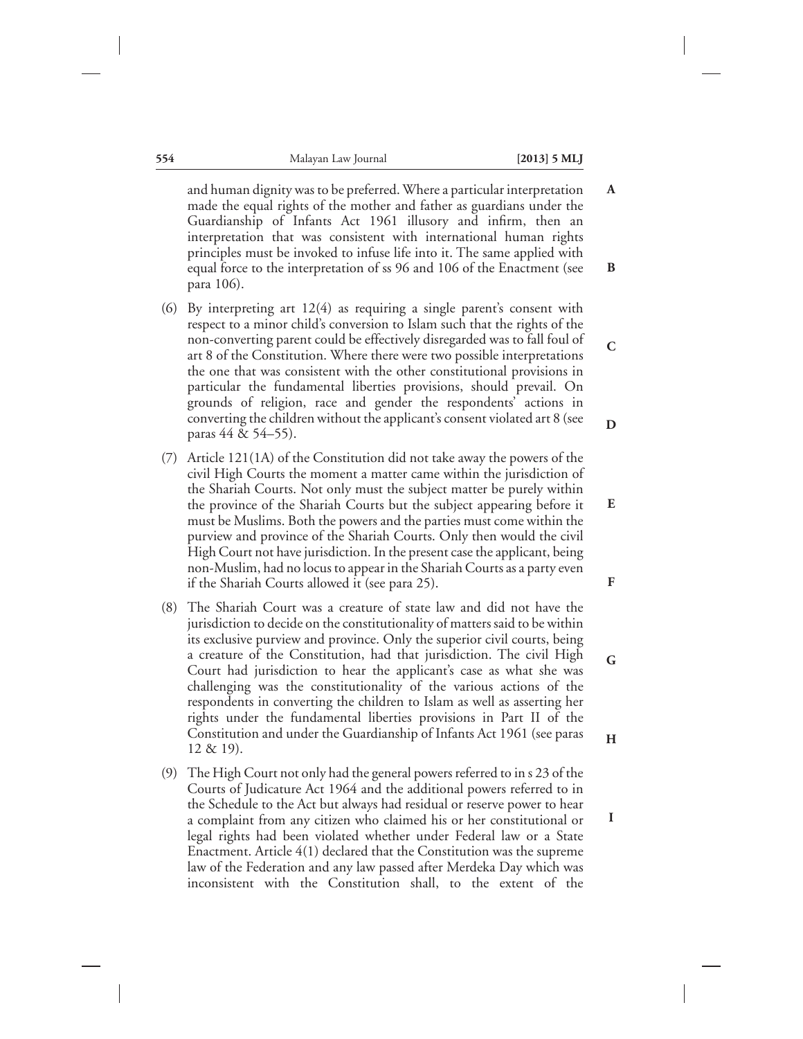and human dignity was to be preferred. Where a particular interpretation made the equal rights of the mother and father as guardians under the Guardianship of Infants Act 1961 illusory and infirm, then an interpretation that was consistent with international human rights principles must be invoked to infuse life into it. The same applied with equal force to the interpretation of ss 96 and 106 of the Enactment (see para 106).

(6) By interpreting art 12(4) as requiring a single parent's consent with respect to a minor child's conversion to Islam such that the rights of the non-converting parent could be effectively disregarded was to fall foul of art 8 of the Constitution. Where there were two possible interpretations the one that was consistent with the other constitutional provisions in particular the fundamental liberties provisions, should prevail. On grounds of religion, race and gender the respondents' actions in converting the children without the applicant's consent violated art 8 (see paras 44 & 54–55).

(7) Article 121(1A) of the Constitution did not take away the powers of the civil High Courts the moment a matter came within the jurisdiction of the Shariah Courts. Not only must the subject matter be purely within the province of the Shariah Courts but the subject appearing before it must be Muslims. Both the powers and the parties must come within the purview and province of the Shariah Courts. Only then would the civil High Court not have jurisdiction. In the present case the applicant, being non-Muslim, had no locus to appear in the Shariah Courts as a party even if the Shariah Courts allowed it (see para 25).

(8) The Shariah Court was a creature of state law and did not have the jurisdiction to decide on the constitutionality of matters said to be within its exclusive purview and province. Only the superior civil courts, being a creature of the Constitution, had that jurisdiction. The civil High Court had jurisdiction to hear the applicant's case as what she was challenging was the constitutionality of the various actions of the respondents in converting the children to Islam as well as asserting her rights under the fundamental liberties provisions in Part II of the Constitution and under the Guardianship of Infants Act 1961 (see paras 12 & 19).

(9) The High Court not only had the general powers referred to in s 23 of the Courts of Judicature Act 1964 and the additional powers referred to in the Schedule to the Act but always had residual or reserve power to hear a complaint from any citizen who claimed his or her constitutional or legal rights had been violated whether under Federal law or a State Enactment. Article 4(1) declared that the Constitution was the supreme law of the Federation and any law passed after Merdeka Day which was inconsistent with the Constitution shall, to the extent of the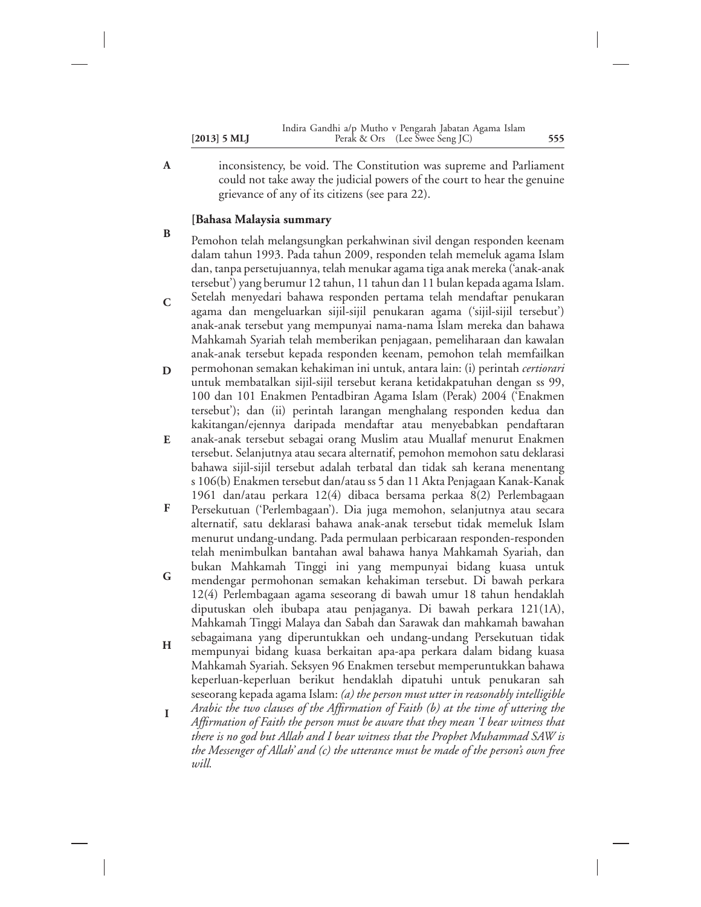inconsistency, be void. The Constitution was supreme and Parliament could not take away the judicial powers of the court to hear the genuine grievance of any of its citizens (see para 22).

**[Bahasa Malaysia summary**

Pemohon telah melangsungkan perkahwinan sivil dengan responden keenam dalam tahun 1993. Pada tahun 2009, responden telah memeluk agama Islam dan, tanpa persetujuannya, telah menukar agama tiga anak mereka ('anak-anak tersebut') yang berumur 12 tahun, 11 tahun dan 11 bulan kepada agama Islam. Setelah menyedari bahawa responden pertama telah mendaftar penukaran agama dan mengeluarkan sijil-sijil penukaran agama ('sijil-sijil tersebut') anak-anak tersebut yang mempunyai nama-nama Islam mereka dan bahawa Mahkamah Syariah telah memberikan penjagaan, pemeliharaan dan kawalan anak-anak tersebut kepada responden keenam, pemohon telah memfailkan permohonan semakan kehakiman ini untuk, antara lain: (i) perintah *certiorari* untuk membatalkan sijil-sijil tersebut kerana ketidakpatuhan dengan ss 99, 100 dan 101 Enakmen Pentadbiran Agama Islam (Perak) 2004 ('Enakmen tersebut'); dan (ii) perintah larangan menghalang responden kedua dan kakitangan/ejennya daripada mendaftar atau menyebabkan pendaftaran anak-anak tersebut sebagai orang Muslim atau Muallaf menurut Enakmen tersebut. Selanjutnya atau secara alternatif, pemohon memohon satu deklarasi bahawa sijil-sijil tersebut adalah terbatal dan tidak sah kerana menentang s 106(b) Enakmen tersebut dan/atau ss 5 dan 11 Akta Penjagaan Kanak-Kanak 1961 dan/atau perkara 12(4) dibaca bersama perkaa 8(2) Perlembagaan Persekutuan ('Perlembagaan'). Dia juga memohon, selanjutnya atau secara alternatif, satu deklarasi bahawa anak-anak tersebut tidak memeluk Islam menurut undang-undang. Pada permulaan perbicaraan responden-responden telah menimbulkan bantahan awal bahawa hanya Mahkamah Syariah, dan bukan Mahkamah Tinggi ini yang mempunyai bidang kuasa untuk mendengar permohonan semakan kehakiman tersebut. Di bawah perkara 12(4) Perlembagaan agama seseorang di bawah umur 18 tahun hendaklah diputuskan oleh ibubapa atau penjaganya. Di bawah perkara 121(1A), Mahkamah Tinggi Malaya dan Sabah dan Sarawak dan mahkamah bawahan sebagaimana yang diperuntukkan oeh undang-undang Persekutuan tidak mempunyai bidang kuasa berkaitan apa-apa perkara dalam bidang kuasa Mahkamah Syariah. Seksyen 96 Enakmen tersebut memperuntukkan bahawa keperluan-keperluan berikut hendaklah dipatuhi untuk penukaran sah seseorang kepada agama Islam: *(a) the person must utter in reasonably intelligible Arabic the two clauses of the Affirmation of Faith (b) at the time of uttering the Affirmation of Faith the person must be aware that they mean 'I bear witness that there is no god but Allah and I bear witness that the Prophet Muhammad SAW is the Messenger of Allah' and (c) the utterance must be made of the person's own free will.*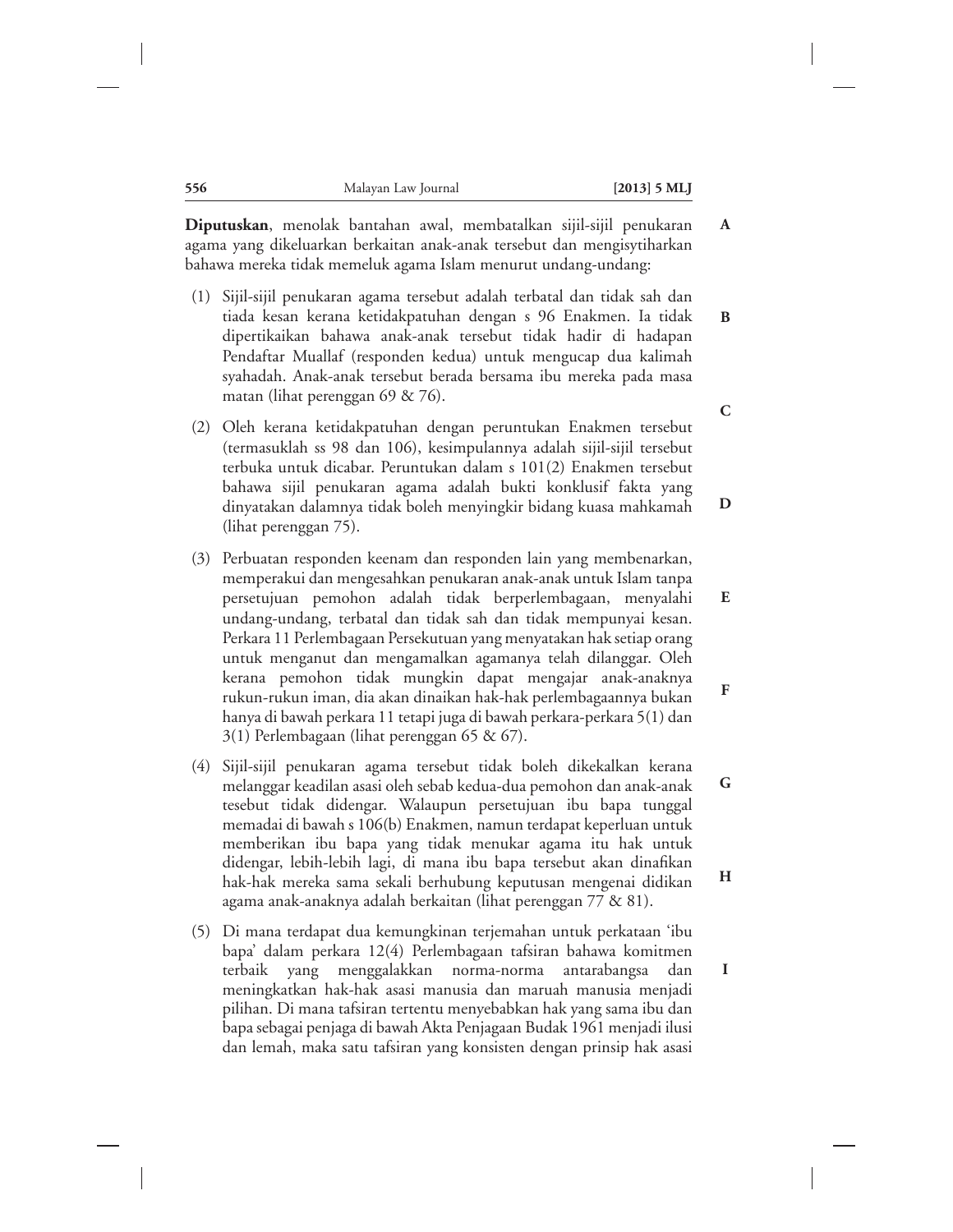**Diputuskan**, menolak bantahan awal, membatalkan sijil-sijil penukaran agama yang dikeluarkan berkaitan anak-anak tersebut dan mengisytiharkan bahawa mereka tidak memeluk agama Islam menurut undang-undang:

(1) Sijil-sijil penukaran agama tersebut adalah terbatal dan tidak sah dan tiada kesan kerana ketidakpatuhan dengan s 96 Enakmen. Ia tidak dipertikaikan bahawa anak-anak tersebut tidak hadir di hadapan Pendaftar Muallaf (responden kedua) untuk mengucap dua kalimah syahadah. Anak-anak tersebut berada bersama ibu mereka pada masa matan (lihat perenggan 69 & 76).

(2) Oleh kerana ketidakpatuhan dengan peruntukan Enakmen tersebut (termasuklah ss 98 dan 106), kesimpulannya adalah sijil-sijil tersebut terbuka untuk dicabar. Peruntukan dalam s 101(2) Enakmen tersebut bahawa sijil penukaran agama adalah bukti konklusif fakta yang dinyatakan dalamnya tidak boleh menyingkir bidang kuasa mahkamah (lihat perenggan 75).

(3) Perbuatan responden keenam dan responden lain yang membenarkan, memperakui dan mengesahkan penukaran anak-anak untuk Islam tanpa persetujuan pemohon adalah tidak berperlembagaan, menyalahi undang-undang, terbatal dan tidak sah dan tidak mempunyai kesan. Perkara 11 Perlembagaan Persekutuan yang menyatakan hak setiap orang untuk menganut dan mengamalkan agamanya telah dilanggar. Oleh kerana pemohon tidak mungkin dapat mengajar anak-anaknya rukun-rukun iman, dia akan dinaikan hak-hak perlembagaannya bukan hanya di bawah perkara 11 tetapi juga di bawah perkara-perkara 5(1) dan 3(1) Perlembagaan (lihat perenggan 65 & 67).

(4) Sijil-sijil penukaran agama tersebut tidak boleh dikekalkan kerana melanggar keadilan asasi oleh sebab kedua-dua pemohon dan anak-anak tesebut tidak didengar. Walaupun persetujuan ibu bapa tunggal memadai di bawah s 106(b) Enakmen, namun terdapat keperluan untuk memberikan ibu bapa yang tidak menukar agama itu hak untuk didengar, lebih-lebih lagi, di mana ibu bapa tersebut akan dinafikan hak-hak mereka sama sekali berhubung keputusan mengenai didikan agama anak-anaknya adalah berkaitan (lihat perenggan 77 & 81).

(5) Di mana terdapat dua kemungkinan terjemahan untuk perkataan 'ibu bapa' dalam perkara 12(4) Perlembagaan tafsiran bahawa komitmen terbaik yang menggalakkan norma-norma antarabangsa dan meningkatkan hak-hak asasi manusia dan maruah manusia menjadi pilihan. Di mana tafsiran tertentu menyebabkan hak yang sama ibu dan bapa sebagai penjaga di bawah Akta Penjagaan Budak 1961 menjadi ilusi dan lemah, maka satu tafsiran yang konsisten dengan prinsip hak asasi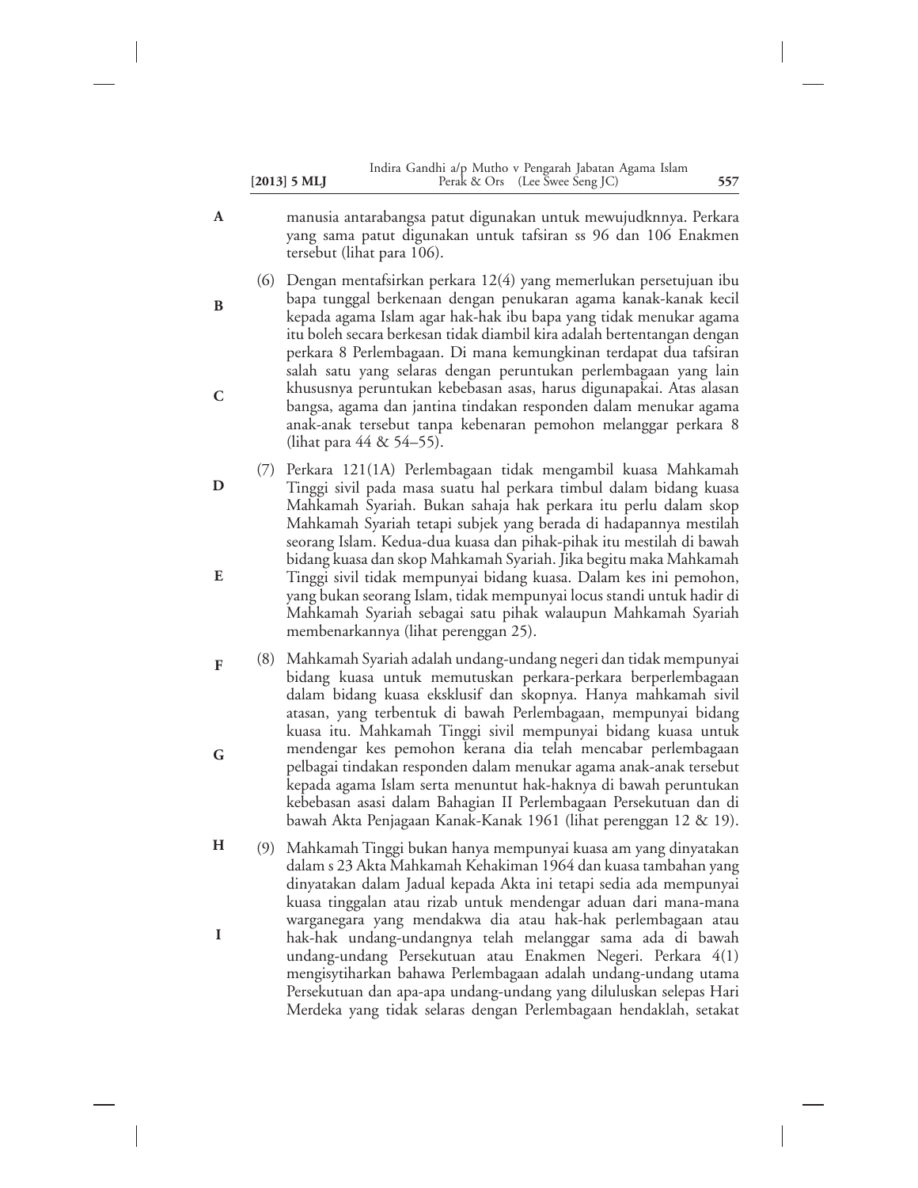manusia antarabangsa patut digunakan untuk mewujudknnya. Perkara yang sama patut digunakan untuk tafsiran ss 96 dan 106 Enakmen tersebut (lihat para 106).

(6) Dengan mentafsirkan perkara 12(4) yang memerlukan persetujuan ibu bapa tunggal berkenaan dengan penukaran agama kanak-kanak kecil kepada agama Islam agar hak-hak ibu bapa yang tidak menukar agama itu boleh secara berkesan tidak diambil kira adalah bertentangan dengan perkara 8 Perlembagaan. Di mana kemungkinan terdapat dua tafsiran salah satu yang selaras dengan peruntukan perlembagaan yang lain khususnya peruntukan kebebasan asas, harus digunapakai. Atas alasan bangsa, agama dan jantina tindakan responden dalam menukar agama anak-anak tersebut tanpa kebenaran pemohon melanggar perkara 8 (lihat para 44 & 54–55).

(7) Perkara 121(1A) Perlembagaan tidak mengambil kuasa Mahkamah Tinggi sivil pada masa suatu hal perkara timbul dalam bidang kuasa Mahkamah Syariah. Bukan sahaja hak perkara itu perlu dalam skop Mahkamah Syariah tetapi subjek yang berada di hadapannya mestilah seorang Islam. Kedua-dua kuasa dan pihak-pihak itu mestilah di bawah bidang kuasa dan skop Mahkamah Syariah. Jika begitu maka Mahkamah Tinggi sivil tidak mempunyai bidang kuasa. Dalam kes ini pemohon, yang bukan seorang Islam, tidak mempunyai locus standi untuk hadir di Mahkamah Syariah sebagai satu pihak walaupun Mahkamah Syariah membenarkannya (lihat perenggan 25).

(8) Mahkamah Syariah adalah undang-undang negeri dan tidak mempunyai bidang kuasa untuk memutuskan perkara-perkara berperlembagaan dalam bidang kuasa eksklusif dan skopnya. Hanya mahkamah sivil atasan, yang terbentuk di bawah Perlembagaan, mempunyai bidang kuasa itu. Mahkamah Tinggi sivil mempunyai bidang kuasa untuk mendengar kes pemohon kerana dia telah mencabar perlembagaan pelbagai tindakan responden dalam menukar agama anak-anak tersebut kepada agama Islam serta menuntut hak-haknya di bawah peruntukan kebebasan asasi dalam Bahagian II Perlembagaan Persekutuan dan di bawah Akta Penjagaan Kanak-Kanak 1961 (lihat perenggan 12 & 19).

(9) Mahkamah Tinggi bukan hanya mempunyai kuasa am yang dinyatakan dalam s 23 Akta Mahkamah Kehakiman 1964 dan kuasa tambahan yang dinyatakan dalam Jadual kepada Akta ini tetapi sedia ada mempunyai kuasa tinggalan atau rizab untuk mendengar aduan dari mana-mana warganegara yang mendakwa dia atau hak-hak perlembagaan atau hak-hak undang-undangnya telah melanggar sama ada di bawah undang-undang Persekutuan atau Enakmen Negeri. Perkara 4(1) mengisytiharkan bahawa Perlembagaan adalah undang-undang utama Persekutuan dan apa-apa undang-undang yang diluluskan selepas Hari Merdeka yang tidak selaras dengan Perlembagaan hendaklah, setakat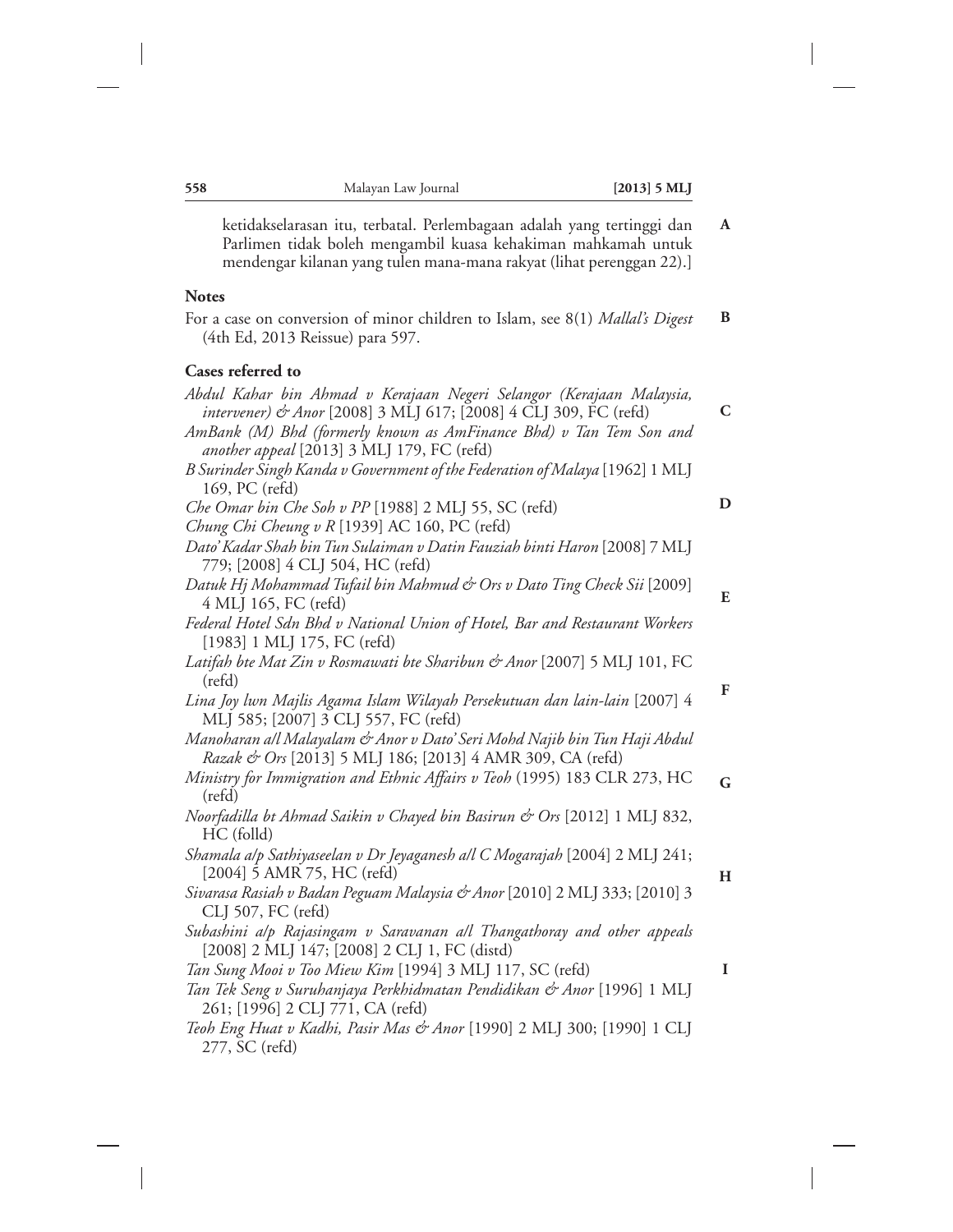ketidakselarasan itu, terbatal. Perlembagaan adalah yang tertinggi dan Parlimen tidak boleh mengambil kuasa kehakiman mahkamah untuk mendengar kilanan yang tulen mana-mana rakyat (lihat perenggan 22).]

## Notes

For a case on conversion of minor children to Islam, see 8(1) *Mallal's Digest* (4th Ed, 2013 Reissue) para 597.

## Cases referred to

*Abdul Kahar bin Ahmad v Kerajaan Negeri Selangor (Kerajaan Malaysia, intervener) & Anor* [2008] 3 MLJ 617; [2008] 4 CLJ 309, FC (refd)

*AmBank (M) Bhd (formerly known as AmFinance Bhd) v Tan Tem Son and another appeal* [2013] 3 MLJ 179, FC (refd)

*B Surinder Singh Kanda v Government of the Federation of Malaya* [1962] 1 MLJ 169, PC (refd)

*Che Omar bin Che Soh v PP* [1988] 2 MLJ 55, SC (refd)

*Chung Chi Cheung v R* [1939] AC 160, PC (refd)

*Dato' Kadar Shah bin Tun Sulaiman v Datin Fauziah binti Haron* [2008] 7 MLJ 779; [2008] 4 CLJ 504, HC (refd)

*Datuk Hj Mohammad Tufail bin Mahmud & Ors v Dato Ting Check Sii* [2009] 4 MLJ 165, FC (refd)

*Federal Hotel Sdn Bhd v National Union of Hotel, Bar and Restaurant Workers* [1983] 1 MLJ 175, FC (refd)

*Latifah bte Mat Zin v Rosmawati bte Sharibun & Anor* [2007] 5 MLJ 101, FC (refd)

*Lina Joy lwn Majlis Agama Islam Wilayah Persekutuan dan lain-lain* [2007] 4 MLJ 585; [2007] 3 CLJ 557, FC (refd)

*Manoharan a/l Malayalam & Anor v Dato' Seri Mohd Najib bin Tun Haji Abdul Razak & Ors* [2013] 5 MLJ 186; [2013] 4 AMR 309, CA (refd)

*Ministry for Immigration and Ethnic Affairs v Teoh* (1995) 183 CLR 273, HC (refd)

*Noorfadilla bt Ahmad Saikin v Chayed bin Basirun & Ors* [2012] 1 MLJ 832, HC (folld)

*Shamala a/p Sathiyaseelan v Dr Jeyaganesh a/l C Mogarajah* [2004] 2 MLJ 241; [2004] 5 AMR 75, HC (refd)

*Sivarasa Rasiah v Badan Peguam Malaysia & Anor* [2010] 2 MLJ 333; [2010] 3 CLJ 507, FC (refd)

*Subashini a/p Rajasingam v Saravanan a/l Thangathoray and other appeals* [2008] 2 MLJ 147; [2008] 2 CLJ 1, FC (distd)

*Tan Sung Mooi v Too Miew Kim* [1994] 3 MLJ 117, SC (refd)

*Tan Tek Seng v Suruhanjaya Perkhidmatan Pendidikan & Anor* [1996] 1 MLJ 261; [1996] 2 CLJ 771, CA (refd)

*Teoh Eng Huat v Kadhi, Pasir Mas & Anor* [1990] 2 MLJ 300; [1990] 1 CLJ 277, SC (refd)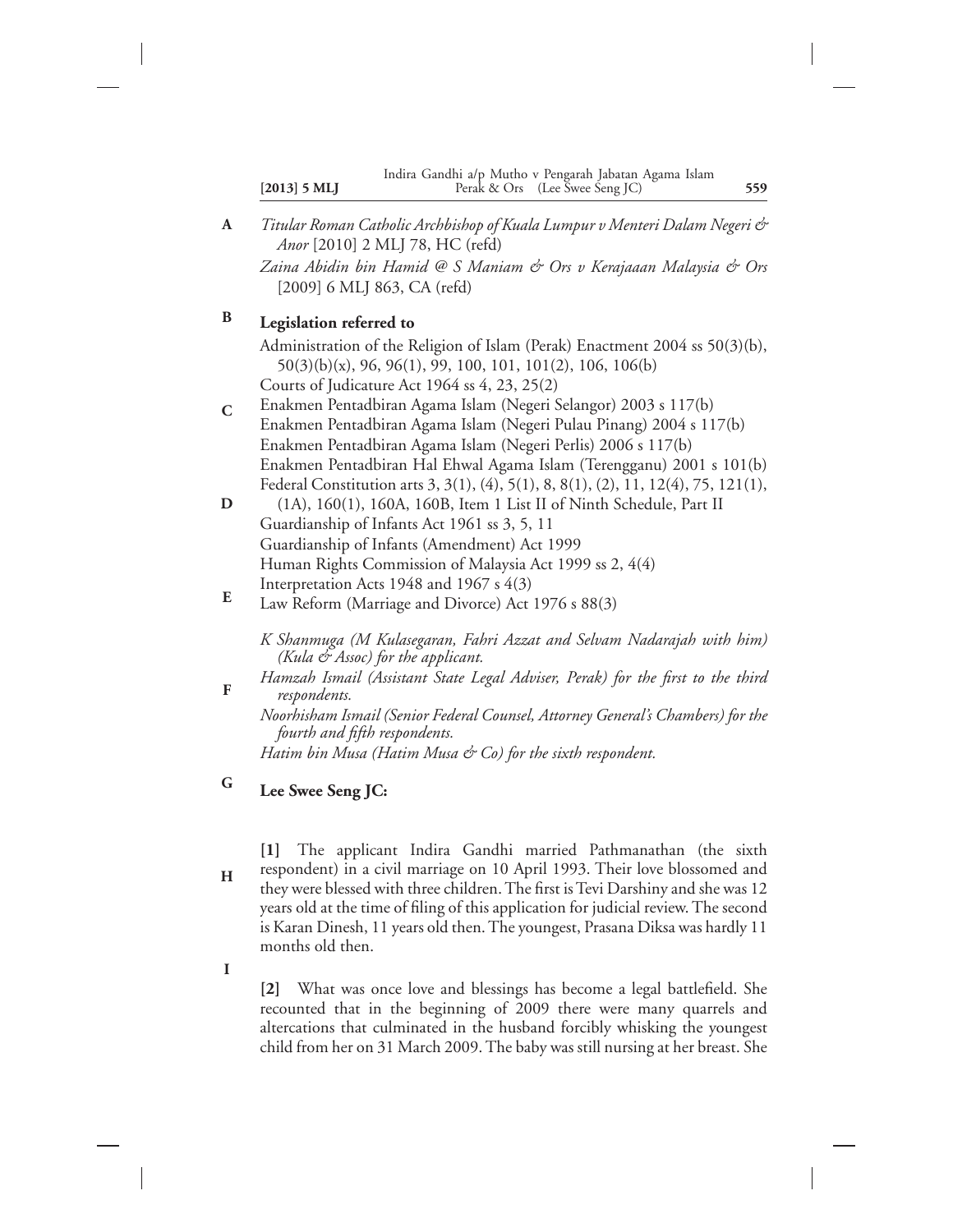*Titular Roman Catholic Archbishop of Kuala Lumpur v Menteri Dalam Negeri & Anor* [2010] 2 MLJ 78, HC (refd)

*Zaina Abidin bin Hamid @ S Maniam & Ors v Kerajaaan Malaysia & Ors* [2009] 6 MLJ 863, CA (refd)

**Legislation referred to**

Administration of the Religion of Islam (Perak) Enactment 2004 ss 50(3)(b), 50(3)(b)(x), 96, 96(1), 99, 100, 101, 101(2), 106, 106(b)

Courts of Judicature Act 1964 ss 4, 23, 25(2)

Enakmen Pentadbiran Agama Islam (Negeri Selangor) 2003 s 117(b)

Enakmen Pentadbiran Agama Islam (Negeri Pulau Pinang) 2004 s 117(b)

Enakmen Pentadbiran Agama Islam (Negeri Perlis) 2006 s 117(b)

Enakmen Pentadbiran Hal Ehwal Agama Islam (Terengganu) 2001 s 101(b)

Federal Constitution arts 3, 3(1), (4), 5(1), 8, 8(1), (2), 11, 12(4), 75, 121(1), (1A), 160(1), 160A, 160B, Item 1 List II of Ninth Schedule, Part II

Guardianship of Infants Act 1961 ss 3, 5, 11

Guardianship of Infants (Amendment) Act 1999

Human Rights Commission of Malaysia Act 1999 ss 2, 4(4)

Interpretation Acts 1948 and 1967 s 4(3)

Law Reform (Marriage and Divorce) Act 1976 s 88(3)

*K Shanmuga (M Kulasegaran, Fahri Azzat and Selvam Nadarajah with him) (Kula & Assoc) for the applicant.*

*Hamzah Ismail (Assistant State Legal Adviser, Perak) for the first to the third respondents.*

*Noorhisham Ismail (Senior Federal Counsel, Attorney General's Chambers) for the fourth and fifth respondents.*

*Hatim bin Musa (Hatim Musa & Co) for the sixth respondent.*

**Lee Swee Seng JC:**

**[1]** The applicant Indira Gandhi married Pathmanathan (the sixth respondent) in a civil marriage on 10 April 1993. Their love blossomed and they were blessed with three children. The first is Tevi Darshiny and she was 12 years old at the time of filing of this application for judicial review. The second is Karan Dinesh, 11 years old then. The youngest, Prasana Diksa was hardly 11 months old then.

**[2]** What was once love and blessings has become a legal battlefield. She recounted that in the beginning of 2009 there were many quarrels and altercations that culminated in the husband forcibly whisking the youngest child from her on 31 March 2009. The baby was still nursing at her breast. She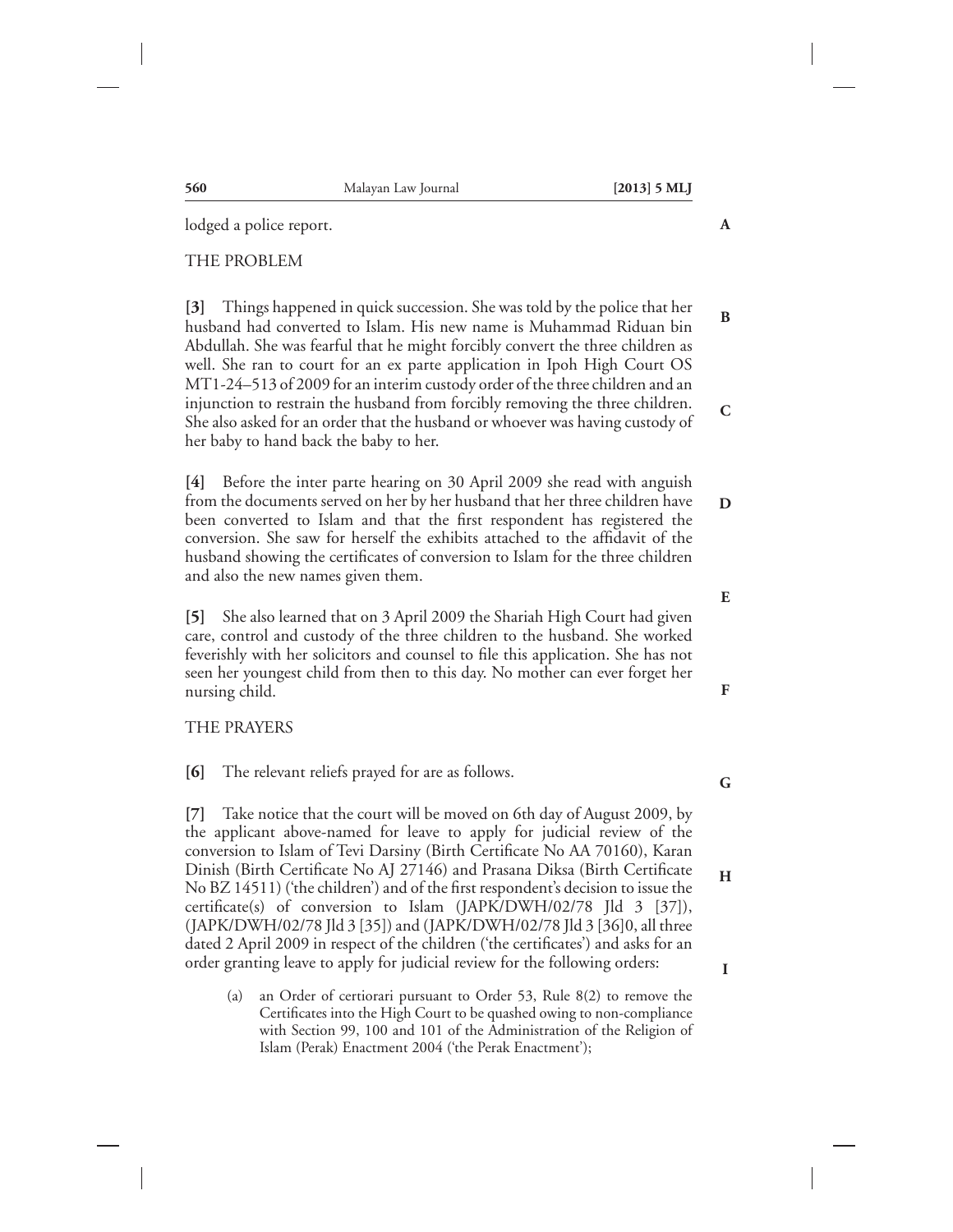lodged a police report.

THE PROBLEM

**[3]** Things happened in quick succession. She was told by the police that her husband had converted to Islam. His new name is Muhammad Riduan bin Abdullah. She was fearful that he might forcibly convert the three children as well. She ran to court for an ex parte application in Ipoh High Court OS MT1-24–513 of 2009 for an interim custody order of the three children and an injunction to restrain the husband from forcibly removing the three children. She also asked for an order that the husband or whoever was having custody of her baby to hand back the baby to her.

**[4]** Before the inter parte hearing on 30 April 2009 she read with anguish from the documents served on her by her husband that her three children have been converted to Islam and that the first respondent has registered the conversion. She saw for herself the exhibits attached to the affidavit of the husband showing the certificates of conversion to Islam for the three children and also the new names given them.

**[5]** She also learned that on 3 April 2009 the Shariah High Court had given care, control and custody of the three children to the husband. She worked feverishly with her solicitors and counsel to file this application. She has not seen her youngest child from then to this day. No mother can ever forget her nursing child.

THE PRAYERS

**[6]** The relevant reliefs prayed for are as follows.

**[7]** Take notice that the court will be moved on 6th day of August 2009, by the applicant above-named for leave to apply for judicial review of the conversion to Islam of Tevi Darsiny (Birth Certificate No AA 70160), Karan Dinish (Birth Certificate No AJ 27146) and Prasana Diksa (Birth Certificate No BZ 14511) ('the children') and of the first respondent's decision to issue the certificate(s) of conversion to Islam (JAPK/DWH/02/78 Jld 3 [37]), (JAPK/DWH/02/78 Jld 3 [35]) and (JAPK/DWH/02/78 Jld 3 [36]0, all three dated 2 April 2009 in respect of the children ('the certificates') and asks for an order granting leave to apply for judicial review for the following orders:

(a) an Order of certiorari pursuant to Order 53, Rule 8(2) to remove the Certificates into the High Court to be quashed owing to non-compliance with Section 99, 100 and 101 of the Administration of the Religion of Islam (Perak) Enactment 2004 ('the Perak Enactment');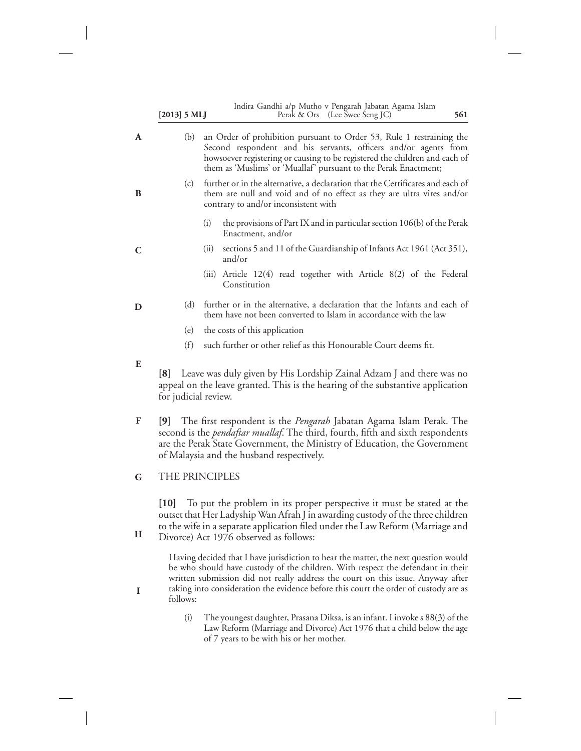(b) an Order of prohibition pursuant to Order 53, Rule 1 restraining the Second respondent and his servants, officers and/or agents from howsoever registering or causing to be registered the children and each of them as 'Muslims' or 'Muallaf' pursuant to the Perak Enactment;

(c) further or in the alternative, a declaration that the Certificates and each of them are null and void and of no effect as they are ultra vires and/or contrary to and/or inconsistent with

(i) the provisions of Part IX and in particular section 106(b) of the Perak Enactment, and/or

(ii) sections 5 and 11 of the Guardianship of Infants Act 1961 (Act 351), and/or

(iii) Article 12(4) read together with Article 8(2) of the Federal Constitution

(d) further or in the alternative, a declaration that the Infants and each of them have not been converted to Islam in accordance with the law

(e) the costs of this application

(f) such further or other relief as this Honourable Court deems fit.

**[8]** Leave was duly given by His Lordship Zainal Adzam J and there was no appeal on the leave granted. This is the hearing of the substantive application for judicial review.

**[9]** The first respondent is the *Pengarah* Jabatan Agama Islam Perak. The second is the *pendaftar muallaf*. The third, fourth, fifth and sixth respondents are the Perak State Government, the Ministry of Education, the Government of Malaysia and the husband respectively.

## THE PRINCIPLES

**[10]** To put the problem in its proper perspective it must be stated at the outset that Her Ladyship Wan Afrah J in awarding custody of the three children to the wife in a separate application filed under the Law Reform (Marriage and Divorce) Act 1976 observed as follows:

> Having decided that I have jurisdiction to hear the matter, the next question would be who should have custody of the children. With respect the defendant in their written submission did not really address the court on this issue. Anyway after taking into consideration the evidence before this court the order of custody are as follows:
>
> (i) The youngest daughter, Prasana Diksa, is an infant. I invoke s 88(3) of the Law Reform (Marriage and Divorce) Act 1976 that a child below the age of 7 years to be with his or her mother.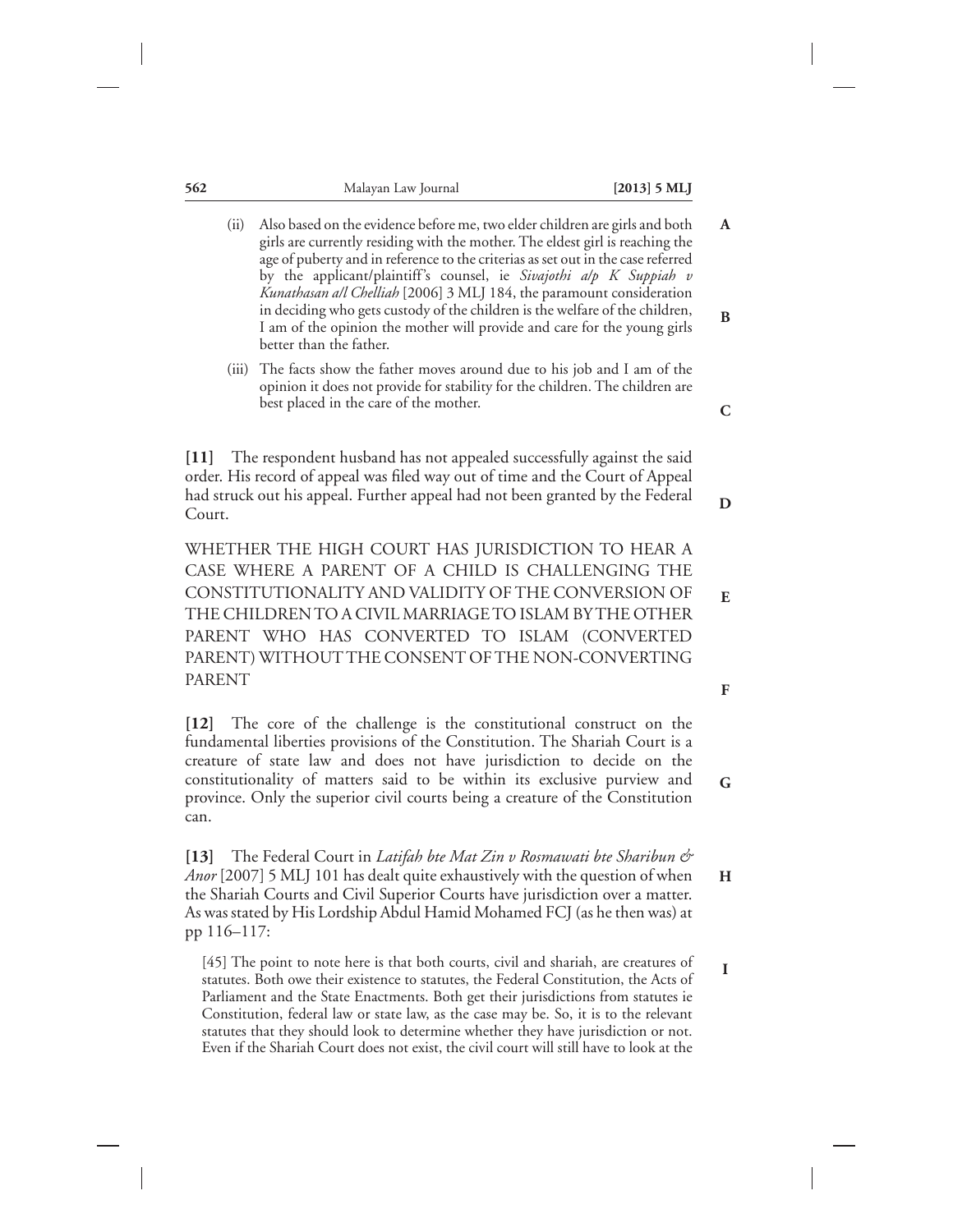(ii) Also based on the evidence before me, two elder children are girls and both girls are currently residing with the mother. The eldest girl is reaching the age of puberty and in reference to the criterias as set out in the case referred by the applicant/plaintiff's counsel, ie *Sivajothi a/p K Suppiah v Kunathasan a/l Chelliah* [2006] 3 MLJ 184, the paramount consideration in deciding who gets custody of the children is the welfare of the children, I am of the opinion the mother will provide and care for the young girls better than the father.

(iii) The facts show the father moves around due to his job and I am of the opinion it does not provide for stability for the children. The children are best placed in the care of the mother.

**[11]** The respondent husband has not appealed successfully against the said order. His record of appeal was filed way out of time and the Court of Appeal had struck out his appeal. Further appeal had not been granted by the Federal Court.

WHETHER THE HIGH COURT HAS JURISDICTION TO HEAR A CASE WHERE A PARENT OF A CHILD IS CHALLENGING THE CONSTITUTIONALITY AND VALIDITY OF THE CONVERSION OF THE CHILDREN TO A CIVIL MARRIAGE TO ISLAM BY THE OTHER PARENT WHO HAS CONVERTED TO ISLAM (CONVERTED PARENT) WITHOUT THE CONSENT OF THE NON-CONVERTING PARENT

**[12]** The core of the challenge is the constitutional construct on the fundamental liberties provisions of the Constitution. The Shariah Court is a creature of state law and does not have jurisdiction to decide on the constitutionality of matters said to be within its exclusive purview and province. Only the superior civil courts being a creature of the Constitution can.

**[13]** The Federal Court in *Latifah bte Mat Zin v Rosmawati bte Sharibun & Anor* [2007] 5 MLJ 101 has dealt quite exhaustively with the question of when the Shariah Courts and Civil Superior Courts have jurisdiction over a matter. As was stated by His Lordship Abdul Hamid Mohamed FCJ (as he then was) at pp 116–117:

> [45] The point to note here is that both courts, civil and shariah, are creatures of statutes. Both owe their existence to statutes, the Federal Constitution, the Acts of Parliament and the State Enactments. Both get their jurisdictions from statutes ie Constitution, federal law or state law, as the case may be. So, it is to the relevant statutes that they should look to determine whether they have jurisdiction or not. Even if the Shariah Court does not exist, the civil court will still have to look at the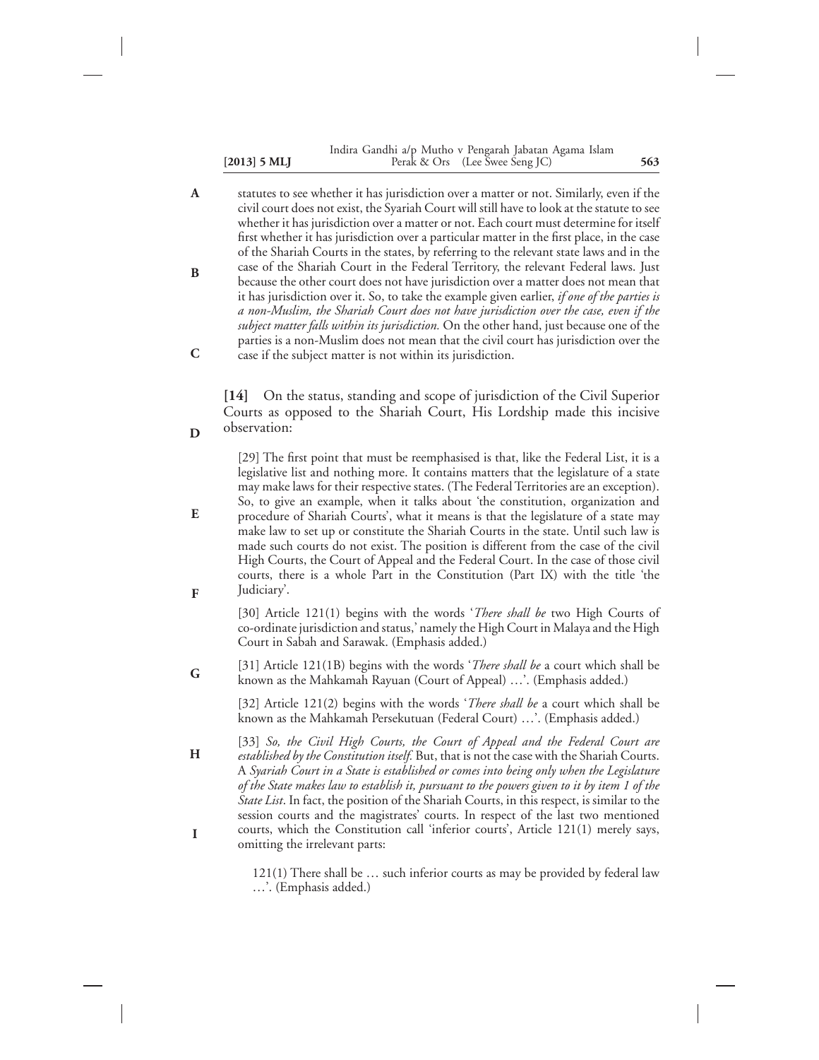statutes to see whether it has jurisdiction over a matter or not. Similarly, even if the civil court does not exist, the Syariah Court will still have to look at the statute to see whether it has jurisdiction over a matter or not. Each court must determine for itself first whether it has jurisdiction over a particular matter in the first place, in the case of the Shariah Courts in the states, by referring to the relevant state laws and in the case of the Shariah Court in the Federal Territory, the relevant Federal laws. Just because the other court does not have jurisdiction over a matter does not mean that it has jurisdiction over it. So, to take the example given earlier, *if one of the parties is a non-Muslim, the Shariah Court does not have jurisdiction over the case, even if the subject matter falls within its jurisdiction.* On the other hand, just because one of the parties is a non-Muslim does not mean that the civil court has jurisdiction over the case if the subject matter is not within its jurisdiction.

**[14]** On the status, standing and scope of jurisdiction of the Civil Superior Courts as opposed to the Shariah Court, His Lordship made this incisive observation:

> [29] The first point that must be reemphasised is that, like the Federal List, it is a legislative list and nothing more. It contains matters that the legislature of a state may make laws for their respective states. (The Federal Territories are an exception). So, to give an example, when it talks about 'the constitution, organization and procedure of Shariah Courts', what it means is that the legislature of a state may make law to set up or constitute the Shariah Courts in the state. Until such law is made such courts do not exist. The position is different from the case of the civil High Courts, the Court of Appeal and the Federal Court. In the case of those civil courts, there is a whole Part in the Constitution (Part IX) with the title 'the Judiciary'.
>
> [30] Article 121(1) begins with the words '*There shall be* two High Courts of co-ordinate jurisdiction and status,' namely the High Court in Malaya and the High Court in Sabah and Sarawak. (Emphasis added.)
>
> [31] Article 121(1B) begins with the words '*There shall be* a court which shall be known as the Mahkamah Rayuan (Court of Appeal) …'. (Emphasis added.)
>
> [32] Article 121(2) begins with the words '*There shall be* a court which shall be known as the Mahkamah Persekutuan (Federal Court) …'. (Emphasis added.)
>
> [33] *So, the Civil High Courts, the Court of Appeal and the Federal Court are established by the Constitution itself.* But, that is not the case with the Shariah Courts. A *Syariah Court in a State is established or comes into being only when the Legislature of the State makes law to establish it, pursuant to the powers given to it by item 1 of the State List*. In fact, the position of the Shariah Courts, in this respect, is similar to the session courts and the magistrates' courts. In respect of the last two mentioned courts, which the Constitution call 'inferior courts', Article 121(1) merely says, omitting the irrelevant parts:
>
> > 121(1) There shall be … such inferior courts as may be provided by federal law …'. (Emphasis added.)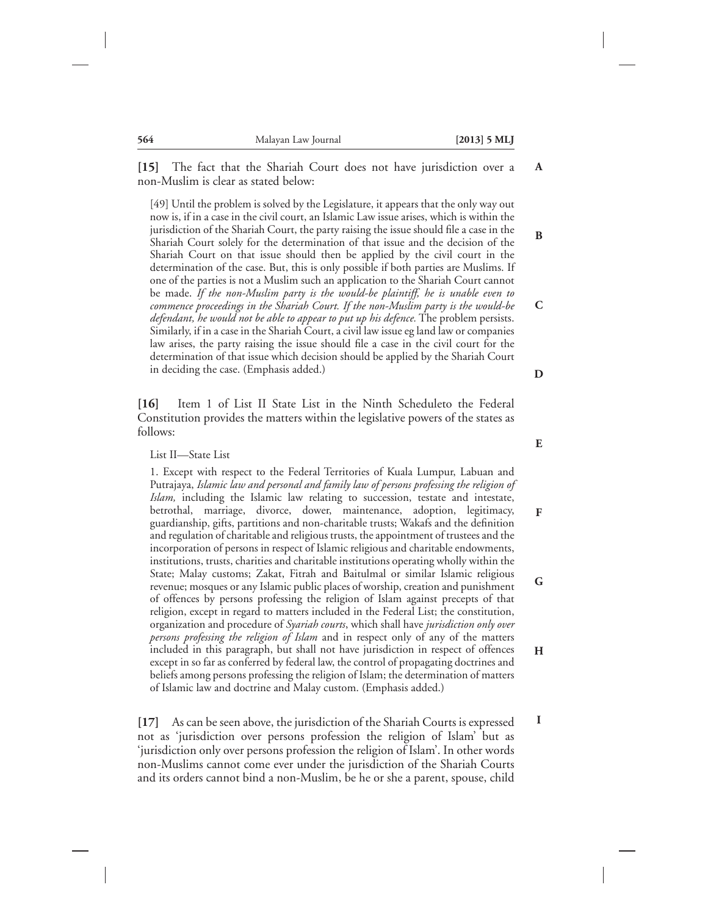**[15]** The fact that the Shariah Court does not have jurisdiction over a non-Muslim is clear as stated below:

> [49] Until the problem is solved by the Legislature, it appears that the only way out now is, if in a case in the civil court, an Islamic Law issue arises, which is within the jurisdiction of the Shariah Court, the party raising the issue should file a case in the Shariah Court solely for the determination of that issue and the decision of the Shariah Court on that issue should then be applied by the civil court in the determination of the case. But, this is only possible if both parties are Muslims. If one of the parties is not a Muslim such an application to the Shariah Court cannot be made. *If the non-Muslim party is the would-be plaintiff, he is unable even to commence proceedings in the Shariah Court. If the non-Muslim party is the would-be defendant, he would not be able to appear to put up his defence.* The problem persists. Similarly, if in a case in the Shariah Court, a civil law issue eg land law or companies law arises, the party raising the issue should file a case in the civil court for the determination of that issue which decision should be applied by the Shariah Court in deciding the case. (Emphasis added.)

**[16]** Item 1 of List II State List in the Ninth Scheduleto the Federal Constitution provides the matters within the legislative powers of the states as follows:

> List II—State List
>
> 1. Except with respect to the Federal Territories of Kuala Lumpur, Labuan and Putrajaya, *Islamic law and personal and family law of persons professing the religion of Islam,* including the Islamic law relating to succession, testate and intestate, betrothal, marriage, divorce, dower, maintenance, adoption, legitimacy, guardianship, gifts, partitions and non-charitable trusts; Wakafs and the definition and regulation of charitable and religious trusts, the appointment of trustees and the incorporation of persons in respect of Islamic religious and charitable endowments, institutions, trusts, charities and charitable institutions operating wholly within the State; Malay customs; Zakat, Fitrah and Baitulmal or similar Islamic religious revenue; mosques or any Islamic public places of worship, creation and punishment of offences by persons professing the religion of Islam against precepts of that religion, except in regard to matters included in the Federal List; the constitution, organization and procedure of *Syariah courts*, which shall have *jurisdiction only over persons professing the religion of Islam* and in respect only of any of the matters included in this paragraph, but shall not have jurisdiction in respect of offences except in so far as conferred by federal law, the control of propagating doctrines and beliefs among persons professing the religion of Islam; the determination of matters of Islamic law and doctrine and Malay custom. (Emphasis added.)

**[17]** As can be seen above, the jurisdiction of the Shariah Courts is expressed not as 'jurisdiction over persons profession the religion of Islam' but as 'jurisdiction only over persons profession the religion of Islam'. In other words non-Muslims cannot come ever under the jurisdiction of the Shariah Courts and its orders cannot bind a non-Muslim, be he or she a parent, spouse, child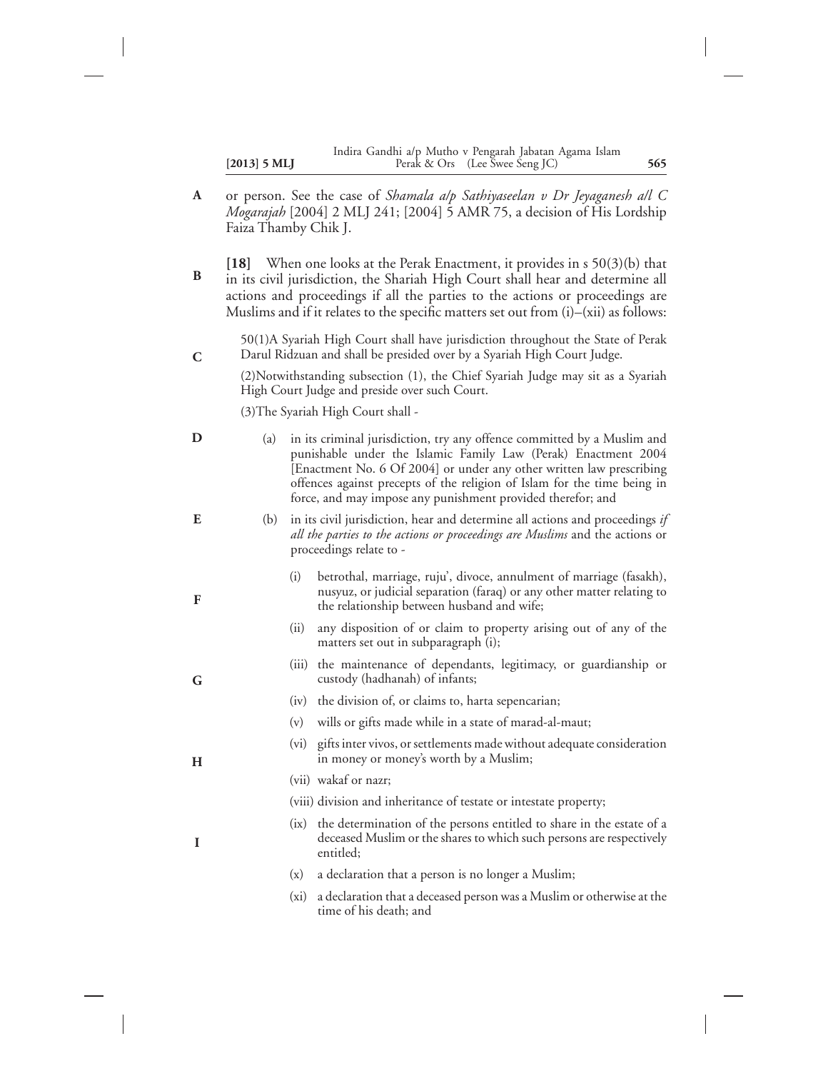or person. See the case of *Shamala a/p Sathiyaseelan v Dr Jeyaganesh a/l C Mogarajah* [2004] 2 MLJ 241; [2004] 5 AMR 75, a decision of His Lordship Faiza Thamby Chik J.

**[18]** When one looks at the Perak Enactment, it provides in s 50(3)(b) that in its civil jurisdiction, the Shariah High Court shall hear and determine all actions and proceedings if all the parties to the actions or proceedings are Muslims and if it relates to the specific matters set out from (i)–(xii) as follows:

> 50(1)A Syariah High Court shall have jurisdiction throughout the State of Perak Darul Ridzuan and shall be presided over by a Syariah High Court Judge.
>
> (2)Notwithstanding subsection (1), the Chief Syariah Judge may sit as a Syariah High Court Judge and preside over such Court.
>
> (3)The Syariah High Court shall -
>
> (a) in its criminal jurisdiction, try any offence committed by a Muslim and punishable under the Islamic Family Law (Perak) Enactment 2004 [Enactment No. 6 Of 2004] or under any other written law prescribing offences against precepts of the religion of Islam for the time being in force, and may impose any punishment provided therefor; and
>
> (b) in its civil jurisdiction, hear and determine all actions and proceedings *if all the parties to the actions or proceedings are Muslims* and the actions or proceedings relate to -
>
> (i) betrothal, marriage, ruju', divoce, annulment of marriage (fasakh), nusyuz, or judicial separation (faraq) or any other matter relating to the relationship between husband and wife;
>
> (ii) any disposition of or claim to property arising out of any of the matters set out in subparagraph (i);
>
> (iii) the maintenance of dependants, legitimacy, or guardianship or custody (hadhanah) of infants;
>
> (iv) the division of, or claims to, harta sepencarian;
>
> (v) wills or gifts made while in a state of marad-al-maut;
>
> (vi) gifts inter vivos, or settlements made without adequate consideration in money or money's worth by a Muslim;
>
> (vii) wakaf or nazr;
>
> (viii) division and inheritance of testate or intestate property;
>
> (ix) the determination of the persons entitled to share in the estate of a deceased Muslim or the shares to which such persons are respectively entitled;
>
> (x) a declaration that a person is no longer a Muslim;
>
> (xi) a declaration that a deceased person was a Muslim or otherwise at the time of his death; and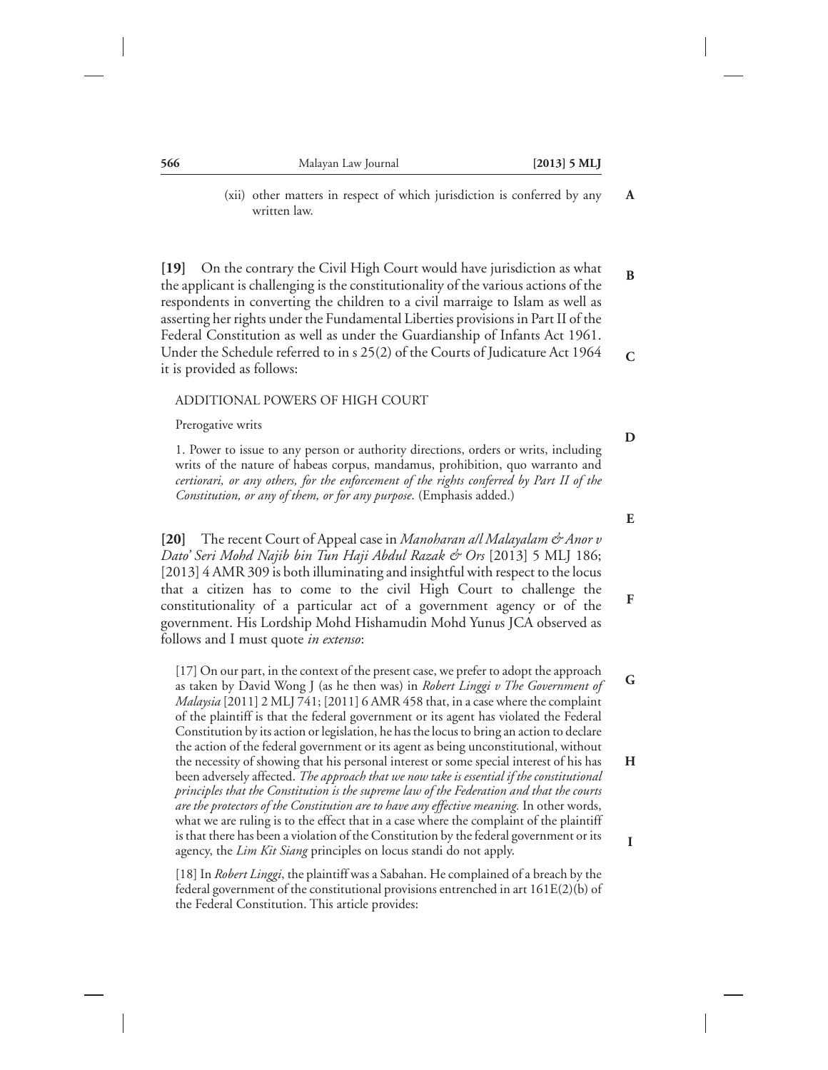(xii) other matters in respect of which jurisdiction is conferred by any written law.

**[19]** On the contrary the Civil High Court would have jurisdiction as what the applicant is challenging is the constitutionality of the various actions of the respondents in converting the children to a civil marraige to Islam as well as asserting her rights under the Fundamental Liberties provisions in Part II of the Federal Constitution as well as under the Guardianship of Infants Act 1961. Under the Schedule referred to in s 25(2) of the Courts of Judicature Act 1964 it is provided as follows:

> ADDITIONAL POWERS OF HIGH COURT
>
> Prerogative writs
>
> 1. Power to issue to any person or authority directions, orders or writs, including writs of the nature of habeas corpus, mandamus, prohibition, quo warranto and *certiorari, or any others, for the enforcement of the rights conferred by Part II of the Constitution, or any of them, or for any purpose*. (Emphasis added.)

**[20]** The recent Court of Appeal case in *Manoharan a/l Malayalam & Anor v Dato' Seri Mohd Najib bin Tun Haji Abdul Razak & Ors* [2013] 5 MLJ 186; [2013] 4 AMR 309 is both illuminating and insightful with respect to the locus that a citizen has to come to the civil High Court to challenge the constitutionality of a particular act of a government agency or of the government. His Lordship Mohd Hishamudin Mohd Yunus JCA observed as follows and I must quote *in extenso*:

> [17] On our part, in the context of the present case, we prefer to adopt the approach as taken by David Wong J (as he then was) in *Robert Linggi v The Government of Malaysia* [2011] 2 MLJ 741; [2011] 6 AMR 458 that, in a case where the complaint of the plaintiff is that the federal government or its agent has violated the Federal Constitution by its action or legislation, he has the locus to bring an action to declare the action of the federal government or its agent as being unconstitutional, without the necessity of showing that his personal interest or some special interest of his has been adversely affected. *The approach that we now take is essential if the constitutional principles that the Constitution is the supreme law of the Federation and that the courts are the protectors of the Constitution are to have any effective meaning.* In other words, what we are ruling is to the effect that in a case where the complaint of the plaintiff is that there has been a violation of the Constitution by the federal government or its agency, the *Lim Kit Siang* principles on locus standi do not apply.
>
> [18] In *Robert Linggi*, the plaintiff was a Sabahan. He complained of a breach by the federal government of the constitutional provisions entrenched in art 161E(2)(b) of the Federal Constitution. This article provides: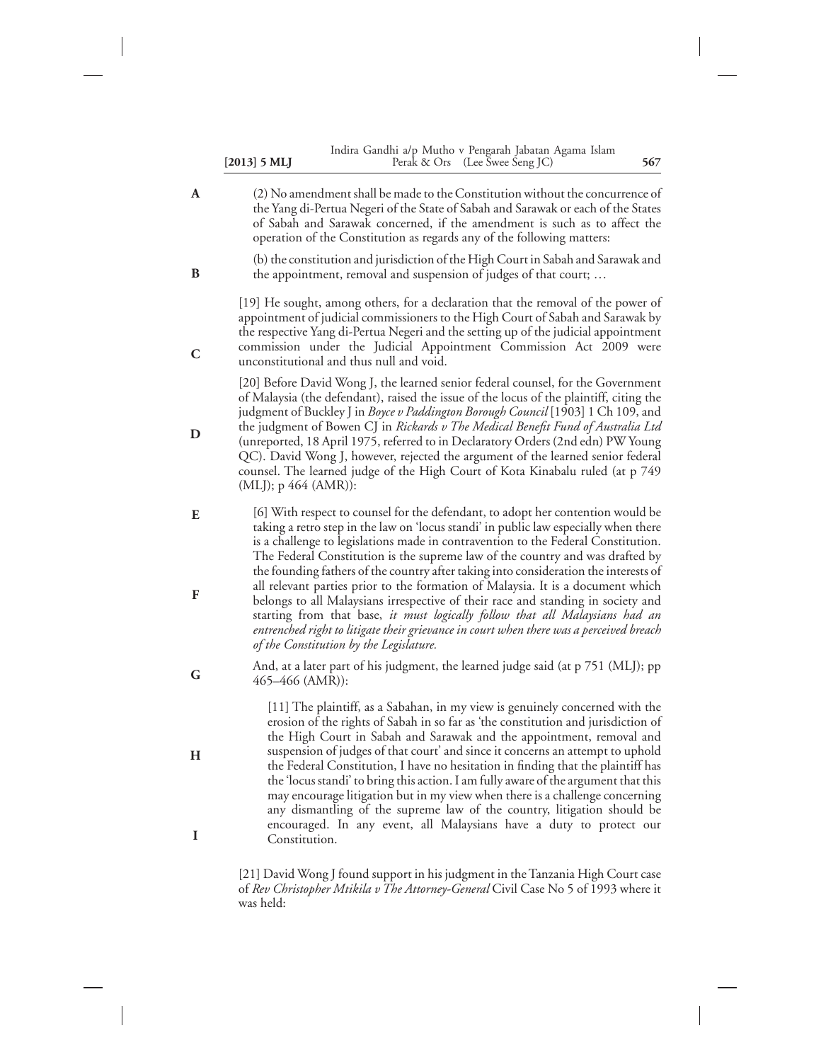(2) No amendment shall be made to the Constitution without the concurrence of the Yang di-Pertua Negeri of the State of Sabah and Sarawak or each of the States of Sabah and Sarawak concerned, if the amendment is such as to affect the operation of the Constitution as regards any of the following matters:

(b) the constitution and jurisdiction of the High Court in Sabah and Sarawak and the appointment, removal and suspension of judges of that court; …

[19] He sought, among others, for a declaration that the removal of the power of appointment of judicial commissioners to the High Court of Sabah and Sarawak by the respective Yang di-Pertua Negeri and the setting up of the judicial appointment commission under the Judicial Appointment Commission Act 2009 were unconstitutional and thus null and void.

[20] Before David Wong J, the learned senior federal counsel, for the Government of Malaysia (the defendant), raised the issue of the locus of the plaintiff, citing the judgment of Buckley J in *Boyce v Paddington Borough Council* [1903] 1 Ch 109, and the judgment of Bowen CJ in *Rickards v The Medical Benefit Fund of Australia Ltd* (unreported, 18 April 1975, referred to in Declaratory Orders (2nd edn) PW Young QC). David Wong J, however, rejected the argument of the learned senior federal counsel. The learned judge of the High Court of Kota Kinabalu ruled (at p 749 (MLJ); p 464 (AMR)):

> [6] With respect to counsel for the defendant, to adopt her contention would be taking a retro step in the law on 'locus standi' in public law especially when there is a challenge to legislations made in contravention to the Federal Constitution. The Federal Constitution is the supreme law of the country and was drafted by the founding fathers of the country after taking into consideration the interests of all relevant parties prior to the formation of Malaysia. It is a document which belongs to all Malaysians irrespective of their race and standing in society and starting from that base, *it must logically follow that all Malaysians had an entrenched right to litigate their grievance in court when there was a perceived breach of the Constitution by the Legislature.*
>
> And, at a later part of his judgment, the learned judge said (at p 751 (MLJ); pp 465–466 (AMR)):
>
> > [11] The plaintiff, as a Sabahan, in my view is genuinely concerned with the erosion of the rights of Sabah in so far as 'the constitution and jurisdiction of the High Court in Sabah and Sarawak and the appointment, removal and suspension of judges of that court' and since it concerns an attempt to uphold the Federal Constitution, I have no hesitation in finding that the plaintiff has the 'locus standi' to bring this action. I am fully aware of the argument that this may encourage litigation but in my view when there is a challenge concerning any dismantling of the supreme law of the country, litigation should be encouraged. In any event, all Malaysians have a duty to protect our Constitution.

[21] David Wong J found support in his judgment in the Tanzania High Court case of *Rev Christopher Mtikila v The Attorney-General* Civil Case No 5 of 1993 where it was held: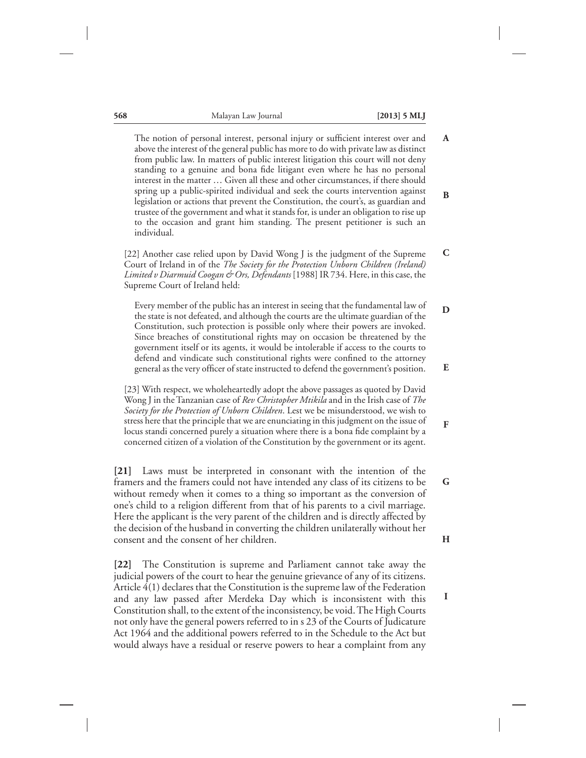> The notion of personal interest, personal injury or sufficient interest over and above the interest of the general public has more to do with private law as distinct from public law. In matters of public interest litigation this court will not deny standing to a genuine and bona fide litigant even where he has no personal interest in the matter … Given all these and other circumstances, if there should spring up a public-spirited individual and seek the courts intervention against legislation or actions that prevent the Constitution, the court's, as guardian and trustee of the government and what it stands for, is under an obligation to rise up to the occasion and grant him standing. The present petitioner is such an individual.
>
> [22] Another case relied upon by David Wong J is the judgment of the Supreme Court of Ireland in of the *The Society for the Protection Unborn Children (Ireland) Limited v Diarmuid Coogan & Ors, Defendants* [1988] IR 734. Here, in this case, the Supreme Court of Ireland held:
>
> > Every member of the public has an interest in seeing that the fundamental law of the state is not defeated, and although the courts are the ultimate guardian of the Constitution, such protection is possible only where their powers are invoked. Since breaches of constitutional rights may on occasion be threatened by the government itself or its agents, it would be intolerable if access to the courts to defend and vindicate such constitutional rights were confined to the attorney general as the very officer of state instructed to defend the government's position.
>
> [23] With respect, we wholeheartedly adopt the above passages as quoted by David Wong J in the Tanzanian case of *Rev Christopher Mtikila* and in the Irish case of *The Society for the Protection of Unborn Children*. Lest we be misunderstood, we wish to stress here that the principle that we are enunciating in this judgment on the issue of locus standi concerned purely a situation where there is a bona fide complaint by a concerned citizen of a violation of the Constitution by the government or its agent.

**[21]** Laws must be interpreted in consonant with the intention of the framers and the framers could not have intended any class of its citizens to be without remedy when it comes to a thing so important as the conversion of one's child to a religion different from that of his parents to a civil marriage. Here the applicant is the very parent of the children and is directly affected by the decision of the husband in converting the children unilaterally without her consent and the consent of her children.

**[22]** The Constitution is supreme and Parliament cannot take away the judicial powers of the court to hear the genuine grievance of any of its citizens. Article 4(1) declares that the Constitution is the supreme law of the Federation and any law passed after Merdeka Day which is inconsistent with this Constitution shall, to the extent of the inconsistency, be void. The High Courts not only have the general powers referred to in s 23 of the Courts of Judicature Act 1964 and the additional powers referred to in the Schedule to the Act but would always have a residual or reserve powers to hear a complaint from any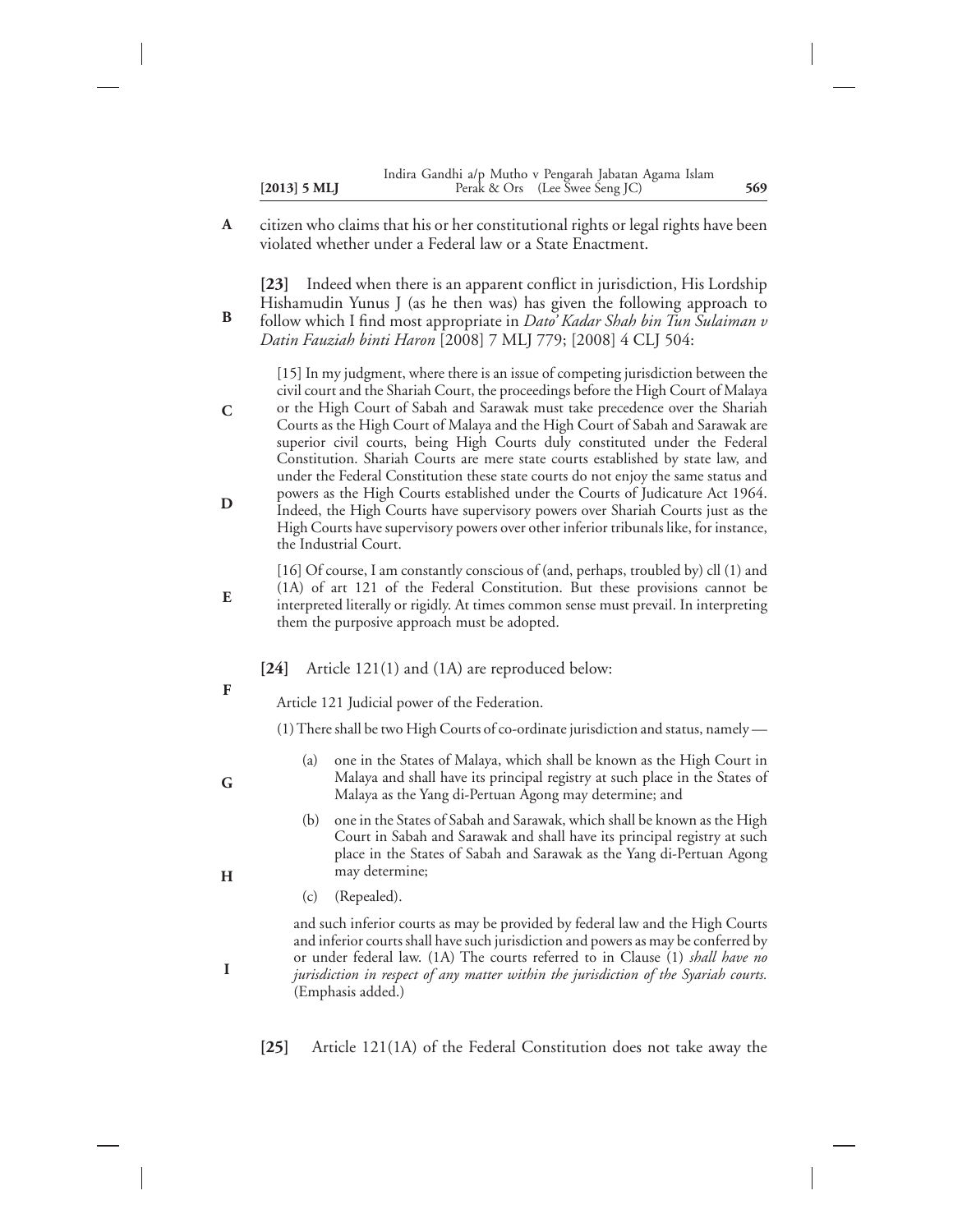citizen who claims that his or her constitutional rights or legal rights have been violated whether under a Federal law or a State Enactment.

**[23]** Indeed when there is an apparent conflict in jurisdiction, His Lordship Hishamudin Yunus J (as he then was) has given the following approach to follow which I find most appropriate in *Dato' Kadar Shah bin Tun Sulaiman v Datin Fauziah binti Haron* [2008] 7 MLJ 779; [2008] 4 CLJ 504:

> [15] In my judgment, where there is an issue of competing jurisdiction between the civil court and the Shariah Court, the proceedings before the High Court of Malaya or the High Court of Sabah and Sarawak must take precedence over the Shariah Courts as the High Court of Malaya and the High Court of Sabah and Sarawak are superior civil courts, being High Courts duly constituted under the Federal Constitution. Shariah Courts are mere state courts established by state law, and under the Federal Constitution these state courts do not enjoy the same status and powers as the High Courts established under the Courts of Judicature Act 1964. Indeed, the High Courts have supervisory powers over Shariah Courts just as the High Courts have supervisory powers over other inferior tribunals like, for instance, the Industrial Court.
>
> [16] Of course, I am constantly conscious of (and, perhaps, troubled by) cll (1) and (1A) of art 121 of the Federal Constitution. But these provisions cannot be interpreted literally or rigidly. At times common sense must prevail. In interpreting them the purposive approach must be adopted.

**[24]** Article 121(1) and (1A) are reproduced below:

> Article 121 Judicial power of the Federation.
>
> (1) There shall be two High Courts of co-ordinate jurisdiction and status, namely —
>
> (a) one in the States of Malaya, which shall be known as the High Court in Malaya and shall have its principal registry at such place in the States of Malaya as the Yang di-Pertuan Agong may determine; and
>
> (b) one in the States of Sabah and Sarawak, which shall be known as the High Court in Sabah and Sarawak and shall have its principal registry at such place in the States of Sabah and Sarawak as the Yang di-Pertuan Agong may determine;
>
> (c) (Repealed).
>
> and such inferior courts as may be provided by federal law and the High Courts and inferior courts shall have such jurisdiction and powers as may be conferred by or under federal law. (1A) The courts referred to in Clause (1) *shall have no jurisdiction in respect of any matter within the jurisdiction of the Syariah courts.* (Emphasis added.)

**[25]** Article 121(1A) of the Federal Constitution does not take away the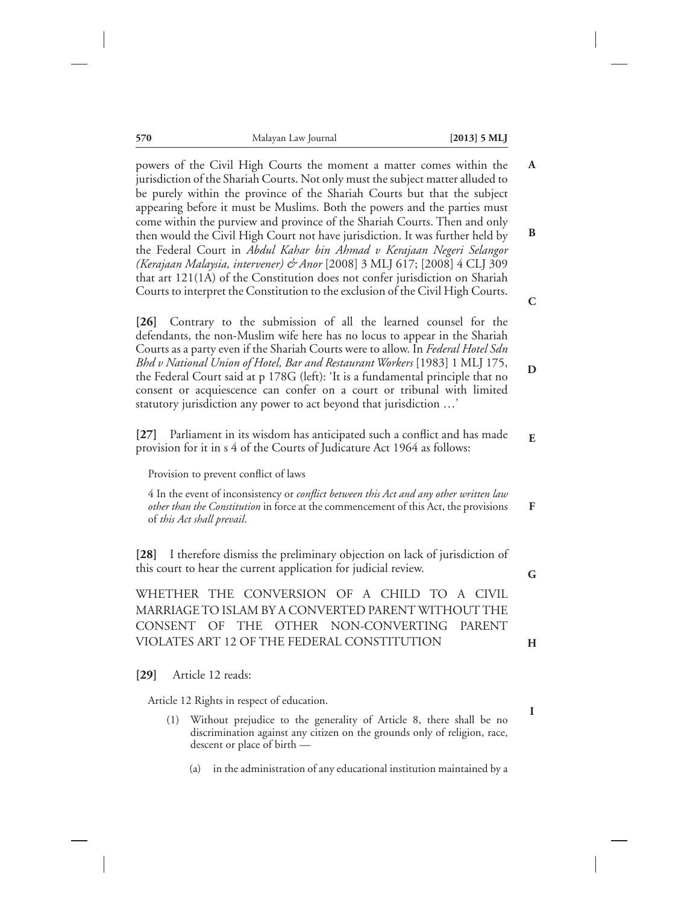powers of the Civil High Courts the moment a matter comes within the jurisdiction of the Shariah Courts. Not only must the subject matter alluded to be purely within the province of the Shariah Courts but that the subject appearing before it must be Muslims. Both the powers and the parties must come within the purview and province of the Shariah Courts. Then and only then would the Civil High Court not have jurisdiction. It was further held by the Federal Court in *Abdul Kahar bin Ahmad v Kerajaan Negeri Selangor (Kerajaan Malaysia, intervener) & Anor* [2008] 3 MLJ 617; [2008] 4 CLJ 309 that art 121(1A) of the Constitution does not confer jurisdiction on Shariah Courts to interpret the Constitution to the exclusion of the Civil High Courts.

**[26]** Contrary to the submission of all the learned counsel for the defendants, the non-Muslim wife here has no locus to appear in the Shariah Courts as a party even if the Shariah Courts were to allow. In *Federal Hotel Sdn Bhd v National Union of Hotel, Bar and Restaurant Workers* [1983] 1 MLJ 175, the Federal Court said at p 178G (left): 'It is a fundamental principle that no consent or acquiescence can confer on a court or tribunal with limited statutory jurisdiction any power to act beyond that jurisdiction …'

**[27]** Parliament in its wisdom has anticipated such a conflict and has made provision for it in s 4 of the Courts of Judicature Act 1964 as follows:

> Provision to prevent conflict of laws
>
> 4 In the event of inconsistency or *conflict between this Act and any other written law other than the Constitution* in force at the commencement of this Act, the provisions of *this Act shall prevail*.

**[28]** I therefore dismiss the preliminary objection on lack of jurisdiction of this court to hear the current application for judicial review.

## WHETHER THE CONVERSION OF A CHILD TO A CIVIL MARRIAGE TO ISLAM BY A CONVERTED PARENT WITHOUT THE CONSENT OF THE OTHER NON-CONVERTING PARENT VIOLATES ART 12 OF THE FEDERAL CONSTITUTION

**[29]** Article 12 reads:

> Article 12 Rights in respect of education.
>
> (1) Without prejudice to the generality of Article 8, there shall be no discrimination against any citizen on the grounds only of religion, race, descent or place of birth —
>
> (a) in the administration of any educational institution maintained by a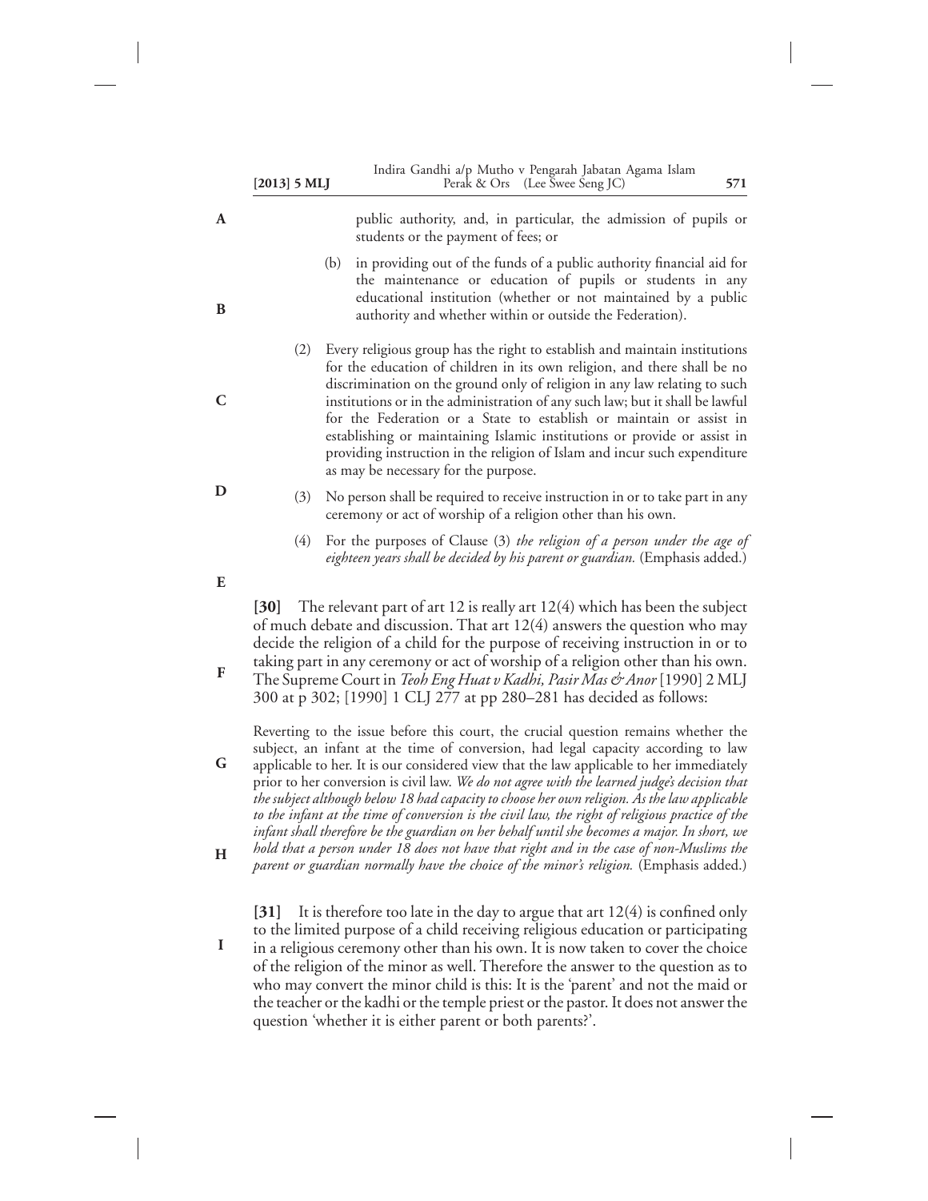public authority, and, in particular, the admission of pupils or students or the payment of fees; or

(b) in providing out of the funds of a public authority financial aid for the maintenance or education of pupils or students in any educational institution (whether or not maintained by a public authority and whether within or outside the Federation).

(2) Every religious group has the right to establish and maintain institutions for the education of children in its own religion, and there shall be no discrimination on the ground only of religion in any law relating to such institutions or in the administration of any such law; but it shall be lawful for the Federation or a State to establish or maintain or assist in establishing or maintaining Islamic institutions or provide or assist in providing instruction in the religion of Islam and incur such expenditure as may be necessary for the purpose.

(3) No person shall be required to receive instruction in or to take part in any ceremony or act of worship of a religion other than his own.

(4) For the purposes of Clause (3) *the religion of a person under the age of eighteen years shall be decided by his parent or guardian.* (Emphasis added.)

**[30]** The relevant part of art 12 is really art 12(4) which has been the subject of much debate and discussion. That art 12(4) answers the question who may decide the religion of a child for the purpose of receiving instruction in or to taking part in any ceremony or act of worship of a religion other than his own. The Supreme Court in *Teoh Eng Huat v Kadhi, Pasir Mas & Anor* [1990] 2 MLJ 300 at p 302; [1990] 1 CLJ 277 at pp 280–281 has decided as follows:

> Reverting to the issue before this court, the crucial question remains whether the subject, an infant at the time of conversion, had legal capacity according to law applicable to her. It is our considered view that the law applicable to her immediately prior to her conversion is civil law. *We do not agree with the learned judge's decision that the subject although below 18 had capacity to choose her own religion. As the law applicable to the infant at the time of conversion is the civil law, the right of religious practice of the infant shall therefore be the guardian on her behalf until she becomes a major. In short, we hold that a person under 18 does not have that right and in the case of non-Muslims the parent or guardian normally have the choice of the minor's religion.* (Emphasis added.)

**[31]** It is therefore too late in the day to argue that art 12(4) is confined only to the limited purpose of a child receiving religious education or participating in a religious ceremony other than his own. It is now taken to cover the choice of the religion of the minor as well. Therefore the answer to the question as to who may convert the minor child is this: It is the 'parent' and not the maid or the teacher or the kadhi or the temple priest or the pastor. It does not answer the question 'whether it is either parent or both parents?'.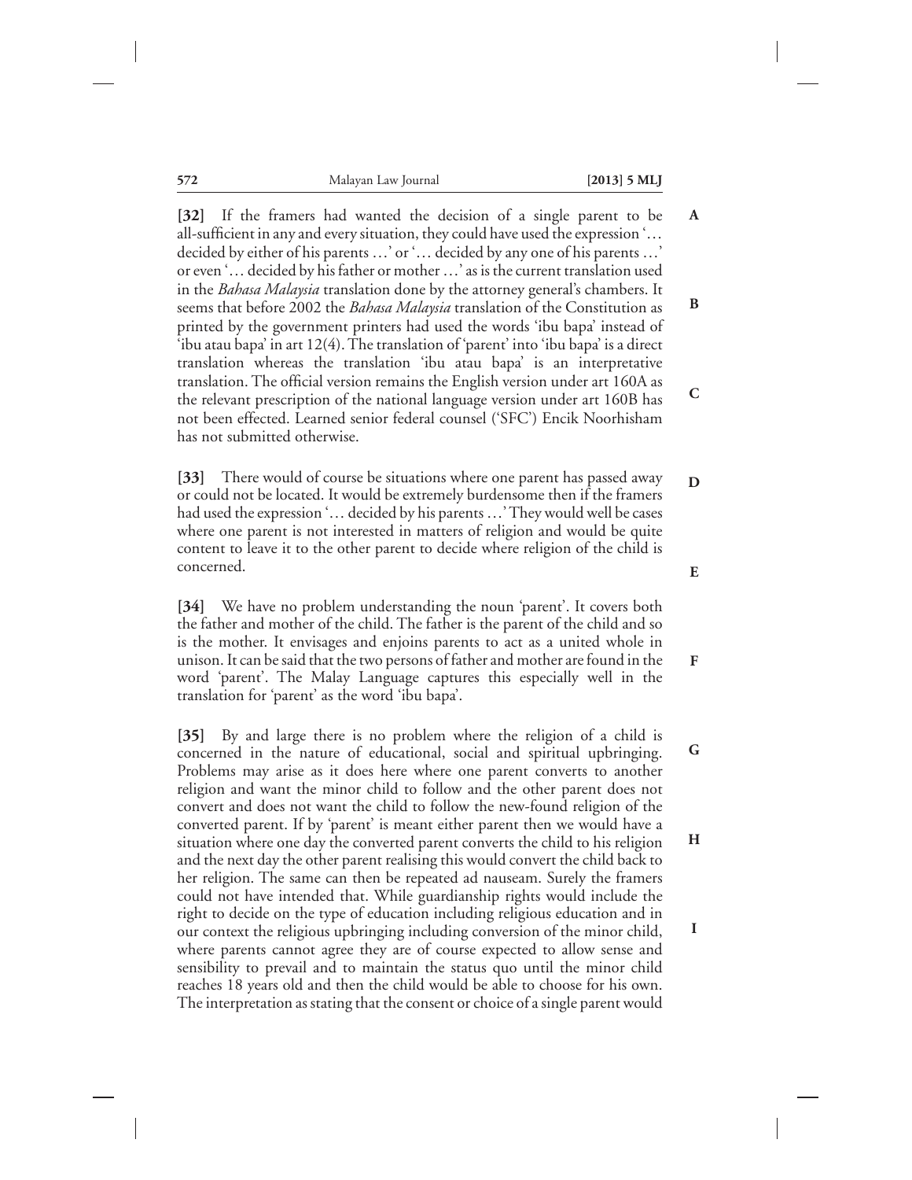**[32]** If the framers had wanted the decision of a single parent to be all-sufficient in any and every situation, they could have used the expression '… decided by either of his parents …' or '… decided by any one of his parents …' or even '… decided by his father or mother …' as is the current translation used in the *Bahasa Malaysia* translation done by the attorney general's chambers. It seems that before 2002 the *Bahasa Malaysia* translation of the Constitution as printed by the government printers had used the words 'ibu bapa' instead of 'ibu atau bapa' in art 12(4). The translation of 'parent' into 'ibu bapa' is a direct translation whereas the translation 'ibu atau bapa' is an interpretative translation. The official version remains the English version under art 160A as the relevant prescription of the national language version under art 160B has not been effected. Learned senior federal counsel ('SFC') Encik Noorhisham has not submitted otherwise.

**[33]** There would of course be situations where one parent has passed away or could not be located. It would be extremely burdensome then if the framers had used the expression '… decided by his parents …' They would well be cases where one parent is not interested in matters of religion and would be quite content to leave it to the other parent to decide where religion of the child is concerned.

**[34]** We have no problem understanding the noun 'parent'. It covers both the father and mother of the child. The father is the parent of the child and so is the mother. It envisages and enjoins parents to act as a united whole in unison. It can be said that the two persons of father and mother are found in the word 'parent'. The Malay Language captures this especially well in the translation for 'parent' as the word 'ibu bapa'.

**[35]** By and large there is no problem where the religion of a child is concerned in the nature of educational, social and spiritual upbringing. Problems may arise as it does here where one parent converts to another religion and want the minor child to follow and the other parent does not convert and does not want the child to follow the new-found religion of the converted parent. If by 'parent' is meant either parent then we would have a situation where one day the converted parent converts the child to his religion and the next day the other parent realising this would convert the child back to her religion. The same can then be repeated ad nauseam. Surely the framers could not have intended that. While guardianship rights would include the right to decide on the type of education including religious education and in our context the religious upbringing including conversion of the minor child, where parents cannot agree they are of course expected to allow sense and sensibility to prevail and to maintain the status quo until the minor child reaches 18 years old and then the child would be able to choose for his own. The interpretation as stating that the consent or choice of a single parent would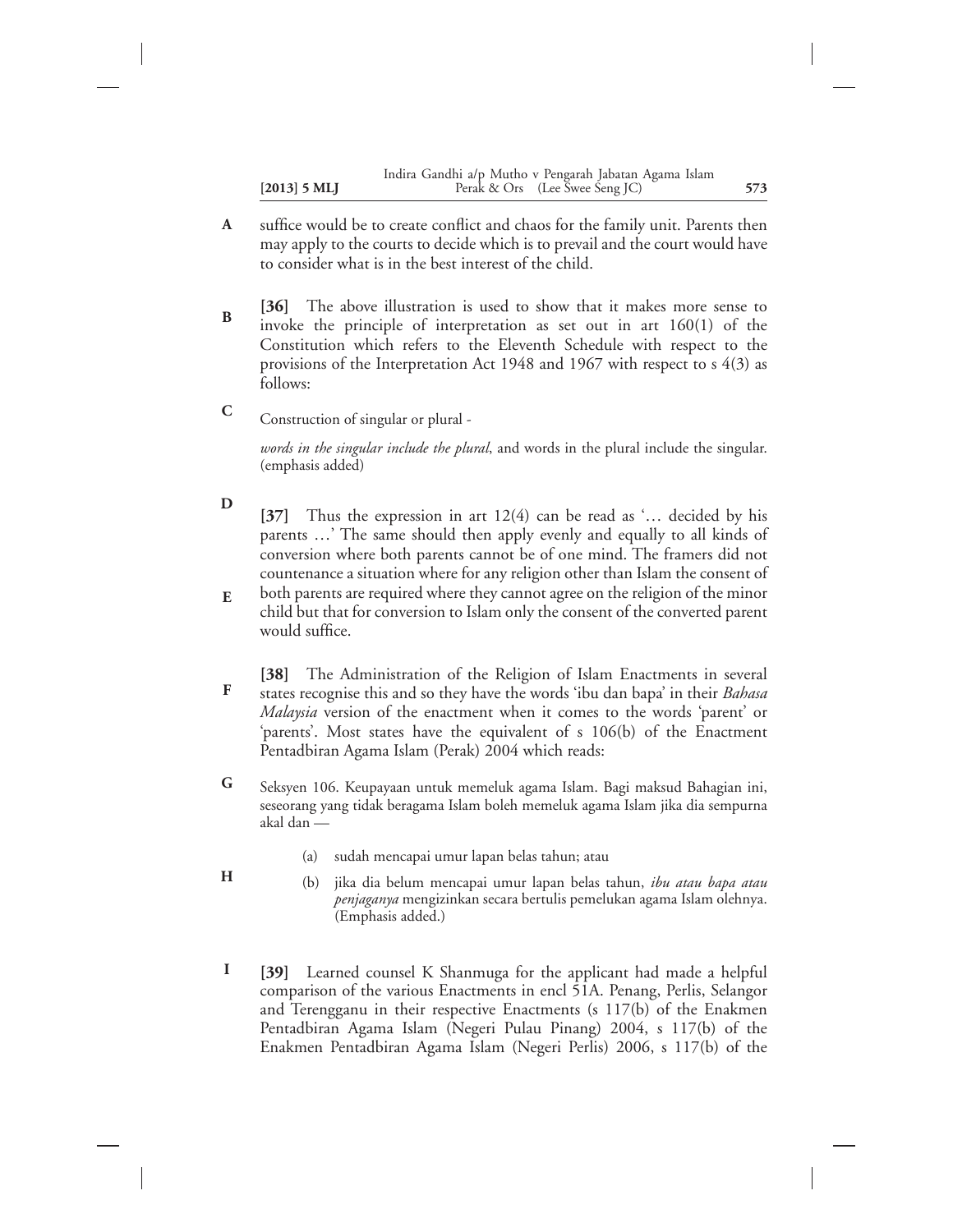suffice would be to create conflict and chaos for the family unit. Parents then may apply to the courts to decide which is to prevail and the court would have to consider what is in the best interest of the child.

**[36]** The above illustration is used to show that it makes more sense to invoke the principle of interpretation as set out in art 160(1) of the Constitution which refers to the Eleventh Schedule with respect to the provisions of the Interpretation Act 1948 and 1967 with respect to s 4(3) as follows:

> Construction of singular or plural -
>
> *words in the singular include the plural*, and words in the plural include the singular. (emphasis added)

**[37]** Thus the expression in art 12(4) can be read as '… decided by his parents …' The same should then apply evenly and equally to all kinds of conversion where both parents cannot be of one mind. The framers did not countenance a situation where for any religion other than Islam the consent of both parents are required where they cannot agree on the religion of the minor child but that for conversion to Islam only the consent of the converted parent would suffice.

**[38]** The Administration of the Religion of Islam Enactments in several states recognise this and so they have the words 'ibu dan bapa' in their *Bahasa Malaysia* version of the enactment when it comes to the words 'parent' or 'parents'. Most states have the equivalent of s 106(b) of the Enactment Pentadbiran Agama Islam (Perak) 2004 which reads:

> Seksyen 106. Keupayaan untuk memeluk agama Islam. Bagi maksud Bahagian ini, seseorang yang tidak beragama Islam boleh memeluk agama Islam jika dia sempurna akal dan —
>
> (a) sudah mencapai umur lapan belas tahun; atau
>
> (b) jika dia belum mencapai umur lapan belas tahun, *ibu atau bapa atau penjaganya* mengizinkan secara bertulis pemelukan agama Islam olehnya. (Emphasis added.)

**[39]** Learned counsel K Shanmuga for the applicant had made a helpful comparison of the various Enactments in encl 51A. Penang, Perlis, Selangor and Terengganu in their respective Enactments (s 117(b) of the Enakmen Pentadbiran Agama Islam (Negeri Pulau Pinang) 2004, s 117(b) of the Enakmen Pentadbiran Agama Islam (Negeri Perlis) 2006, s 117(b) of the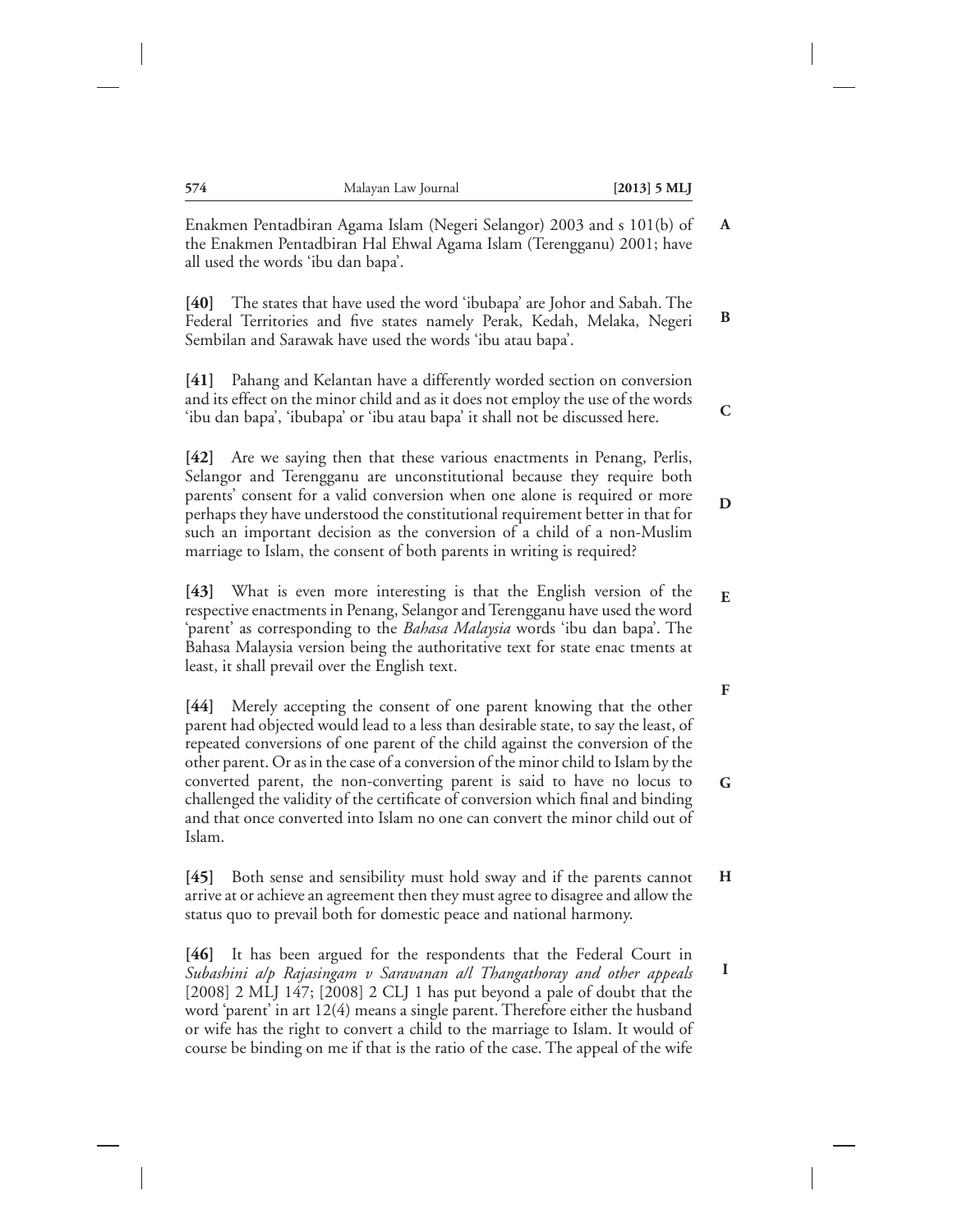Enakmen Pentadbiran Agama Islam (Negeri Selangor) 2003 and s 101(b) of the Enakmen Pentadbiran Hal Ehwal Agama Islam (Terengganu) 2001; have all used the words 'ibu dan bapa'.

**[40]** The states that have used the word 'ibubapa' are Johor and Sabah. The Federal Territories and five states namely Perak, Kedah, Melaka, Negeri Sembilan and Sarawak have used the words 'ibu atau bapa'.

**[41]** Pahang and Kelantan have a differently worded section on conversion and its effect on the minor child and as it does not employ the use of the words 'ibu dan bapa', 'ibubapa' or 'ibu atau bapa' it shall not be discussed here.

**[42]** Are we saying then that these various enactments in Penang, Perlis, Selangor and Terengganu are unconstitutional because they require both parents' consent for a valid conversion when one alone is required or more perhaps they have understood the constitutional requirement better in that for such an important decision as the conversion of a child of a non-Muslim marriage to Islam, the consent of both parents in writing is required?

**[43]** What is even more interesting is that the English version of the respective enactments in Penang, Selangor and Terengganu have used the word 'parent' as corresponding to the *Bahasa Malaysia* words 'ibu dan bapa'. The Bahasa Malaysia version being the authoritative text for state enac tments at least, it shall prevail over the English text.

**[44]** Merely accepting the consent of one parent knowing that the other parent had objected would lead to a less than desirable state, to say the least, of repeated conversions of one parent of the child against the conversion of the other parent. Or as in the case of a conversion of the minor child to Islam by the converted parent, the non-converting parent is said to have no locus to challenged the validity of the certificate of conversion which final and binding and that once converted into Islam no one can convert the minor child out of Islam.

**[45]** Both sense and sensibility must hold sway and if the parents cannot arrive at or achieve an agreement then they must agree to disagree and allow the status quo to prevail both for domestic peace and national harmony.

**[46]** It has been argued for the respondents that the Federal Court in *Subashini a/p Rajasingam v Saravanan a/l Thangathoray and other appeals* [2008] 2 MLJ 147; [2008] 2 CLJ 1 has put beyond a pale of doubt that the word 'parent' in art 12(4) means a single parent. Therefore either the husband or wife has the right to convert a child to the marriage to Islam. It would of course be binding on me if that is the ratio of the case. The appeal of the wife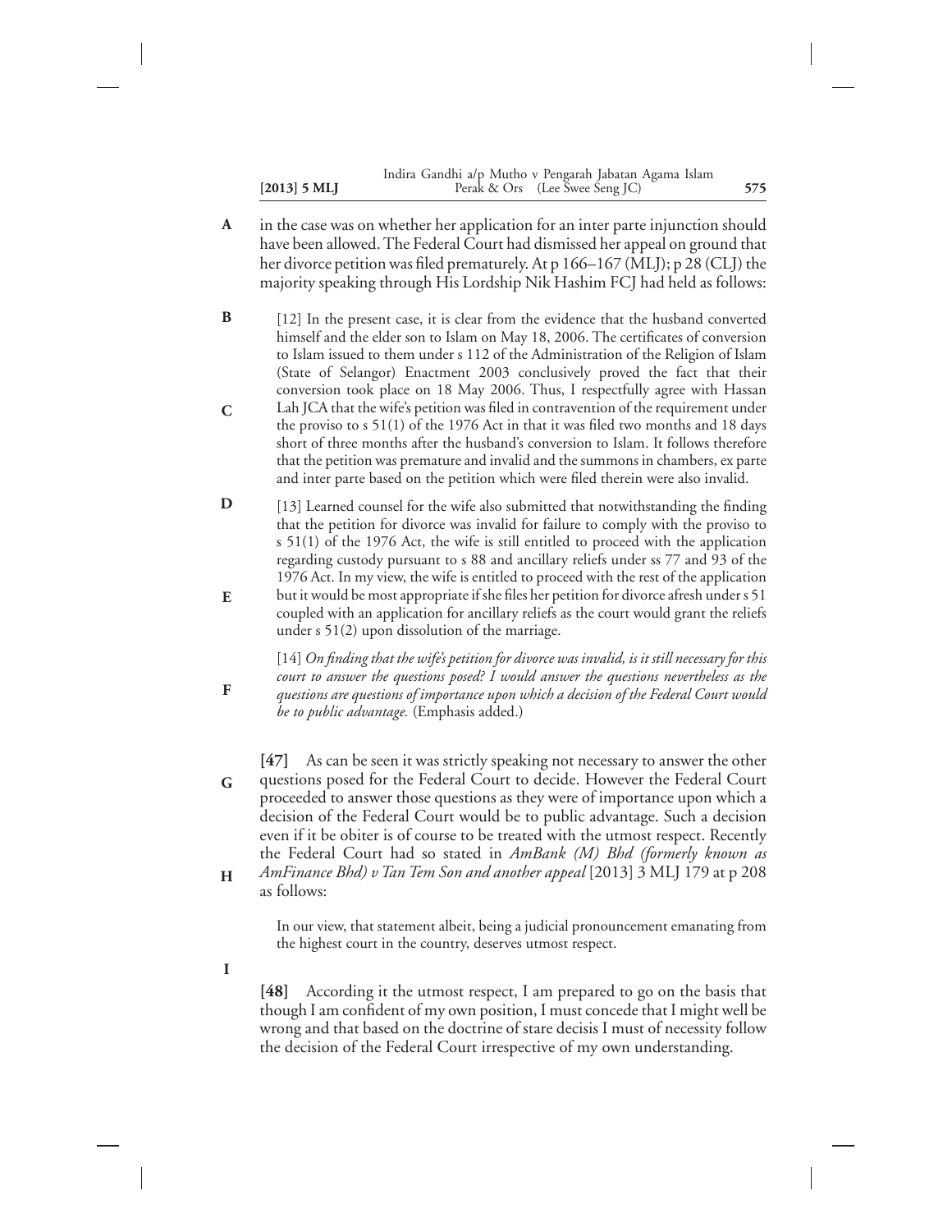in the case was on whether her application for an inter parte injunction should have been allowed. The Federal Court had dismissed her appeal on ground that her divorce petition was filed prematurely. At p 166–167 (MLJ); p 28 (CLJ) the majority speaking through His Lordship Nik Hashim FCJ had held as follows:

> [12] In the present case, it is clear from the evidence that the husband converted himself and the elder son to Islam on May 18, 2006. The certificates of conversion to Islam issued to them under s 112 of the Administration of the Religion of Islam (State of Selangor) Enactment 2003 conclusively proved the fact that their conversion took place on 18 May 2006. Thus, I respectfully agree with Hassan Lah JCA that the wife's petition was filed in contravention of the requirement under the proviso to s 51(1) of the 1976 Act in that it was filed two months and 18 days short of three months after the husband's conversion to Islam. It follows therefore that the petition was premature and invalid and the summons in chambers, ex parte and inter parte based on the petition which were filed therein were also invalid.
>
> [13] Learned counsel for the wife also submitted that notwithstanding the finding that the petition for divorce was invalid for failure to comply with the proviso to s 51(1) of the 1976 Act, the wife is still entitled to proceed with the application regarding custody pursuant to s 88 and ancillary reliefs under ss 77 and 93 of the 1976 Act. In my view, the wife is entitled to proceed with the rest of the application but it would be most appropriate if she files her petition for divorce afresh under s 51 coupled with an application for ancillary reliefs as the court would grant the reliefs under s 51(2) upon dissolution of the marriage.
>
> [14] *On finding that the wife's petition for divorce was invalid, is it still necessary for this court to answer the questions posed? I would answer the questions nevertheless as the questions are questions of importance upon which a decision of the Federal Court would be to public advantage.* (Emphasis added.)

**[47]** As can be seen it was strictly speaking not necessary to answer the other questions posed for the Federal Court to decide. However the Federal Court proceeded to answer those questions as they were of importance upon which a decision of the Federal Court would be to public advantage. Such a decision even if it be obiter is of course to be treated with the utmost respect. Recently the Federal Court had so stated in *AmBank (M) Bhd (formerly known as AmFinance Bhd) v Tan Tem Son and another appeal* [2013] 3 MLJ 179 at p 208 as follows:

> In our view, that statement albeit, being a judicial pronouncement emanating from the highest court in the country, deserves utmost respect.

**[48]** According it the utmost respect, I am prepared to go on the basis that though I am confident of my own position, I must concede that I might well be wrong and that based on the doctrine of stare decisis I must of necessity follow the decision of the Federal Court irrespective of my own understanding.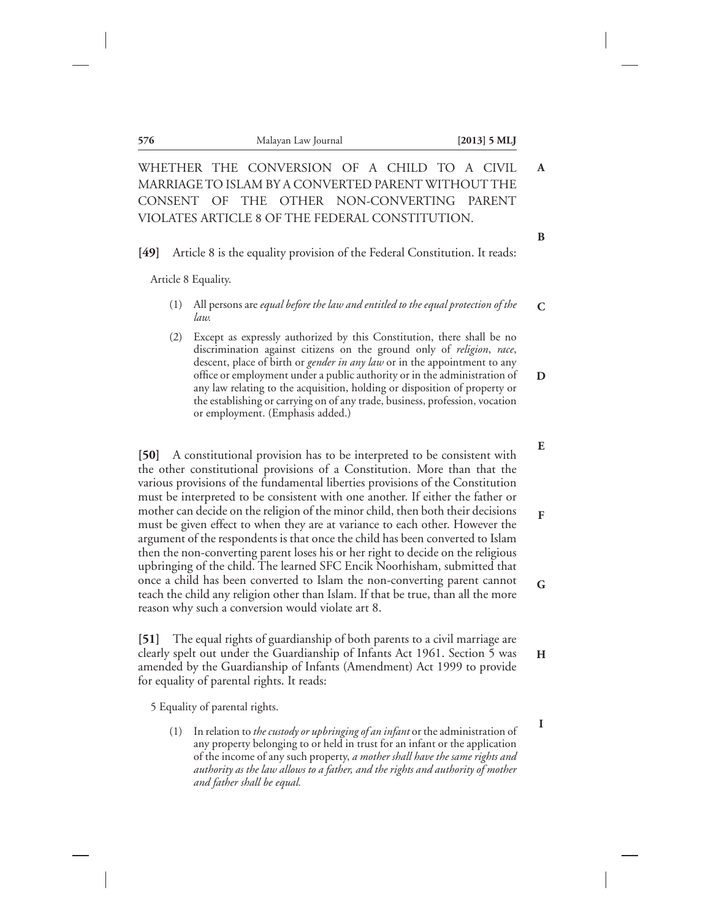WHETHER THE CONVERSION OF A CHILD TO A CIVIL MARRIAGE TO ISLAM BY A CONVERTED PARENT WITHOUT THE CONSENT OF THE OTHER NON-CONVERTING PARENT VIOLATES ARTICLE 8 OF THE FEDERAL CONSTITUTION.

**[49]** Article 8 is the equality provision of the Federal Constitution. It reads:

> Article 8 Equality.
>
> (1) All persons are *equal before the law and entitled to the equal protection of the law.*
>
> (2) Except as expressly authorized by this Constitution, there shall be no discrimination against citizens on the ground only of *religion*, *race*, descent, place of birth or *gender in any law* or in the appointment to any office or employment under a public authority or in the administration of any law relating to the acquisition, holding or disposition of property or the establishing or carrying on of any trade, business, profession, vocation or employment. (Emphasis added.)

**[50]** A constitutional provision has to be interpreted to be consistent with the other constitutional provisions of a Constitution. More than that the various provisions of the fundamental liberties provisions of the Constitution must be interpreted to be consistent with one another. If either the father or mother can decide on the religion of the minor child, then both their decisions must be given effect to when they are at variance to each other. However the argument of the respondents is that once the child has been converted to Islam then the non-converting parent loses his or her right to decide on the religious upbringing of the child. The learned SFC Encik Noorhisham, submitted that once a child has been converted to Islam the non-converting parent cannot teach the child any religion other than Islam. If that be true, than all the more reason why such a conversion would violate art 8.

**[51]** The equal rights of guardianship of both parents to a civil marriage are clearly spelt out under the Guardianship of Infants Act 1961. Section 5 was amended by the Guardianship of Infants (Amendment) Act 1999 to provide for equality of parental rights. It reads:

> 5 Equality of parental rights.
>
> (1) In relation to *the custody or upbringing of an infant* or the administration of any property belonging to or held in trust for an infant or the application of the income of any such property, *a mother shall have the same rights and authority as the law allows to a father, and the rights and authority of mother and father shall be equal.*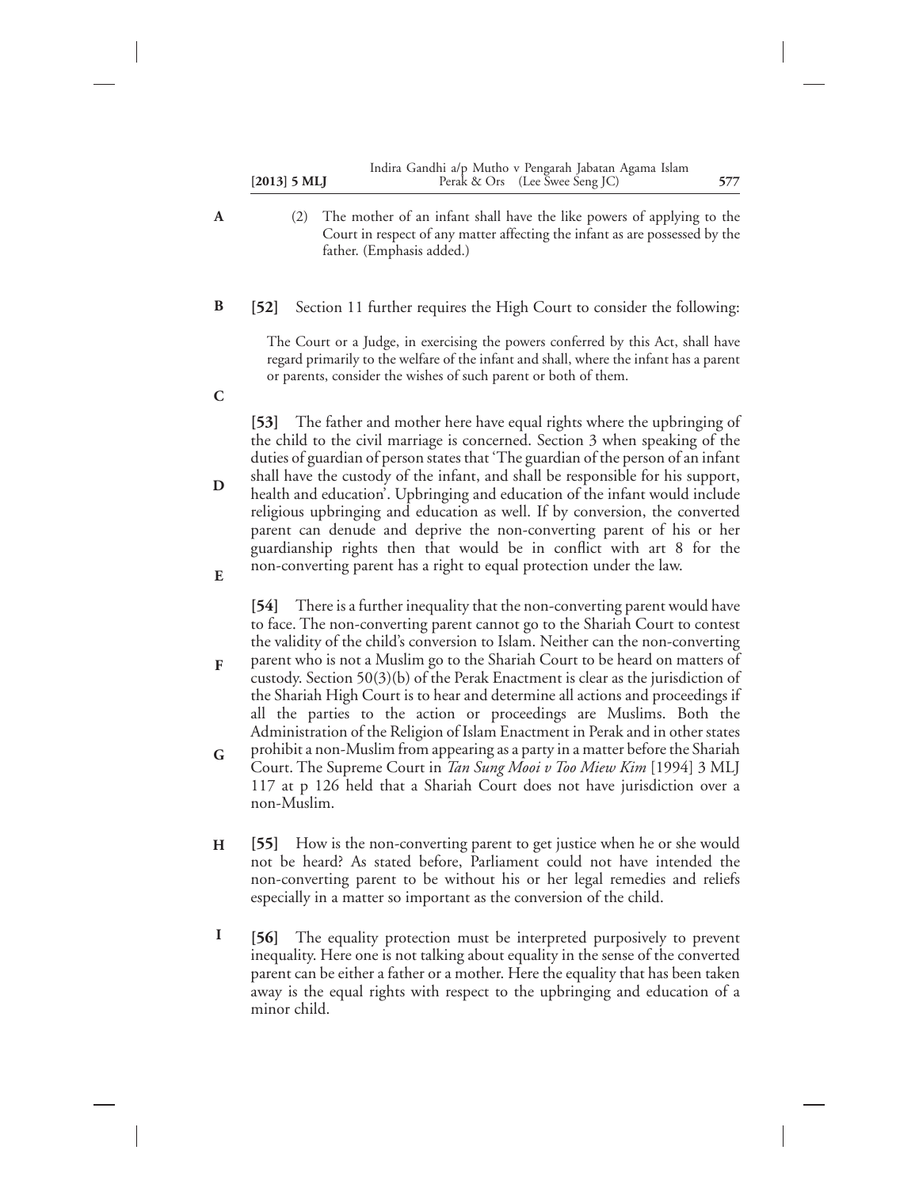(2) The mother of an infant shall have the like powers of applying to the Court in respect of any matter affecting the infant as are possessed by the father. (Emphasis added.)

**[52]** Section 11 further requires the High Court to consider the following:

> The Court or a Judge, in exercising the powers conferred by this Act, shall have regard primarily to the welfare of the infant and shall, where the infant has a parent or parents, consider the wishes of such parent or both of them.

**[53]** The father and mother here have equal rights where the upbringing of the child to the civil marriage is concerned. Section 3 when speaking of the duties of guardian of person states that 'The guardian of the person of an infant shall have the custody of the infant, and shall be responsible for his support, health and education'. Upbringing and education of the infant would include religious upbringing and education as well. If by conversion, the converted parent can denude and deprive the non-converting parent of his or her guardianship rights then that would be in conflict with art 8 for the non-converting parent has a right to equal protection under the law.

**[54]** There is a further inequality that the non-converting parent would have to face. The non-converting parent cannot go to the Shariah Court to contest the validity of the child's conversion to Islam. Neither can the non-converting parent who is not a Muslim go to the Shariah Court to be heard on matters of custody. Section 50(3)(b) of the Perak Enactment is clear as the jurisdiction of the Shariah High Court is to hear and determine all actions and proceedings if all the parties to the action or proceedings are Muslims. Both the Administration of the Religion of Islam Enactment in Perak and in other states prohibit a non-Muslim from appearing as a party in a matter before the Shariah Court. The Supreme Court in *Tan Sung Mooi v Too Miew Kim* [1994] 3 MLJ 117 at p 126 held that a Shariah Court does not have jurisdiction over a non-Muslim.

**[55]** How is the non-converting parent to get justice when he or she would not be heard? As stated before, Parliament could not have intended the non-converting parent to be without his or her legal remedies and reliefs especially in a matter so important as the conversion of the child.

**[56]** The equality protection must be interpreted purposively to prevent inequality. Here one is not talking about equality in the sense of the converted parent can be either a father or a mother. Here the equality that has been taken away is the equal rights with respect to the upbringing and education of a minor child.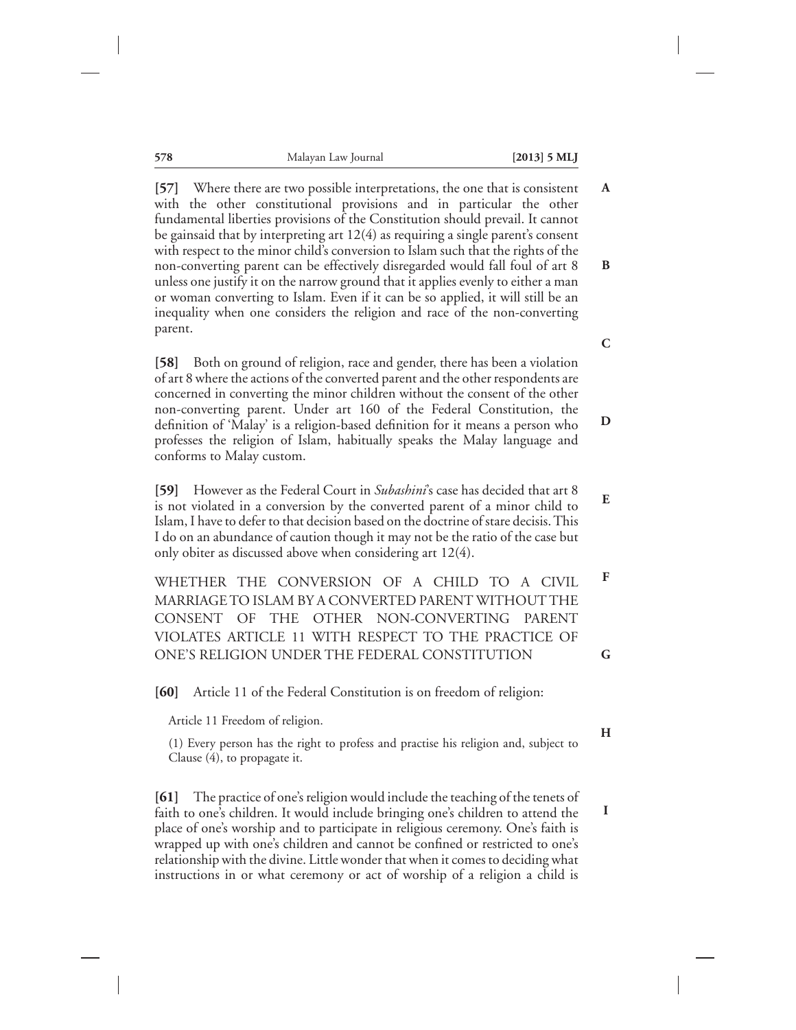**[57]** Where there are two possible interpretations, the one that is consistent with the other constitutional provisions and in particular the other fundamental liberties provisions of the Constitution should prevail. It cannot be gainsaid that by interpreting art 12(4) as requiring a single parent's consent with respect to the minor child's conversion to Islam such that the rights of the non-converting parent can be effectively disregarded would fall foul of art 8 unless one justify it on the narrow ground that it applies evenly to either a man or woman converting to Islam. Even if it can be so applied, it will still be an inequality when one considers the religion and race of the non-converting parent.

**[58]** Both on ground of religion, race and gender, there has been a violation of art 8 where the actions of the converted parent and the other respondents are concerned in converting the minor children without the consent of the other non-converting parent. Under art 160 of the Federal Constitution, the definition of 'Malay' is a religion-based definition for it means a person who professes the religion of Islam, habitually speaks the Malay language and conforms to Malay custom.

**[59]** However as the Federal Court in *Subashini*'s case has decided that art 8 is not violated in a conversion by the converted parent of a minor child to Islam, I have to defer to that decision based on the doctrine of stare decisis. This I do on an abundance of caution though it may not be the ratio of the case but only obiter as discussed above when considering art 12(4).

WHETHER THE CONVERSION OF A CHILD TO A CIVIL MARRIAGE TO ISLAM BY A CONVERTED PARENT WITHOUT THE CONSENT OF THE OTHER NON-CONVERTING PARENT VIOLATES ARTICLE 11 WITH RESPECT TO THE PRACTICE OF ONE'S RELIGION UNDER THE FEDERAL CONSTITUTION

**[60]** Article 11 of the Federal Constitution is on freedom of religion:

> Article 11 Freedom of religion.
>
> (1) Every person has the right to profess and practise his religion and, subject to Clause (4), to propagate it.

**[61]** The practice of one's religion would include the teaching of the tenets of faith to one's children. It would include bringing one's children to attend the place of one's worship and to participate in religious ceremony. One's faith is wrapped up with one's children and cannot be confined or restricted to one's relationship with the divine. Little wonder that when it comes to deciding what instructions in or what ceremony or act of worship of a religion a child is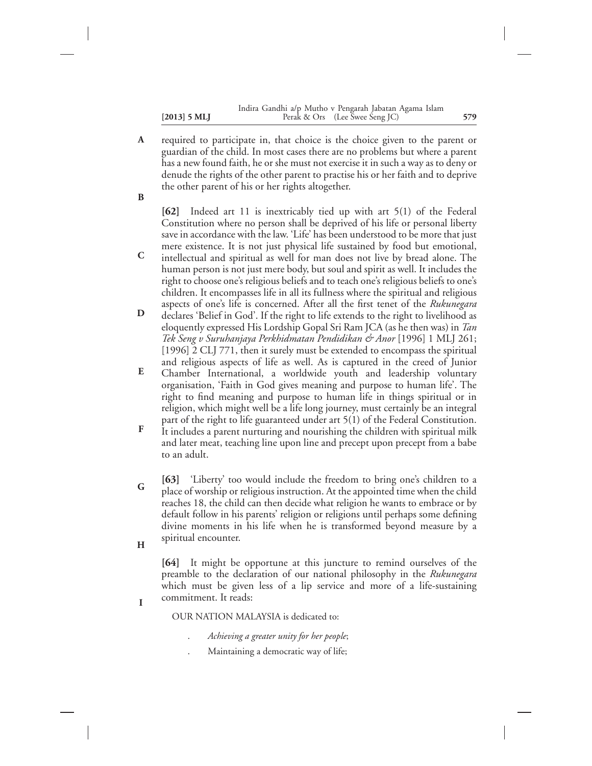required to participate in, that choice is the choice given to the parent or guardian of the child. In most cases there are no problems but where a parent has a new found faith, he or she must not exercise it in such a way as to deny or denude the rights of the other parent to practise his or her faith and to deprive the other parent of his or her rights altogether.

**[62]** Indeed art 11 is inextricably tied up with art 5(1) of the Federal Constitution where no person shall be deprived of his life or personal liberty save in accordance with the law. 'Life' has been understood to be more that just mere existence. It is not just physical life sustained by food but emotional, intellectual and spiritual as well for man does not live by bread alone. The human person is not just mere body, but soul and spirit as well. It includes the right to choose one's religious beliefs and to teach one's religious beliefs to one's children. It encompasses life in all its fullness where the spiritual and religious aspects of one's life is concerned. After all the first tenet of the *Rukunegara* declares 'Belief in God'. If the right to life extends to the right to livelihood as eloquently expressed His Lordship Gopal Sri Ram JCA (as he then was) in *Tan Tek Seng v Suruhanjaya Perkhidmatan Pendidikan & Anor* [1996] 1 MLJ 261; [1996] 2 CLJ 771, then it surely must be extended to encompass the spiritual and religious aspects of life as well. As is captured in the creed of Junior Chamber International, a worldwide youth and leadership voluntary organisation, 'Faith in God gives meaning and purpose to human life'. The right to find meaning and purpose to human life in things spiritual or in religion, which might well be a life long journey, must certainly be an integral part of the right to life guaranteed under art 5(1) of the Federal Constitution. It includes a parent nurturing and nourishing the children with spiritual milk and later meat, teaching line upon line and precept upon precept from a babe to an adult.

**[63]** 'Liberty' too would include the freedom to bring one's children to a place of worship or religious instruction. At the appointed time when the child reaches 18, the child can then decide what religion he wants to embrace or by default follow in his parents' religion or religions until perhaps some defining divine moments in his life when he is transformed beyond measure by a spiritual encounter.

**[64]** It might be opportune at this juncture to remind ourselves of the preamble to the declaration of our national philosophy in the *Rukunegara* which must be given less of a lip service and more of a life-sustaining commitment. It reads:

> OUR NATION MALAYSIA is dedicated to:
>
> - *Achieving a greater unity for her people*;
> - Maintaining a democratic way of life;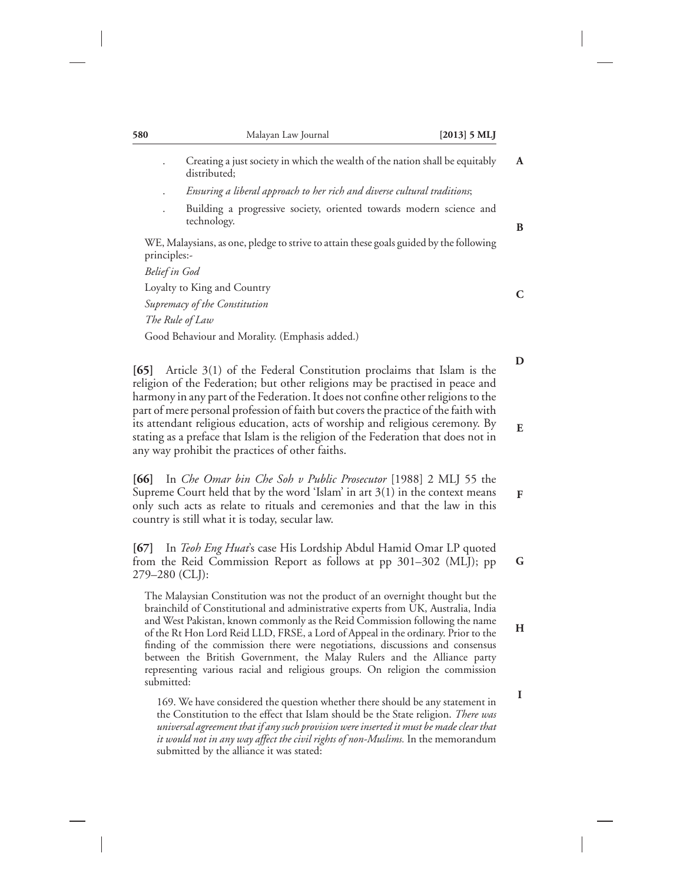- Creating a just society in which the wealth of the nation shall be equitably distributed;
- *Ensuring a liberal approach to her rich and diverse cultural traditions*;
- Building a progressive society, oriented towards modern science and technology.

> WE, Malaysians, as one, pledge to strive to attain these goals guided by the following principles:-
>
> *Belief in God*
>
> Loyalty to King and Country
>
> *Supremacy of the Constitution*
>
> *The Rule of Law*
>
> Good Behaviour and Morality. (Emphasis added.)

**[65]** Article 3(1) of the Federal Constitution proclaims that Islam is the religion of the Federation; but other religions may be practised in peace and harmony in any part of the Federation. It does not confine other religions to the part of mere personal profession of faith but covers the practice of the faith with its attendant religious education, acts of worship and religious ceremony. By stating as a preface that Islam is the religion of the Federation that does not in any way prohibit the practices of other faiths.

**[66]** In *Che Omar bin Che Soh v Public Prosecutor* [1988] 2 MLJ 55 the Supreme Court held that by the word 'Islam' in art 3(1) in the context means only such acts as relate to rituals and ceremonies and that the law in this country is still what it is today, secular law.

**[67]** In *Teoh Eng Huat*'s case His Lordship Abdul Hamid Omar LP quoted from the Reid Commission Report as follows at pp 301–302 (MLJ); pp 279–280 (CLJ):

> The Malaysian Constitution was not the product of an overnight thought but the brainchild of Constitutional and administrative experts from UK, Australia, India and West Pakistan, known commonly as the Reid Commission following the name of the Rt Hon Lord Reid LLD, FRSE, a Lord of Appeal in the ordinary. Prior to the finding of the commission there were negotiations, discussions and consensus between the British Government, the Malay Rulers and the Alliance party representing various racial and religious groups. On religion the commission submitted:
>
> 169. We have considered the question whether there should be any statement in the Constitution to the effect that Islam should be the State religion. *There was universal agreement that if any such provision were inserted it must be made clear that it would not in any way affect the civil rights of non-Muslims.* In the memorandum submitted by the alliance it was stated: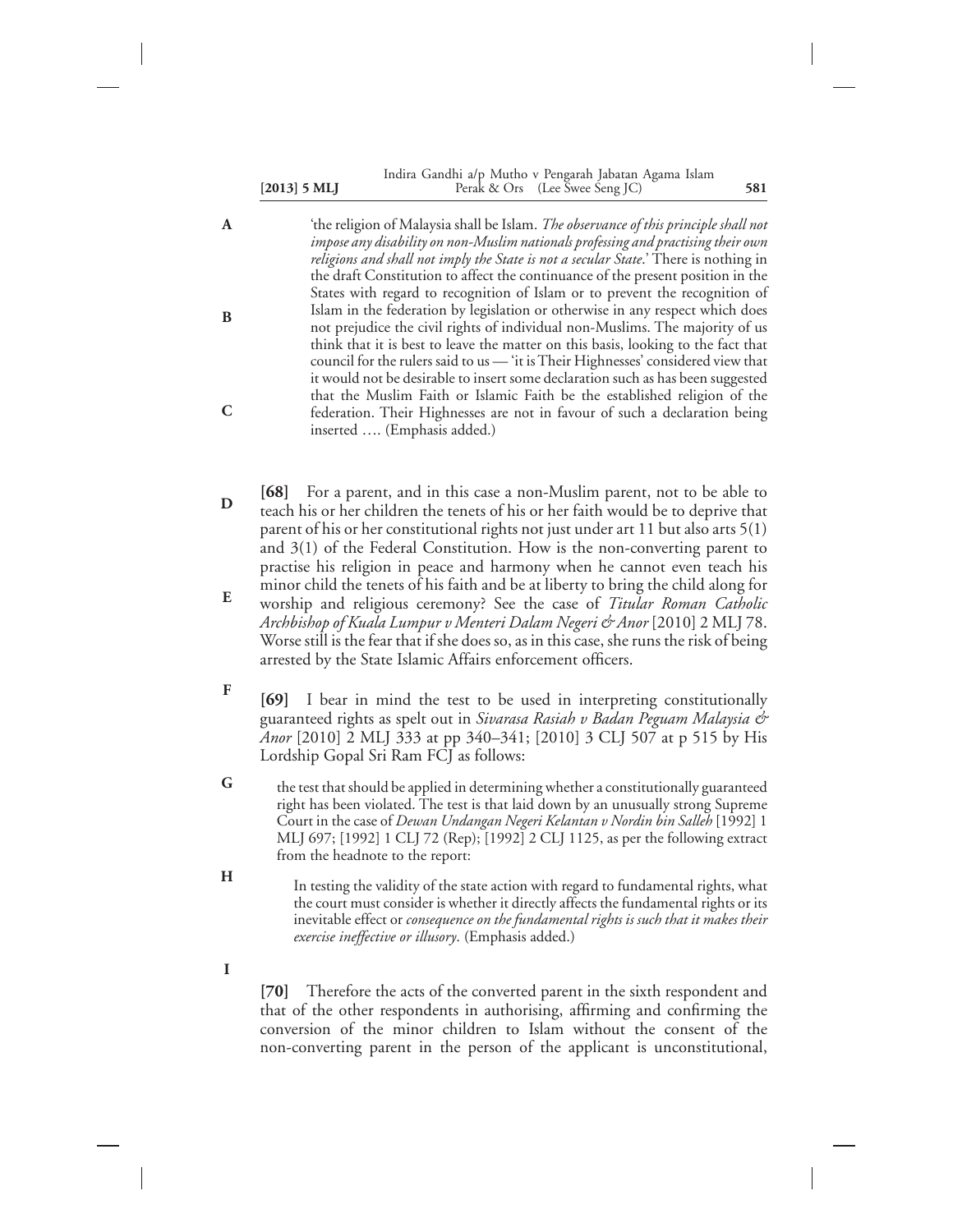'the religion of Malaysia shall be Islam. *The observance of this principle shall not impose any disability on non-Muslim nationals professing and practising their own religions and shall not imply the State is not a secular State*.' There is nothing in the draft Constitution to affect the continuance of the present position in the States with regard to recognition of Islam or to prevent the recognition of Islam in the federation by legislation or otherwise in any respect which does not prejudice the civil rights of individual non-Muslims. The majority of us think that it is best to leave the matter on this basis, looking to the fact that council for the rulers said to us — 'it is Their Highnesses' considered view that it would not be desirable to insert some declaration such as has been suggested that the Muslim Faith or Islamic Faith be the established religion of the federation. Their Highnesses are not in favour of such a declaration being inserted …. (Emphasis added.)

**[68]** For a parent, and in this case a non-Muslim parent, not to be able to teach his or her children the tenets of his or her faith would be to deprive that parent of his or her constitutional rights not just under art 11 but also arts 5(1) and 3(1) of the Federal Constitution. How is the non-converting parent to practise his religion in peace and harmony when he cannot even teach his minor child the tenets of his faith and be at liberty to bring the child along for worship and religious ceremony? See the case of *Titular Roman Catholic Archbishop of Kuala Lumpur v Menteri Dalam Negeri & Anor* [2010] 2 MLJ 78. Worse still is the fear that if she does so, as in this case, she runs the risk of being arrested by the State Islamic Affairs enforcement officers.

**[69]** I bear in mind the test to be used in interpreting constitutionally guaranteed rights as spelt out in *Sivarasa Rasiah v Badan Peguam Malaysia & Anor* [2010] 2 MLJ 333 at pp 340–341; [2010] 3 CLJ 507 at p 515 by His Lordship Gopal Sri Ram FCJ as follows:

> the test that should be applied in determining whether a constitutionally guaranteed right has been violated. The test is that laid down by an unusually strong Supreme Court in the case of *Dewan Undangan Negeri Kelantan v Nordin bin Salleh* [1992] 1 MLJ 697; [1992] 1 CLJ 72 (Rep); [1992] 2 CLJ 1125, as per the following extract from the headnote to the report:
>
> > In testing the validity of the state action with regard to fundamental rights, what the court must consider is whether it directly affects the fundamental rights or its inevitable effect or *consequence on the fundamental rights is such that it makes their exercise ineffective or illusory*. (Emphasis added.)

**[70]** Therefore the acts of the converted parent in the sixth respondent and that of the other respondents in authorising, affirming and confirming the conversion of the minor children to Islam without the consent of the non-converting parent in the person of the applicant is unconstitutional,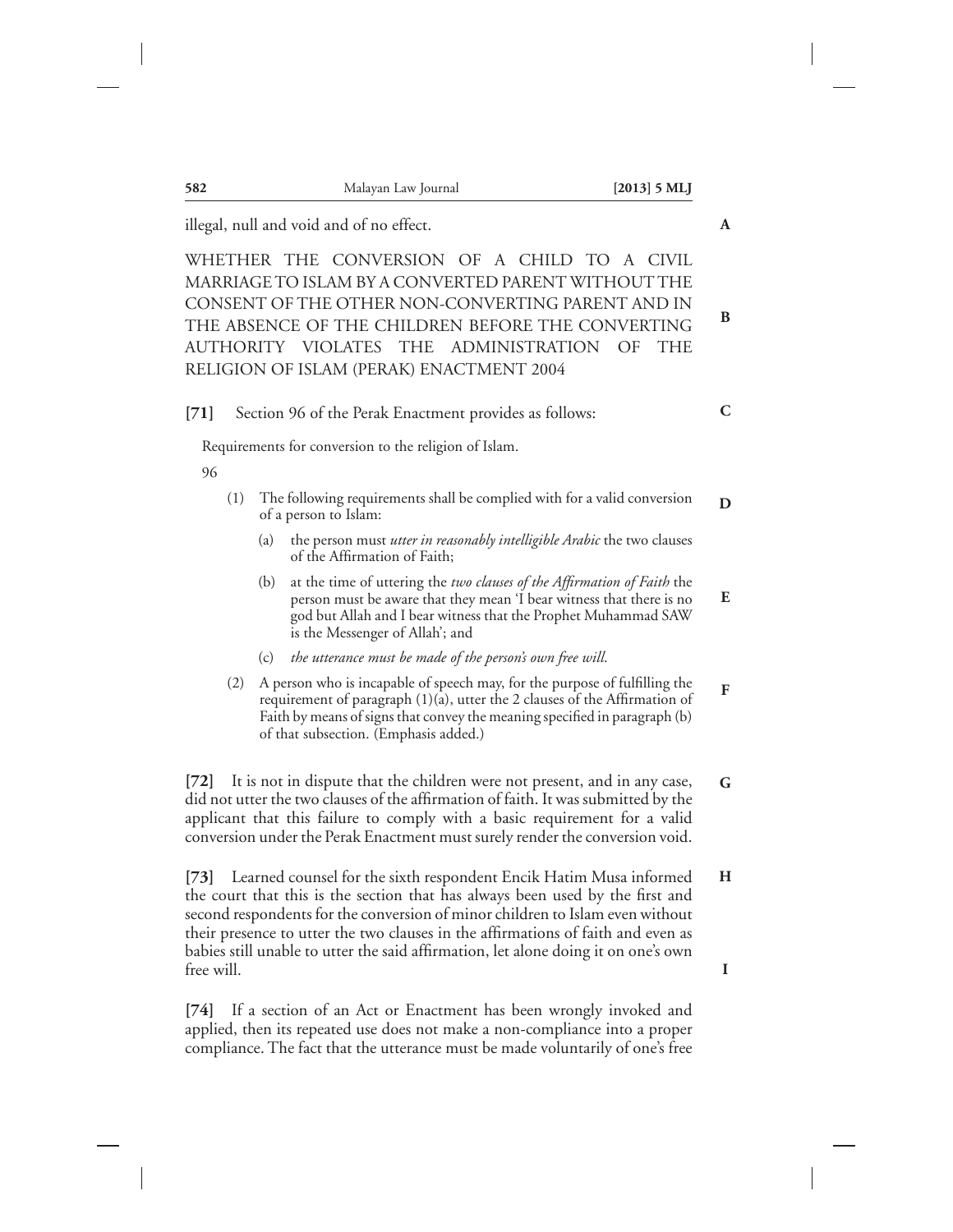illegal, null and void and of no effect.

WHETHER THE CONVERSION OF A CHILD TO A CIVIL MARRIAGE TO ISLAM BY A CONVERTED PARENT WITHOUT THE CONSENT OF THE OTHER NON-CONVERTING PARENT AND IN THE ABSENCE OF THE CHILDREN BEFORE THE CONVERTING AUTHORITY VIOLATES THE ADMINISTRATION OF THE RELIGION OF ISLAM (PERAK) ENACTMENT 2004

**[71]** Section 96 of the Perak Enactment provides as follows:

> Requirements for conversion to the religion of Islam.
>
> 96
>
> (1) The following requirements shall be complied with for a valid conversion of a person to Islam:
>
> (a) the person must *utter in reasonably intelligible Arabic* the two clauses of the Affirmation of Faith;
>
> (b) at the time of uttering the *two clauses of the Affirmation of Faith* the person must be aware that they mean 'I bear witness that there is no god but Allah and I bear witness that the Prophet Muhammad SAW is the Messenger of Allah'; and
>
> (c) *the utterance must be made of the person's own free will.*
>
> (2) A person who is incapable of speech may, for the purpose of fulfilling the requirement of paragraph (1)(a), utter the 2 clauses of the Affirmation of Faith by means of signs that convey the meaning specified in paragraph (b) of that subsection. (Emphasis added.)

**[72]** It is not in dispute that the children were not present, and in any case, did not utter the two clauses of the affirmation of faith. It was submitted by the applicant that this failure to comply with a basic requirement for a valid conversion under the Perak Enactment must surely render the conversion void.

**[73]** Learned counsel for the sixth respondent Encik Hatim Musa informed the court that this is the section that has always been used by the first and second respondents for the conversion of minor children to Islam even without their presence to utter the two clauses in the affirmations of faith and even as babies still unable to utter the said affirmation, let alone doing it on one's own free will.

**[74]** If a section of an Act or Enactment has been wrongly invoked and applied, then its repeated use does not make a non-compliance into a proper compliance. The fact that the utterance must be made voluntarily of one's free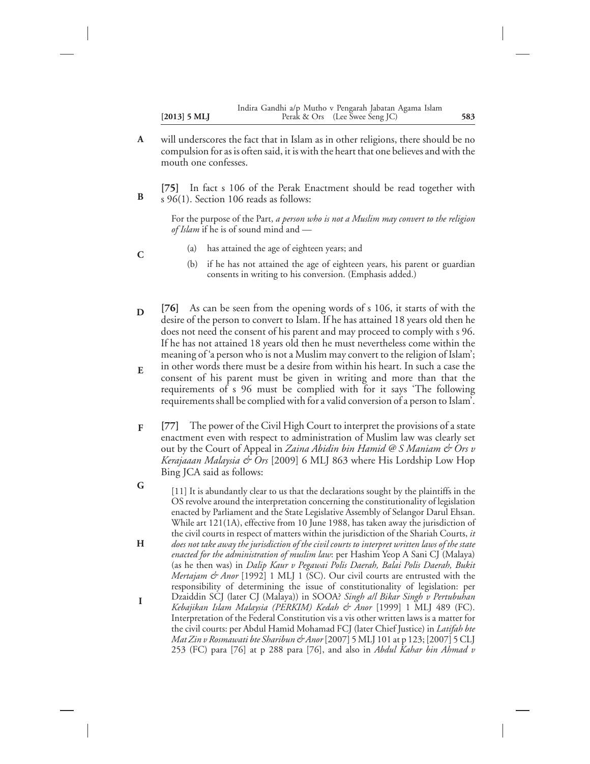will underscores the fact that in Islam as in other religions, there should be no compulsion for as is often said, it is with the heart that one believes and with the mouth one confesses.

**[75]** In fact s 106 of the Perak Enactment should be read together with s 96(1). Section 106 reads as follows:

> For the purpose of the Part, *a person who is not a Muslim may convert to the religion of Islam* if he is of sound mind and —
>
> (a) has attained the age of eighteen years; and
>
> (b) if he has not attained the age of eighteen years, his parent or guardian consents in writing to his conversion. (Emphasis added.)

**[76]** As can be seen from the opening words of s 106, it starts of with the desire of the person to convert to Islam. If he has attained 18 years old then he does not need the consent of his parent and may proceed to comply with s 96. If he has not attained 18 years old then he must nevertheless come within the meaning of 'a person who is not a Muslim may convert to the religion of Islam'; in other words there must be a desire from within his heart. In such a case the consent of his parent must be given in writing and more than that the requirements of s 96 must be complied with for it says 'The following requirements shall be complied with for a valid conversion of a person to Islam'.

**[77]** The power of the Civil High Court to interpret the provisions of a state enactment even with respect to administration of Muslim law was clearly set out by the Court of Appeal in *Zaina Abidin bin Hamid @ S Maniam & Ors v Kerajaaan Malaysia & Ors* [2009] 6 MLJ 863 where His Lordship Low Hop Bing JCA said as follows:

> [11] It is abundantly clear to us that the declarations sought by the plaintiffs in the OS revolve around the interpretation concerning the constitutionality of legislation enacted by Parliament and the State Legislative Assembly of Selangor Darul Ehsan. While art 121(1A), effective from 10 June 1988, has taken away the jurisdiction of the civil courts in respect of matters within the jurisdiction of the Shariah Courts, *it does not take away the jurisdiction of the civil courts to interpret written laws of the state enacted for the administration of muslim law*: per Hashim Yeop A Sani CJ (Malaya) (as he then was) in *Dalip Kaur v Pegawai Polis Daerah, Balai Polis Daerah, Bukit Mertajam & Anor* [1992] 1 MLJ 1 (SC). Our civil courts are entrusted with the responsibility of determining the issue of constitutionality of legislation: per Dzaiddin SCJ (later CJ (Malaya)) in SOOA? *Singh a/l Bikar Singh v Pertubuhan Kebajikan Islam Malaysia (PERKIM) Kedah & Anor* [1999] 1 MLJ 489 (FC). Interpretation of the Federal Constitution vis a vis other written laws is a matter for the civil courts: per Abdul Hamid Mohamad FCJ (later Chief Justice) in *Latifah bte Mat Zin v Rosmawati bte Sharibun & Anor* [2007] 5 MLJ 101 at p 123; [2007] 5 CLJ 253 (FC) para [76] at p 288 para [76], and also in *Abdul Kahar bin Ahmad v*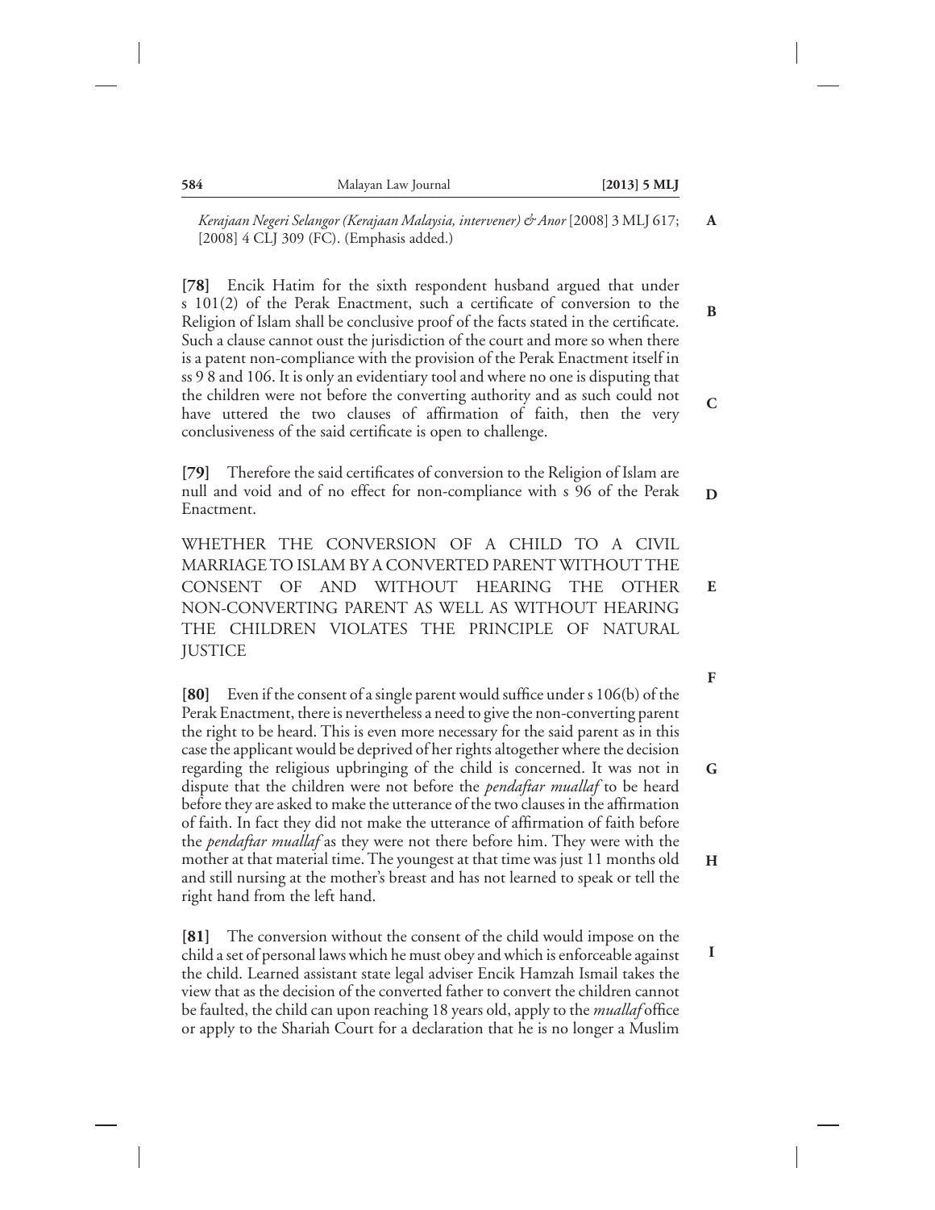*Kerajaan Negeri Selangor (Kerajaan Malaysia, intervener) & Anor* [2008] 3 MLJ 617; [2008] 4 CLJ 309 (FC). (Emphasis added.)

**[78]** Encik Hatim for the sixth respondent husband argued that under s 101(2) of the Perak Enactment, such a certificate of conversion to the Religion of Islam shall be conclusive proof of the facts stated in the certificate. Such a clause cannot oust the jurisdiction of the court and more so when there is a patent non-compliance with the provision of the Perak Enactment itself in ss 9 8 and 106. It is only an evidentiary tool and where no one is disputing that the children were not before the converting authority and as such could not have uttered the two clauses of affirmation of faith, then the very conclusiveness of the said certificate is open to challenge.

**[79]** Therefore the said certificates of conversion to the Religion of Islam are null and void and of no effect for non-compliance with s 96 of the Perak Enactment.

WHETHER THE CONVERSION OF A CHILD TO A CIVIL MARRIAGE TO ISLAM BY A CONVERTED PARENT WITHOUT THE CONSENT OF AND WITHOUT HEARING THE OTHER NON-CONVERTING PARENT AS WELL AS WITHOUT HEARING THE CHILDREN VIOLATES THE PRINCIPLE OF NATURAL JUSTICE

**[80]** Even if the consent of a single parent would suffice under s 106(b) of the Perak Enactment, there is nevertheless a need to give the non-converting parent the right to be heard. This is even more necessary for the said parent as in this case the applicant would be deprived of her rights altogether where the decision regarding the religious upbringing of the child is concerned. It was not in dispute that the children were not before the *pendaftar muallaf* to be heard before they are asked to make the utterance of the two clauses in the affirmation of faith. In fact they did not make the utterance of affirmation of faith before the *pendaftar muallaf* as they were not there before him. They were with the mother at that material time. The youngest at that time was just 11 months old and still nursing at the mother's breast and has not learned to speak or tell the right hand from the left hand.

**[81]** The conversion without the consent of the child would impose on the child a set of personal laws which he must obey and which is enforceable against the child. Learned assistant state legal adviser Encik Hamzah Ismail takes the view that as the decision of the converted father to convert the children cannot be faulted, the child can upon reaching 18 years old, apply to the *muallaf* office or apply to the Shariah Court for a declaration that he is no longer a Muslim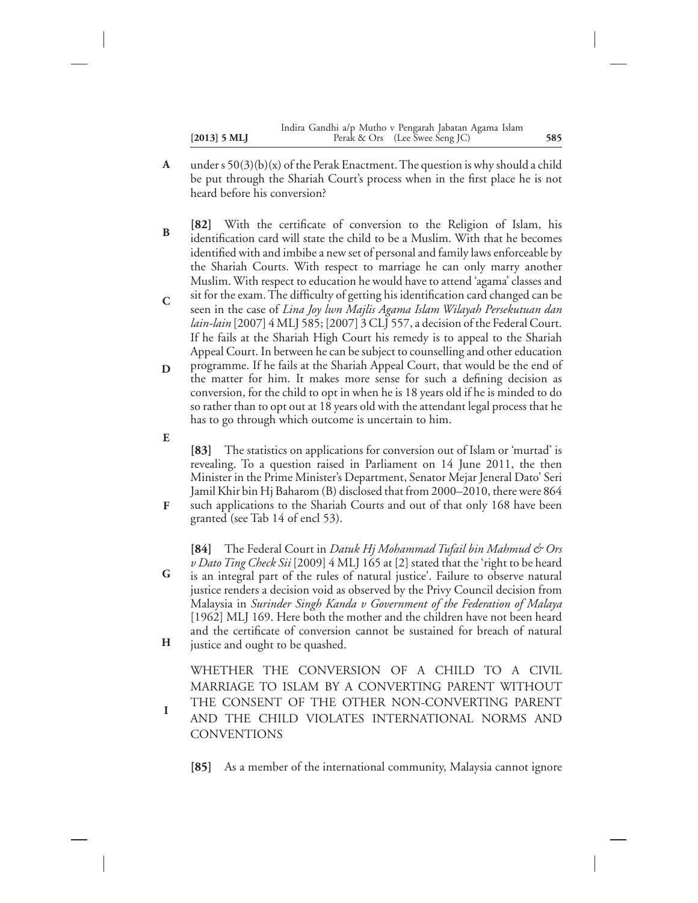under s 50(3)(b)(x) of the Perak Enactment. The question is why should a child be put through the Shariah Court's process when in the first place he is not heard before his conversion?

**[82]** With the certificate of conversion to the Religion of Islam, his identification card will state the child to be a Muslim. With that he becomes identified with and imbibe a new set of personal and family laws enforceable by the Shariah Courts. With respect to marriage he can only marry another Muslim. With respect to education he would have to attend 'agama' classes and sit for the exam. The difficulty of getting his identification card changed can be seen in the case of *Lina Joy lwn Majlis Agama Islam Wilayah Persekutuan dan lain-lain* [2007] 4 MLJ 585; [2007] 3 CLJ 557, a decision of the Federal Court. If he fails at the Shariah High Court his remedy is to appeal to the Shariah Appeal Court. In between he can be subject to counselling and other education programme. If he fails at the Shariah Appeal Court, that would be the end of the matter for him. It makes more sense for such a defining decision as conversion, for the child to opt in when he is 18 years old if he is minded to do so rather than to opt out at 18 years old with the attendant legal process that he has to go through which outcome is uncertain to him.

**[83]** The statistics on applications for conversion out of Islam or 'murtad' is revealing. To a question raised in Parliament on 14 June 2011, the then Minister in the Prime Minister's Department, Senator Mejar Jeneral Dato' Seri Jamil Khir bin Hj Baharom (B) disclosed that from 2000–2010, there were 864 such applications to the Shariah Courts and out of that only 168 have been granted (see Tab 14 of encl 53).

**[84]** The Federal Court in *Datuk Hj Mohammad Tufail bin Mahmud & Ors v Dato Ting Check Sii* [2009] 4 MLJ 165 at [2] stated that the 'right to be heard is an integral part of the rules of natural justice'. Failure to observe natural justice renders a decision void as observed by the Privy Council decision from Malaysia in *Surinder Singh Kanda v Government of the Federation of Malaya* [1962] MLJ 169. Here both the mother and the children have not been heard and the certificate of conversion cannot be sustained for breach of natural justice and ought to be quashed.

WHETHER THE CONVERSION OF A CHILD TO A CIVIL MARRIAGE TO ISLAM BY A CONVERTING PARENT WITHOUT THE CONSENT OF THE OTHER NON-CONVERTING PARENT AND THE CHILD VIOLATES INTERNATIONAL NORMS AND CONVENTIONS

**[85]** As a member of the international community, Malaysia cannot ignore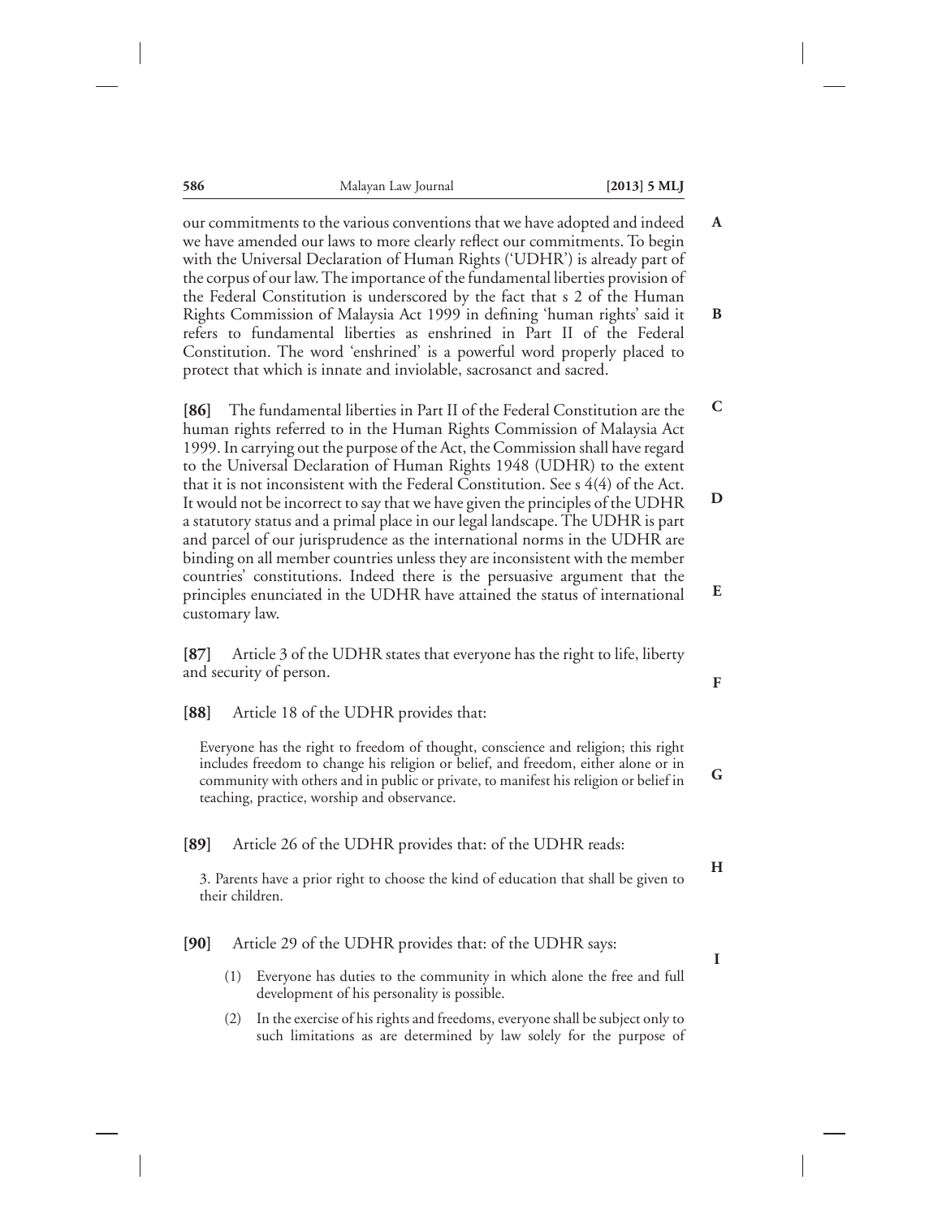our commitments to the various conventions that we have adopted and indeed we have amended our laws to more clearly reflect our commitments. To begin with the Universal Declaration of Human Rights ('UDHR') is already part of the corpus of our law. The importance of the fundamental liberties provision of the Federal Constitution is underscored by the fact that s 2 of the Human Rights Commission of Malaysia Act 1999 in defining 'human rights' said it refers to fundamental liberties as enshrined in Part II of the Federal Constitution. The word 'enshrined' is a powerful word properly placed to protect that which is innate and inviolable, sacrosanct and sacred.

**[86]** The fundamental liberties in Part II of the Federal Constitution are the human rights referred to in the Human Rights Commission of Malaysia Act 1999. In carrying out the purpose of the Act, the Commission shall have regard to the Universal Declaration of Human Rights 1948 (UDHR) to the extent that it is not inconsistent with the Federal Constitution. See s 4(4) of the Act. It would not be incorrect to say that we have given the principles of the UDHR a statutory status and a primal place in our legal landscape. The UDHR is part and parcel of our jurisprudence as the international norms in the UDHR are binding on all member countries unless they are inconsistent with the member countries' constitutions. Indeed there is the persuasive argument that the principles enunciated in the UDHR have attained the status of international customary law.

**[87]** Article 3 of the UDHR states that everyone has the right to life, liberty and security of person.

**[88]** Article 18 of the UDHR provides that:

> Everyone has the right to freedom of thought, conscience and religion; this right includes freedom to change his religion or belief, and freedom, either alone or in community with others and in public or private, to manifest his religion or belief in teaching, practice, worship and observance.

**[89]** Article 26 of the UDHR provides that: of the UDHR reads:

> 3. Parents have a prior right to choose the kind of education that shall be given to their children.

**[90]** Article 29 of the UDHR provides that: of the UDHR says:

> (1) Everyone has duties to the community in which alone the free and full development of his personality is possible.
>
> (2) In the exercise of his rights and freedoms, everyone shall be subject only to such limitations as are determined by law solely for the purpose of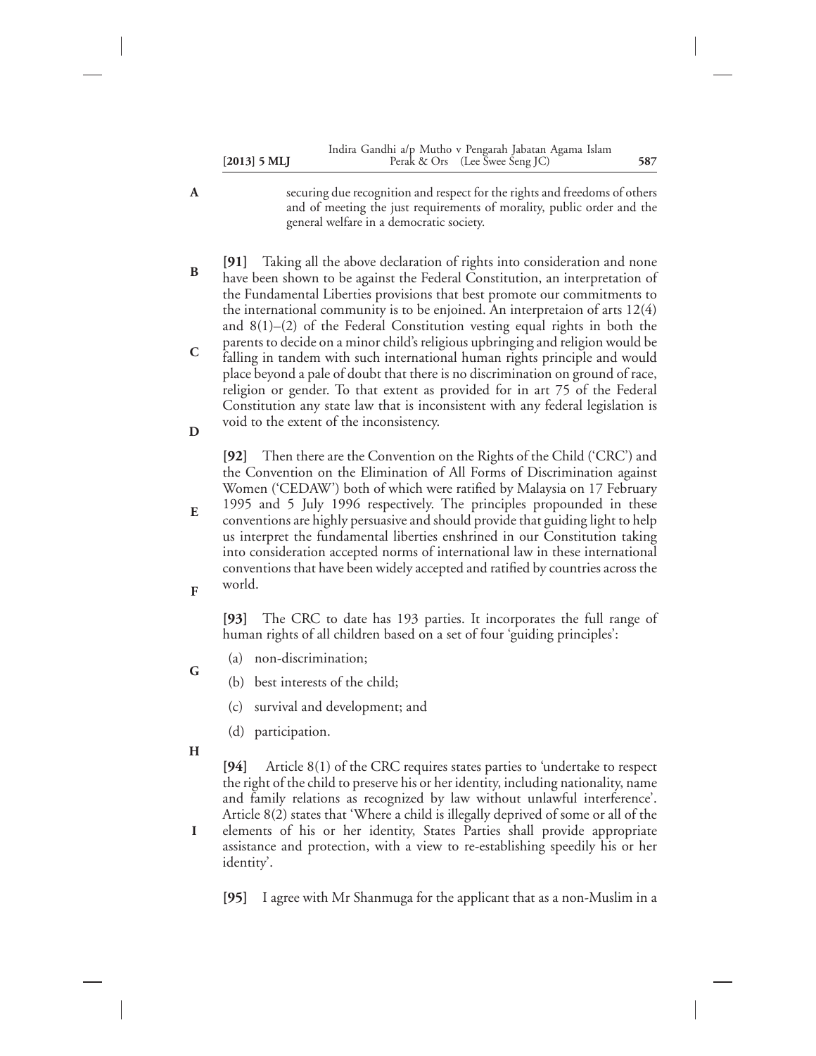securing due recognition and respect for the rights and freedoms of others and of meeting the just requirements of morality, public order and the general welfare in a democratic society.

**[91]** Taking all the above declaration of rights into consideration and none have been shown to be against the Federal Constitution, an interpretation of the Fundamental Liberties provisions that best promote our commitments to the international community is to be enjoined. An interpretaion of arts 12(4) and 8(1)–(2) of the Federal Constitution vesting equal rights in both the parents to decide on a minor child's religious upbringing and religion would be falling in tandem with such international human rights principle and would place beyond a pale of doubt that there is no discrimination on ground of race, religion or gender. To that extent as provided for in art 75 of the Federal Constitution any state law that is inconsistent with any federal legislation is void to the extent of the inconsistency.

**[92]** Then there are the Convention on the Rights of the Child ('CRC') and the Convention on the Elimination of All Forms of Discrimination against Women ('CEDAW') both of which were ratified by Malaysia on 17 February 1995 and 5 July 1996 respectively. The principles propounded in these conventions are highly persuasive and should provide that guiding light to help us interpret the fundamental liberties enshrined in our Constitution taking into consideration accepted norms of international law in these international conventions that have been widely accepted and ratified by countries across the world.

**[93]** The CRC to date has 193 parties. It incorporates the full range of human rights of all children based on a set of four 'guiding principles':

(a) non-discrimination;

(b) best interests of the child;

(c) survival and development; and

(d) participation.

**[94]** Article 8(1) of the CRC requires states parties to 'undertake to respect the right of the child to preserve his or her identity, including nationality, name and family relations as recognized by law without unlawful interference'. Article 8(2) states that 'Where a child is illegally deprived of some or all of the elements of his or her identity, States Parties shall provide appropriate assistance and protection, with a view to re-establishing speedily his or her identity'.

**[95]** I agree with Mr Shanmuga for the applicant that as a non-Muslim in a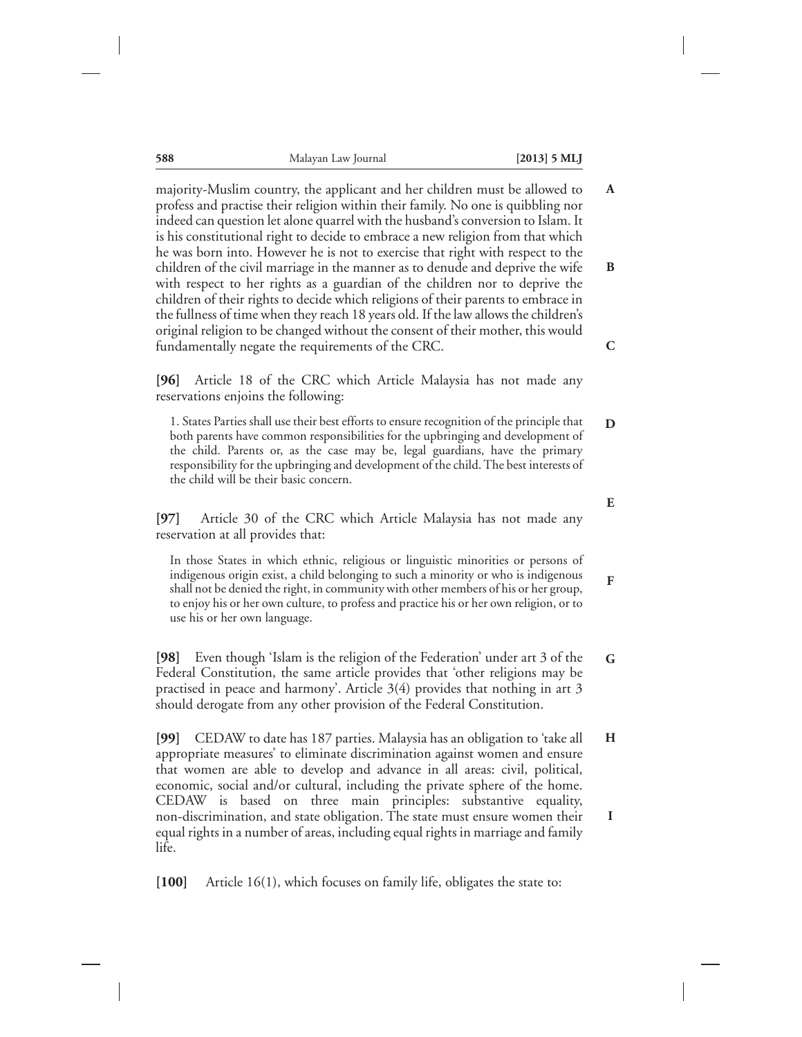majority-Muslim country, the applicant and her children must be allowed to profess and practise their religion within their family. No one is quibbling nor indeed can question let alone quarrel with the husband's conversion to Islam. It is his constitutional right to decide to embrace a new religion from that which he was born into. However he is not to exercise that right with respect to the children of the civil marriage in the manner as to denude and deprive the wife with respect to her rights as a guardian of the children nor to deprive the children of their rights to decide which religions of their parents to embrace in the fullness of time when they reach 18 years old. If the law allows the children's original religion to be changed without the consent of their mother, this would fundamentally negate the requirements of the CRC.

**[96]** Article 18 of the CRC which Article Malaysia has not made any reservations enjoins the following:

> 1. States Parties shall use their best efforts to ensure recognition of the principle that both parents have common responsibilities for the upbringing and development of the child. Parents or, as the case may be, legal guardians, have the primary responsibility for the upbringing and development of the child. The best interests of the child will be their basic concern.

**[97]** Article 30 of the CRC which Article Malaysia has not made any reservation at all provides that:

> In those States in which ethnic, religious or linguistic minorities or persons of indigenous origin exist, a child belonging to such a minority or who is indigenous shall not be denied the right, in community with other members of his or her group, to enjoy his or her own culture, to profess and practice his or her own religion, or to use his or her own language.

**[98]** Even though 'Islam is the religion of the Federation' under art 3 of the Federal Constitution, the same article provides that 'other religions may be practised in peace and harmony'. Article 3(4) provides that nothing in art 3 should derogate from any other provision of the Federal Constitution.

**[99]** CEDAW to date has 187 parties. Malaysia has an obligation to 'take all appropriate measures' to eliminate discrimination against women and ensure that women are able to develop and advance in all areas: civil, political, economic, social and/or cultural, including the private sphere of the home. CEDAW is based on three main principles: substantive equality, non-discrimination, and state obligation. The state must ensure women their equal rights in a number of areas, including equal rights in marriage and family life.

**[100]** Article 16(1), which focuses on family life, obligates the state to: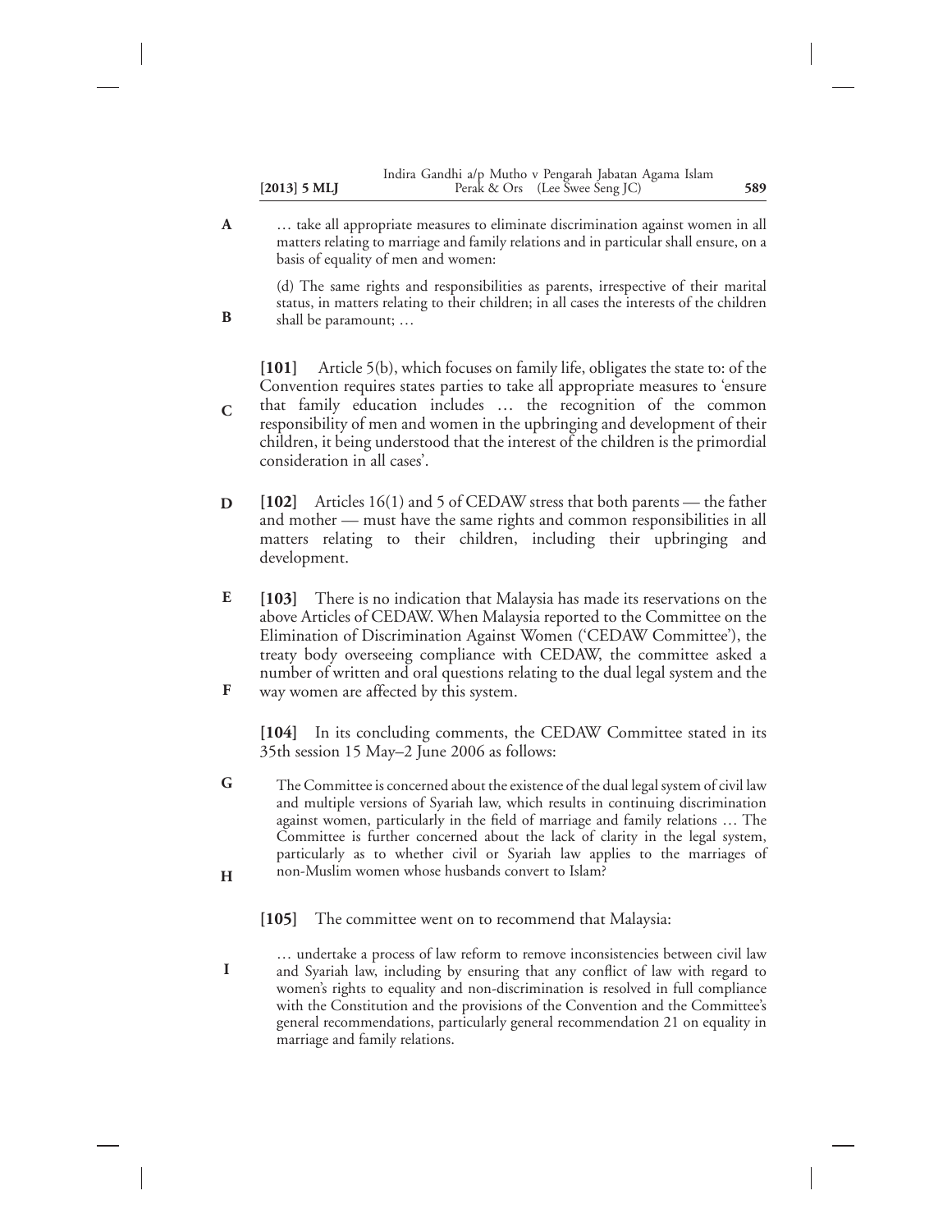> … take all appropriate measures to eliminate discrimination against women in all matters relating to marriage and family relations and in particular shall ensure, on a basis of equality of men and women:
>
> (d) The same rights and responsibilities as parents, irrespective of their marital status, in matters relating to their children; in all cases the interests of the children shall be paramount; …

**[101]** Article 5(b), which focuses on family life, obligates the state to: of the Convention requires states parties to take all appropriate measures to 'ensure that family education includes … the recognition of the common responsibility of men and women in the upbringing and development of their children, it being understood that the interest of the children is the primordial consideration in all cases'.

**[102]** Articles 16(1) and 5 of CEDAW stress that both parents — the father and mother — must have the same rights and common responsibilities in all matters relating to their children, including their upbringing and development.

**[103]** There is no indication that Malaysia has made its reservations on the above Articles of CEDAW. When Malaysia reported to the Committee on the Elimination of Discrimination Against Women ('CEDAW Committee'), the treaty body overseeing compliance with CEDAW, the committee asked a number of written and oral questions relating to the dual legal system and the way women are affected by this system.

**[104]** In its concluding comments, the CEDAW Committee stated in its 35th session 15 May–2 June 2006 as follows:

> The Committee is concerned about the existence of the dual legal system of civil law and multiple versions of Syariah law, which results in continuing discrimination against women, particularly in the field of marriage and family relations … The Committee is further concerned about the lack of clarity in the legal system, particularly as to whether civil or Syariah law applies to the marriages of non-Muslim women whose husbands convert to Islam?

**[105]** The committee went on to recommend that Malaysia:

> … undertake a process of law reform to remove inconsistencies between civil law and Syariah law, including by ensuring that any conflict of law with regard to women's rights to equality and non-discrimination is resolved in full compliance with the Constitution and the provisions of the Convention and the Committee's general recommendations, particularly general recommendation 21 on equality in marriage and family relations.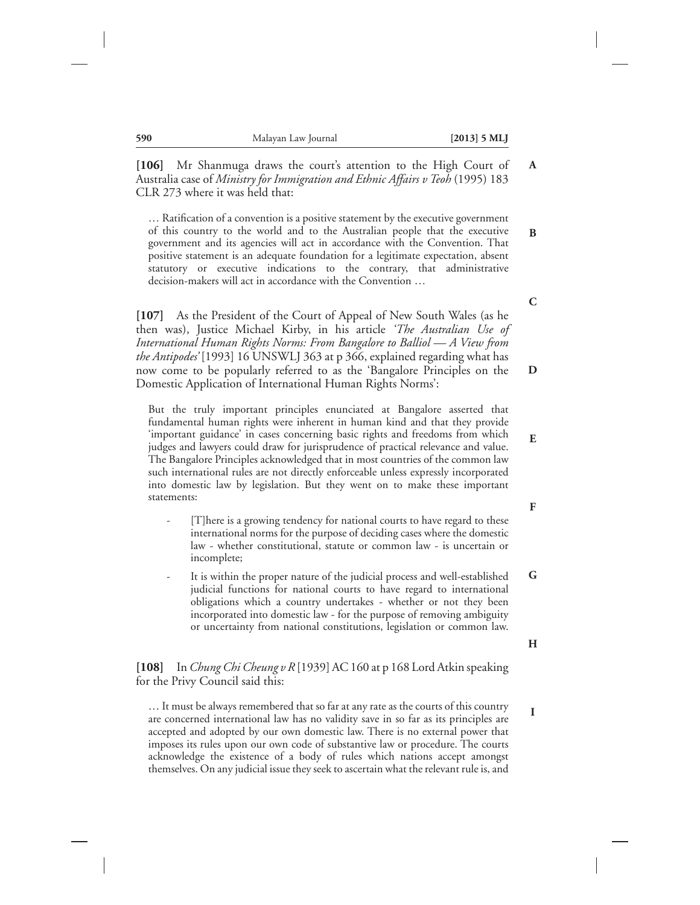**[106]** Mr Shanmuga draws the court's attention to the High Court of Australia case of *Ministry for Immigration and Ethnic Affairs v Teoh* (1995) 183 CLR 273 where it was held that:

> … Ratification of a convention is a positive statement by the executive government of this country to the world and to the Australian people that the executive government and its agencies will act in accordance with the Convention. That positive statement is an adequate foundation for a legitimate expectation, absent statutory or executive indications to the contrary, that administrative decision-makers will act in accordance with the Convention …

**[107]** As the President of the Court of Appeal of New South Wales (as he then was), Justice Michael Kirby, in his article *'The Australian Use of International Human Rights Norms: From Bangalore to Balliol — A View from the Antipodes'* [1993] 16 UNSWLJ 363 at p 366, explained regarding what has now come to be popularly referred to as the 'Bangalore Principles on the Domestic Application of International Human Rights Norms':

> But the truly important principles enunciated at Bangalore asserted that fundamental human rights were inherent in human kind and that they provide 'important guidance' in cases concerning basic rights and freedoms from which judges and lawyers could draw for jurisprudence of practical relevance and value. The Bangalore Principles acknowledged that in most countries of the common law such international rules are not directly enforceable unless expressly incorporated into domestic law by legislation. But they went on to make these important statements:
>
> - [T]here is a growing tendency for national courts to have regard to these international norms for the purpose of deciding cases where the domestic law - whether constitutional, statute or common law - is uncertain or incomplete;
> - It is within the proper nature of the judicial process and well-established judicial functions for national courts to have regard to international obligations which a country undertakes - whether or not they been incorporated into domestic law - for the purpose of removing ambiguity or uncertainty from national constitutions, legislation or common law.

**[108]** In *Chung Chi Cheung v R* [1939] AC 160 at p 168 Lord Atkin speaking for the Privy Council said this:

> … It must be always remembered that so far at any rate as the courts of this country are concerned international law has no validity save in so far as its principles are accepted and adopted by our own domestic law. There is no external power that imposes its rules upon our own code of substantive law or procedure. The courts acknowledge the existence of a body of rules which nations accept amongst themselves. On any judicial issue they seek to ascertain what the relevant rule is, and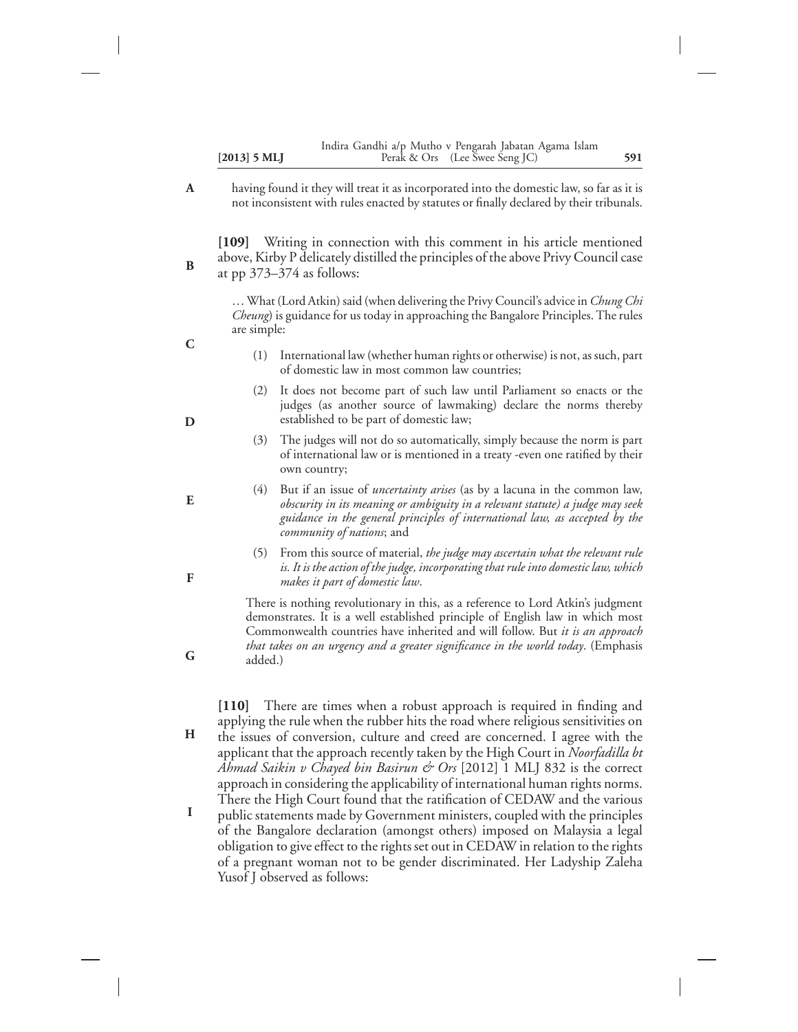having found it they will treat it as incorporated into the domestic law, so far as it is not inconsistent with rules enacted by statutes or finally declared by their tribunals.

**[109]** Writing in connection with this comment in his article mentioned above, Kirby P delicately distilled the principles of the above Privy Council case at pp 373–374 as follows:

> … What (Lord Atkin) said (when delivering the Privy Council's advice in *Chung Chi Cheung*) is guidance for us today in approaching the Bangalore Principles. The rules are simple:
>
> (1) International law (whether human rights or otherwise) is not, as such, part of domestic law in most common law countries;
>
> (2) It does not become part of such law until Parliament so enacts or the judges (as another source of lawmaking) declare the norms thereby established to be part of domestic law;
>
> (3) The judges will not do so automatically, simply because the norm is part of international law or is mentioned in a treaty -even one ratified by their own country;
>
> (4) But if an issue of *uncertainty arises* (as by a lacuna in the common law, *obscurity in its meaning or ambiguity in a relevant statute) a judge may seek guidance in the general principles of international law, as accepted by the community of nations*; and
>
> (5) From this source of material, *the judge may ascertain what the relevant rule is. It is the action of the judge, incorporating that rule into domestic law, which makes it part of domestic law*.
>
> There is nothing revolutionary in this, as a reference to Lord Atkin's judgment demonstrates. It is a well established principle of English law in which most Commonwealth countries have inherited and will follow. But *it is an approach that takes on an urgency and a greater significance in the world today*. (Emphasis added.)

**[110]** There are times when a robust approach is required in finding and applying the rule when the rubber hits the road where religious sensitivities on the issues of conversion, culture and creed are concerned. I agree with the applicant that the approach recently taken by the High Court in *Noorfadilla bt Ahmad Saikin v Chayed bin Basirun & Ors* [2012] 1 MLJ 832 is the correct approach in considering the applicability of international human rights norms. There the High Court found that the ratification of CEDAW and the various public statements made by Government ministers, coupled with the principles of the Bangalore declaration (amongst others) imposed on Malaysia a legal obligation to give effect to the rights set out in CEDAW in relation to the rights of a pregnant woman not to be gender discriminated. Her Ladyship Zaleha Yusof J observed as follows: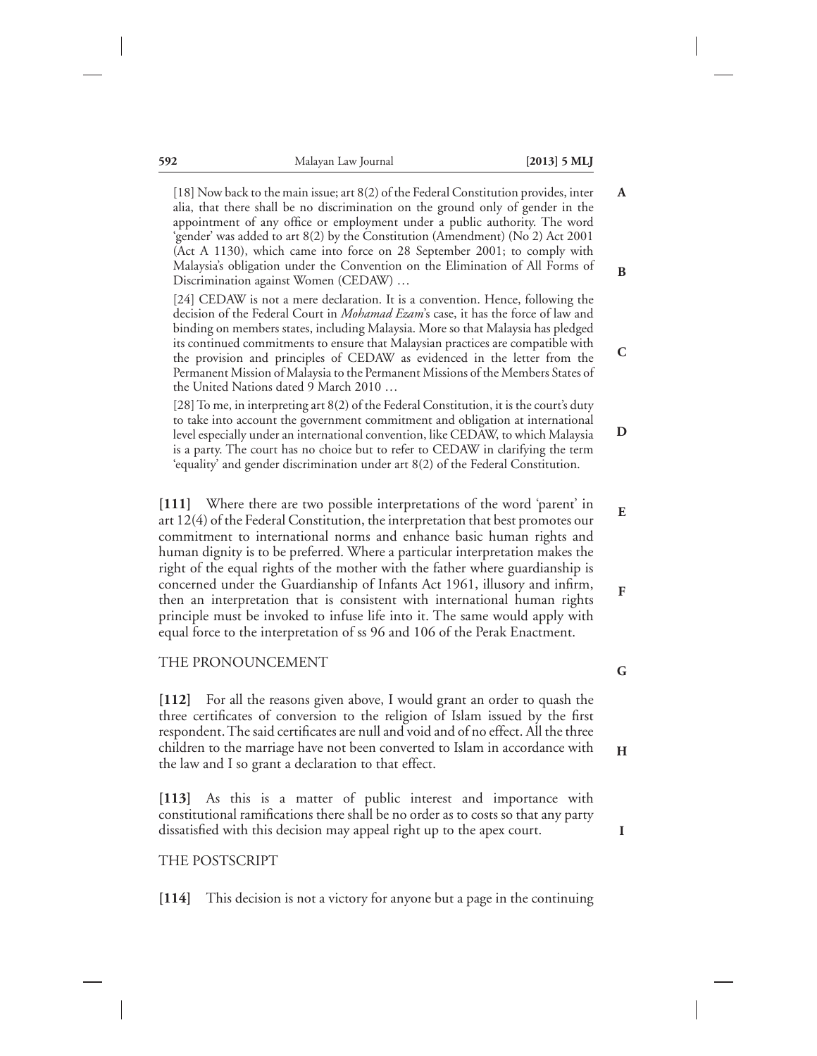> [18] Now back to the main issue; art 8(2) of the Federal Constitution provides, inter alia, that there shall be no discrimination on the ground only of gender in the appointment of any office or employment under a public authority. The word 'gender' was added to art 8(2) by the Constitution (Amendment) (No 2) Act 2001 (Act A 1130), which came into force on 28 September 2001; to comply with Malaysia's obligation under the Convention on the Elimination of All Forms of Discrimination against Women (CEDAW) …
>
> [24] CEDAW is not a mere declaration. It is a convention. Hence, following the decision of the Federal Court in *Mohamad Ezam*'s case, it has the force of law and binding on members states, including Malaysia. More so that Malaysia has pledged its continued commitments to ensure that Malaysian practices are compatible with the provision and principles of CEDAW as evidenced in the letter from the Permanent Mission of Malaysia to the Permanent Missions of the Members States of the United Nations dated 9 March 2010 …
>
> [28] To me, in interpreting art 8(2) of the Federal Constitution, it is the court's duty to take into account the government commitment and obligation at international level especially under an international convention, like CEDAW, to which Malaysia is a party. The court has no choice but to refer to CEDAW in clarifying the term 'equality' and gender discrimination under art 8(2) of the Federal Constitution.

**[111]** Where there are two possible interpretations of the word 'parent' in art 12(4) of the Federal Constitution, the interpretation that best promotes our commitment to international norms and enhance basic human rights and human dignity is to be preferred. Where a particular interpretation makes the right of the equal rights of the mother with the father where guardianship is concerned under the Guardianship of Infants Act 1961, illusory and infirm, then an interpretation that is consistent with international human rights principle must be invoked to infuse life into it. The same would apply with equal force to the interpretation of ss 96 and 106 of the Perak Enactment.

## THE PRONOUNCEMENT

**[112]** For all the reasons given above, I would grant an order to quash the three certificates of conversion to the religion of Islam issued by the first respondent. The said certificates are null and void and of no effect. All the three children to the marriage have not been converted to Islam in accordance with the law and I so grant a declaration to that effect.

**[113]** As this is a matter of public interest and importance with constitutional ramifications there shall be no order as to costs so that any party dissatisfied with this decision may appeal right up to the apex court.

## THE POSTSCRIPT

**[114]** This decision is not a victory for anyone but a page in the continuing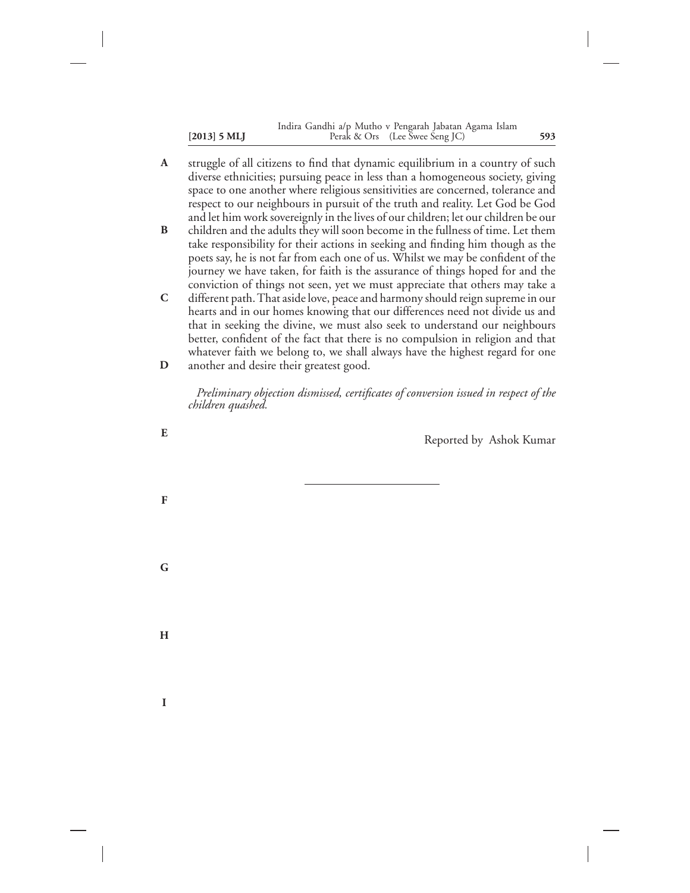struggle of all citizens to find that dynamic equilibrium in a country of such diverse ethnicities; pursuing peace in less than a homogeneous society, giving space to one another where religious sensitivities are concerned, tolerance and respect to our neighbours in pursuit of the truth and reality. Let God be God and let him work sovereignly in the lives of our children; let our children be our children and the adults they will soon become in the fullness of time. Let them take responsibility for their actions in seeking and finding him though as the poets say, he is not far from each one of us. Whilst we may be confident of the journey we have taken, for faith is the assurance of things hoped for and the conviction of things not seen, yet we must appreciate that others may take a different path. That aside love, peace and harmony should reign supreme in our hearts and in our homes knowing that our differences need not divide us and that in seeking the divine, we must also seek to understand our neighbours better, confident of the fact that there is no compulsion in religion and that whatever faith we belong to, we shall always have the highest regard for one another and desire their greatest good.

*Preliminary objection dismissed, certificates of conversion issued in respect of the children quashed.*

Reported by Ashok Kumar